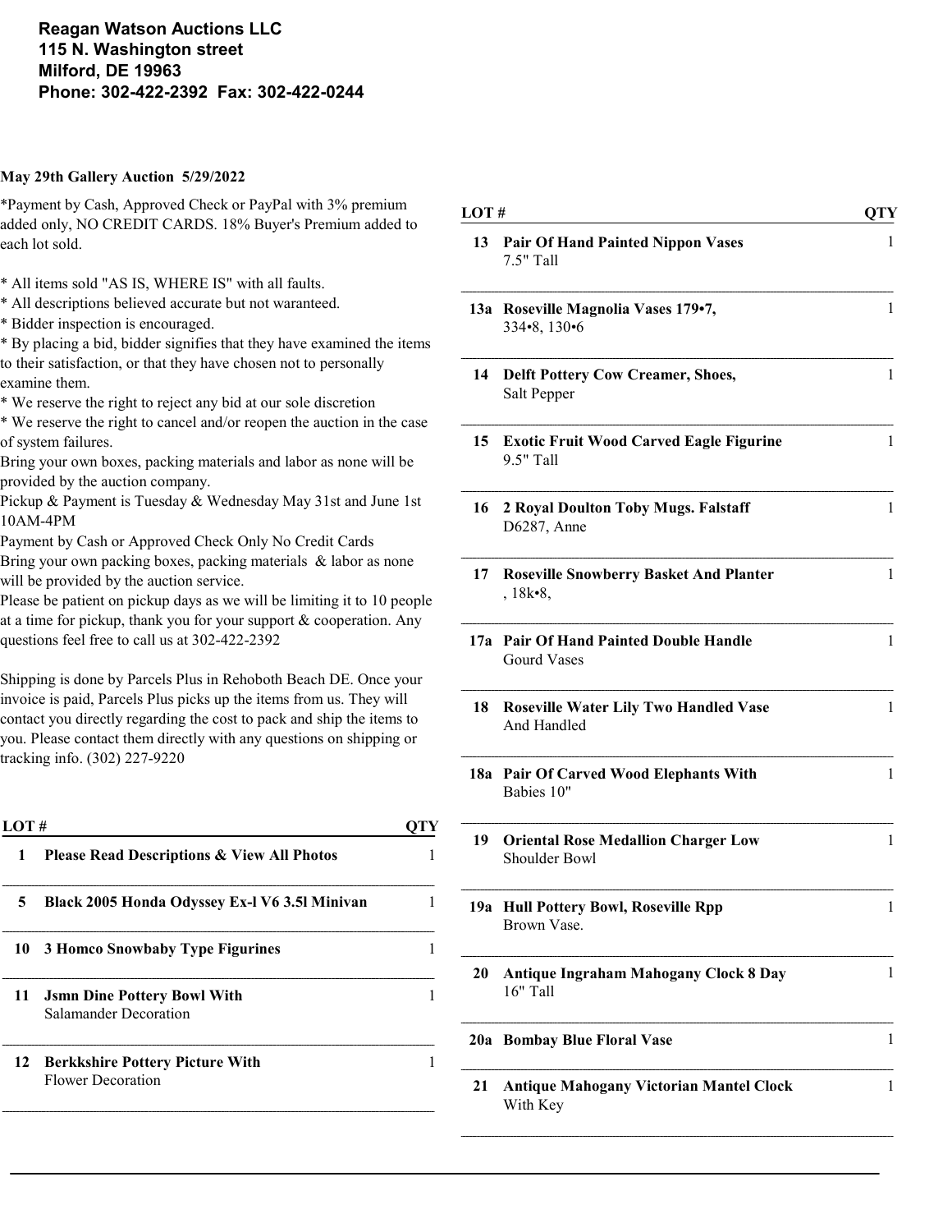**Reagan Watson Auctions LLC**
**115 N. Washington street**
**Milford, DE 19963**
**Phone: 302-422-2392 Fax: 302-422-0244**

**May 29th Gallery Auction 5/29/2022**

*Payment by Cash, Approved Check or PayPal with 3% premium added only, NO CREDIT CARDS. 18% Buyer's Premium added to each lot sold.

* All items sold "AS IS, WHERE IS" with all faults.
* All descriptions believed accurate but not waranteed.
* Bidder inspection is encouraged.
* By placing a bid, bidder signifies that they have examined the items to their satisfaction, or that they have chosen not to personally examine them.
* We reserve the right to reject any bid at our sole discretion
* We reserve the right to cancel and/or reopen the auction in the case of system failures.

Bring your own boxes, packing materials and labor as none will be provided by the auction company.
Pickup & Payment is Tuesday & Wednesday May 31st and June 1st 10AM-4PM
Payment by Cash or Approved Check Only No Credit Cards
Bring your own packing boxes, packing materials & labor as none will be provided by the auction service.
Please be patient on pickup days as we will be limiting it to 10 people at a time for pickup, thank you for your support & cooperation. Any questions feel free to call us at 302-422-2392

Shipping is done by Parcels Plus in Rehoboth Beach DE. Once your invoice is paid, Parcels Plus picks up the items from us. They will contact you directly regarding the cost to pack and ship the items to you. Please contact them directly with any questions on shipping or tracking info. (302) 227-9220

| LOT # | | QTY |
|---|---|---|
| 1 | **Please Read Descriptions & View All Photos** | 1 |
| 5 | **Black 2005 Honda Odyssey Ex-l V6 3.5l Minivan** | 1 |
| 10 | **3 Homco Snowbaby Type Figurines** | 1 |
| 11 | **Jsmn Dine Pottery Bowl With** Salamander Decoration | 1 |
| 12 | **Berkkshire Pottery Picture With** Flower Decoration | 1 |
| 13 | **Pair Of Hand Painted Nippon Vases** 7.5" Tall | 1 |
| 13a | **Roseville Magnolia Vases 179•7,** 334•8, 130•6 | 1 |
| 14 | **Delft Pottery Cow Creamer, Shoes,** Salt Pepper | 1 |
| 15 | **Exotic Fruit Wood Carved Eagle Figurine** 9.5" Tall | 1 |
| 16 | **2 Royal Doulton Toby Mugs. Falstaff** D6287, Anne | 1 |
| 17 | **Roseville Snowberry Basket And Planter** , 18k•8, | 1 |
| 17a | **Pair Of Hand Painted Double Handle** Gourd Vases | 1 |
| 18 | **Roseville Water Lily Two Handled Vase** And Handled | 1 |
| 18a | **Pair Of Carved Wood Elephants With** Babies 10" | 1 |
| 19 | **Oriental Rose Medallion Charger Low** Shoulder Bowl | 1 |
| 19a | **Hull Pottery Bowl, Roseville Rpp** Brown Vase. | 1 |
| 20 | **Antique Ingraham Mahogany Clock 8 Day** 16" Tall | 1 |
| 20a | **Bombay Blue Floral Vase** | 1 |
| 21 | **Antique Mahogany Victorian Mantel Clock** With Key | 1 |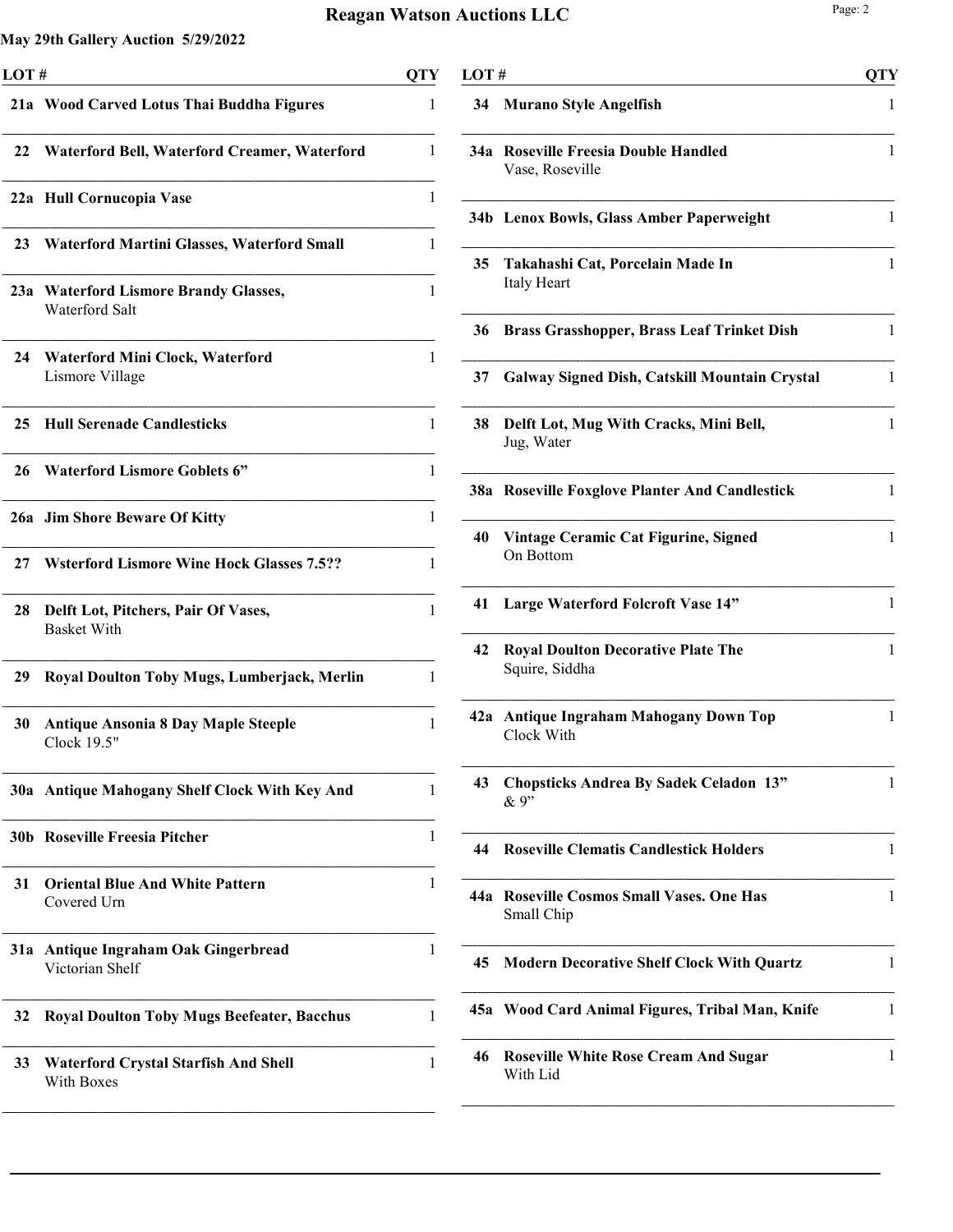**May 29th Gallery Auction 5/29/2022**

| LOT # | | QTY |
|---|---|---|
| 21a | **Wood Carved Lotus Thai Buddha Figures** | 1 |
| 22 | **Waterford Bell, Waterford Creamer, Waterford** | 1 |
| 22a | **Hull Cornucopia Vase** | 1 |
| 23 | **Waterford Martini Glasses, Waterford Small** | 1 |
| 23a | **Waterford Lismore Brandy Glasses,** Waterford Salt | 1 |
| 24 | **Waterford Mini Clock, Waterford** Lismore Village | 1 |
| 25 | **Hull Serenade Candlesticks** | 1 |
| 26 | **Waterford Lismore Goblets 6"** | 1 |
| 26a | **Jim Shore Beware Of Kitty** | 1 |
| 27 | **Wsterford Lismore Wine Hock Glasses 7.5??** | 1 |
| 28 | **Delft Lot, Pitchers, Pair Of Vases,** Basket With | 1 |
| 29 | **Royal Doulton Toby Mugs, Lumberjack, Merlin** | 1 |
| 30 | **Antique Ansonia 8 Day Maple Steeple** Clock 19.5" | 1 |
| 30a | **Antique Mahogany Shelf Clock With Key And** | 1 |
| 30b | **Roseville Freesia Pitcher** | 1 |
| 31 | **Oriental Blue And White Pattern** Covered Urn | 1 |
| 31a | **Antique Ingraham Oak Gingerbread** Victorian Shelf | 1 |
| 32 | **Royal Doulton Toby Mugs Beefeater, Bacchus** | 1 |
| 33 | **Waterford Crystal Starfish And Shell** With Boxes | 1 |
| 34 | **Murano Style Angelfish** | 1 |
| 34a | **Roseville Freesia Double Handled** Vase, Roseville | 1 |
| 34b | **Lenox Bowls, Glass Amber Paperweight** | 1 |
| 35 | **Takahashi Cat, Porcelain Made In** Italy Heart | 1 |
| 36 | **Brass Grasshopper, Brass Leaf Trinket Dish** | 1 |
| 37 | **Galway Signed Dish, Catskill Mountain Crystal** | 1 |
| 38 | **Delft Lot, Mug With Cracks, Mini Bell,** Jug, Water | 1 |
| 38a | **Roseville Foxglove Planter And Candlestick** | 1 |
| 40 | **Vintage Ceramic Cat Figurine, Signed** On Bottom | 1 |
| 41 | **Large Waterford Folcroft Vase 14"** | 1 |
| 42 | **Royal Doulton Decorative Plate The** Squire, Siddha | 1 |
| 42a | **Antique Ingraham Mahogany Down Top** Clock With | 1 |
| 43 | **Chopsticks Andrea By Sadek Celadon 13"** & 9" | 1 |
| 44 | **Roseville Clematis Candlestick Holders** | 1 |
| 44a | **Roseville Cosmos Small Vases. One Has** Small Chip | 1 |
| 45 | **Modern Decorative Shelf Clock With Quartz** | 1 |
| 45a | **Wood Card Animal Figures, Tribal Man, Knife** | 1 |
| 46 | **Roseville White Rose Cream And Sugar** With Lid | 1 |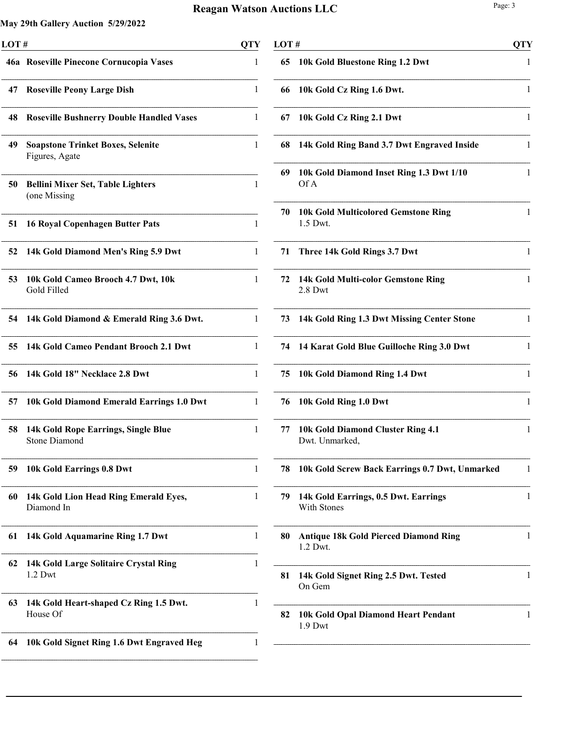**May 29th Gallery Auction 5/29/2022**

| LOT # | | QTY |
|---|---|---|
| 46a | **Roseville Pinecone Cornucopia Vases** | 1 |
| 47 | **Roseville Peony Large Dish** | 1 |
| 48 | **Roseville Bushnerry Double Handled Vases** | 1 |
| 49 | **Soapstone Trinket Boxes, Selenite** Figures, Agate | 1 |
| 50 | **Bellini Mixer Set, Table Lighters** (one Missing | 1 |
| 51 | **16 Royal Copenhagen Butter Pats** | 1 |
| 52 | **14k Gold Diamond Men's Ring 5.9 Dwt** | 1 |
| 53 | **10k Gold Cameo Brooch 4.7 Dwt, 10k** Gold Filled | 1 |
| 54 | **14k Gold Diamond & Emerald Ring 3.6 Dwt.** | 1 |
| 55 | **14k Gold Cameo Pendant Brooch 2.1 Dwt** | 1 |
| 56 | **14k Gold 18" Necklace 2.8 Dwt** | 1 |
| 57 | **10k Gold Diamond Emerald Earrings 1.0 Dwt** | 1 |
| 58 | **14k Gold Rope Earrings, Single Blue** Stone Diamond | 1 |
| 59 | **10k Gold Earrings 0.8 Dwt** | 1 |
| 60 | **14k Gold Lion Head Ring Emerald Eyes,** Diamond In | 1 |
| 61 | **14k Gold Aquamarine Ring 1.7 Dwt** | 1 |
| 62 | **14k Gold Large Solitaire Crystal Ring** 1.2 Dwt | 1 |
| 63 | **14k Gold Heart-shaped Cz Ring 1.5 Dwt.** House Of | 1 |
| 64 | **10k Gold Signet Ring 1.6 Dwt Engraved Heg** | 1 |
| 65 | **10k Gold Bluestone Ring 1.2 Dwt** | 1 |
| 66 | **10k Gold Cz Ring 1.6 Dwt.** | 1 |
| 67 | **10k Gold Cz Ring 2.1 Dwt** | 1 |
| 68 | **14k Gold Ring Band 3.7 Dwt Engraved Inside** | 1 |
| 69 | **10k Gold Diamond Inset Ring 1.3 Dwt 1/10** Of A | 1 |
| 70 | **10k Gold Multicolored Gemstone Ring** 1.5 Dwt. | 1 |
| 71 | **Three 14k Gold Rings 3.7 Dwt** | 1 |
| 72 | **14k Gold Multi-color Gemstone Ring** 2.8 Dwt | 1 |
| 73 | **14k Gold Ring 1.3 Dwt Missing Center Stone** | 1 |
| 74 | **14 Karat Gold Blue Guilloche Ring 3.0 Dwt** | 1 |
| 75 | **10k Gold Diamond Ring 1.4 Dwt** | 1 |
| 76 | **10k Gold Ring 1.0 Dwt** | 1 |
| 77 | **10k Gold Diamond Cluster Ring 4.1** Dwt. Unmarked, | 1 |
| 78 | **10k Gold Screw Back Earrings 0.7 Dwt, Unmarked** | 1 |
| 79 | **14k Gold Earrings, 0.5 Dwt. Earrings** With Stones | 1 |
| 80 | **Antique 18k Gold Pierced Diamond Ring** 1.2 Dwt. | 1 |
| 81 | **14k Gold Signet Ring 2.5 Dwt. Tested** On Gem | 1 |
| 82 | **10k Gold Opal Diamond Heart Pendant** 1.9 Dwt | 1 |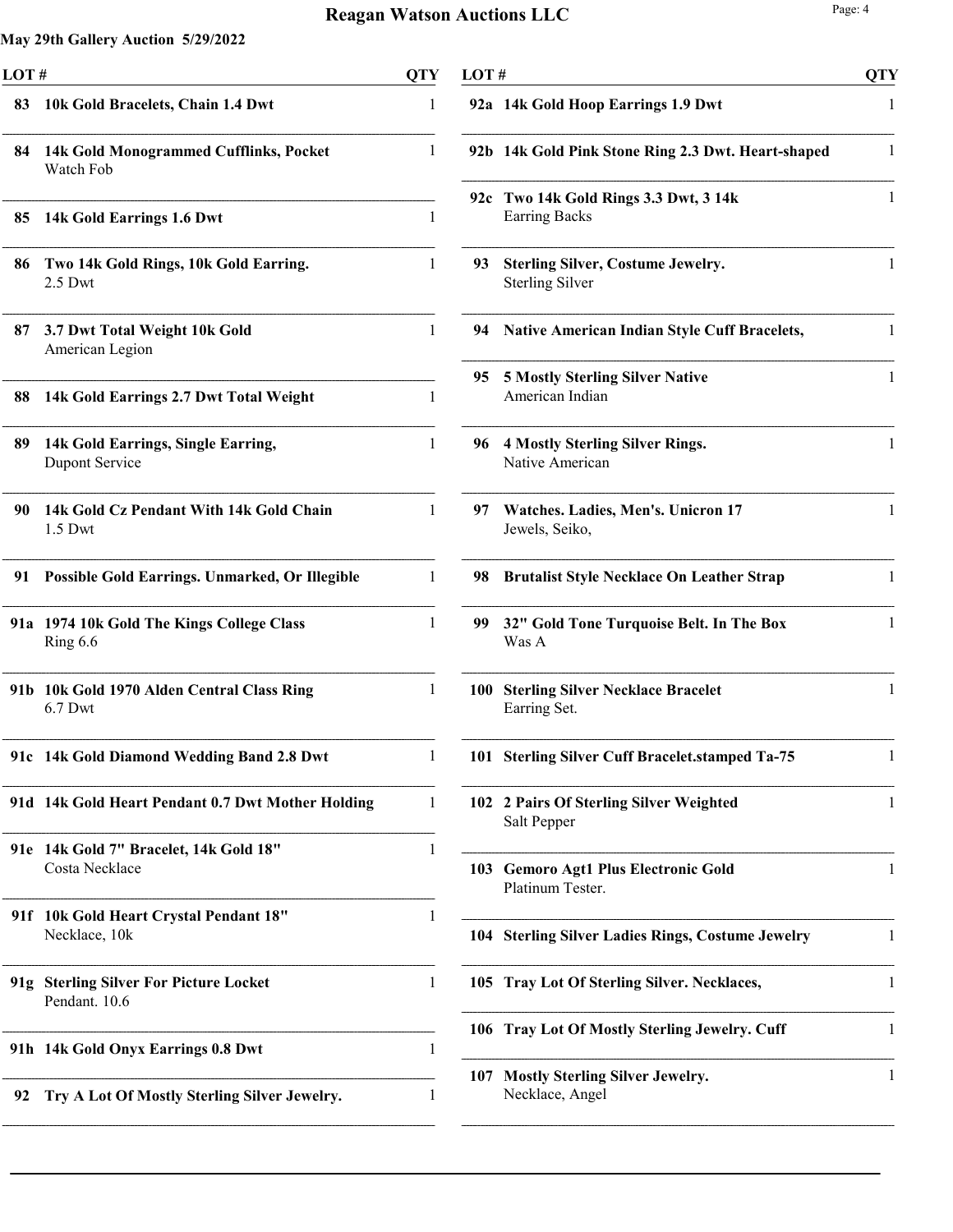# Reagan Watson Auctions LLC

**May 29th Gallery Auction 5/29/2022**

| LOT # | | QTY |
|---|---|---|
| 83 | **10k Gold Bracelets, Chain 1.4 Dwt** | 1 |
| 84 | **14k Gold Monogrammed Cufflinks, Pocket** Watch Fob | 1 |
| 85 | **14k Gold Earrings 1.6 Dwt** | 1 |
| 86 | **Two 14k Gold Rings, 10k Gold Earring.** 2.5 Dwt | 1 |
| 87 | **3.7 Dwt Total Weight 10k Gold** American Legion | 1 |
| 88 | **14k Gold Earrings 2.7 Dwt Total Weight** | 1 |
| 89 | **14k Gold Earrings, Single Earring,** Dupont Service | 1 |
| 90 | **14k Gold Cz Pendant With 14k Gold Chain** 1.5 Dwt | 1 |
| 91 | **Possible Gold Earrings. Unmarked, Or Illegible** | 1 |
| 91a | **1974 10k Gold The Kings College Class** Ring 6.6 | 1 |
| 91b | **10k Gold 1970 Alden Central Class Ring** 6.7 Dwt | 1 |
| 91c | **14k Gold Diamond Wedding Band 2.8 Dwt** | 1 |
| 91d | **14k Gold Heart Pendant 0.7 Dwt Mother Holding** | 1 |
| 91e | **14k Gold 7" Bracelet, 14k Gold 18"** Costa Necklace | 1 |
| 91f | **10k Gold Heart Crystal Pendant 18"** Necklace, 10k | 1 |
| 91g | **Sterling Silver For Picture Locket** Pendant. 10.6 | 1 |
| 91h | **14k Gold Onyx Earrings 0.8 Dwt** | 1 |
| 92 | **Try A Lot Of Mostly Sterling Silver Jewelry.** | 1 |
| 92a | **14k Gold Hoop Earrings 1.9 Dwt** | 1 |
| 92b | **14k Gold Pink Stone Ring 2.3 Dwt. Heart-shaped** | 1 |
| 92c | **Two 14k Gold Rings 3.3 Dwt, 3 14k** Earring Backs | 1 |
| 93 | **Sterling Silver, Costume Jewelry.** Sterling Silver | 1 |
| 94 | **Native American Indian Style Cuff Bracelets,** | 1 |
| 95 | **5 Mostly Sterling Silver Native** American Indian | 1 |
| 96 | **4 Mostly Sterling Silver Rings.** Native American | 1 |
| 97 | **Watches. Ladies, Men's. Unicron 17** Jewels, Seiko, | 1 |
| 98 | **Brutalist Style Necklace On Leather Strap** | 1 |
| 99 | **32" Gold Tone Turquoise Belt. In The Box** Was A | 1 |
| 100 | **Sterling Silver Necklace Bracelet** Earring Set. | 1 |
| 101 | **Sterling Silver Cuff Bracelet.stamped Ta-75** | 1 |
| 102 | **2 Pairs Of Sterling Silver Weighted** Salt Pepper | 1 |
| 103 | **Gemoro Agt1 Plus Electronic Gold** Platinum Tester. | 1 |
| 104 | **Sterling Silver Ladies Rings, Costume Jewelry** | 1 |
| 105 | **Tray Lot Of Sterling Silver. Necklaces,** | 1 |
| 106 | **Tray Lot Of Mostly Sterling Jewelry. Cuff** | 1 |
| 107 | **Mostly Sterling Silver Jewelry.** Necklace, Angel | 1 |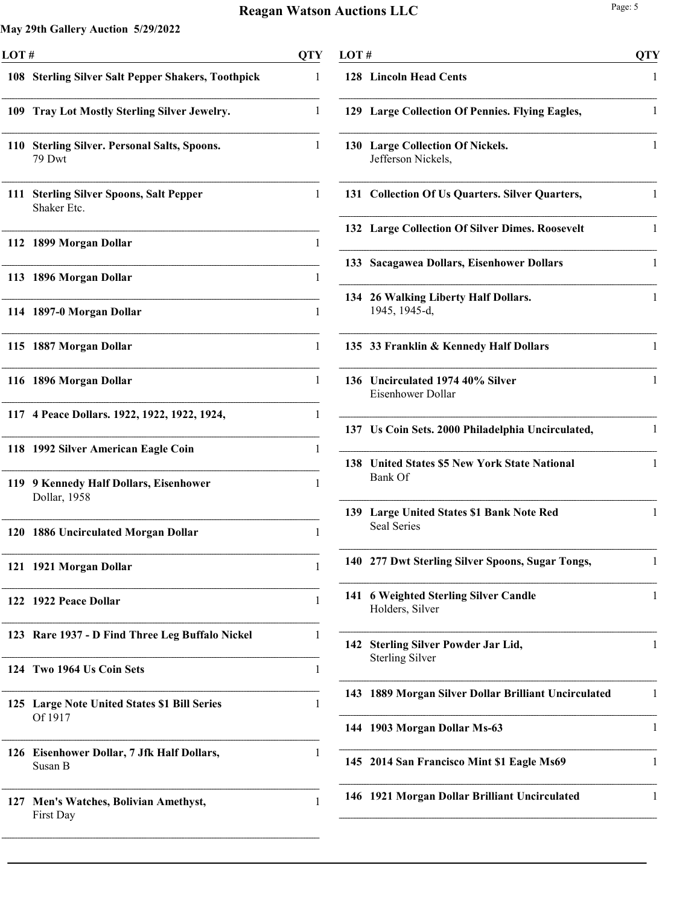**May 29th Gallery Auction 5/29/2022**

| LOT # | | QTY |
|---|---|---|
| 108 | **Sterling Silver Salt Pepper Shakers, Toothpick** | 1 |
| 109 | **Tray Lot Mostly Sterling Silver Jewelry.** | 1 |
| 110 | **Sterling Silver. Personal Salts, Spoons.** 79 Dwt | 1 |
| 111 | **Sterling Silver Spoons, Salt Pepper** Shaker Etc. | 1 |
| 112 | **1899 Morgan Dollar** | 1 |
| 113 | **1896 Morgan Dollar** | 1 |
| 114 | **1897-0 Morgan Dollar** | 1 |
| 115 | **1887 Morgan Dollar** | 1 |
| 116 | **1896 Morgan Dollar** | 1 |
| 117 | **4 Peace Dollars. 1922, 1922, 1922, 1924,** | 1 |
| 118 | **1992 Silver American Eagle Coin** | 1 |
| 119 | **9 Kennedy Half Dollars, Eisenhower** Dollar, 1958 | 1 |
| 120 | **1886 Uncirculated Morgan Dollar** | 1 |
| 121 | **1921 Morgan Dollar** | 1 |
| 122 | **1922 Peace Dollar** | 1 |
| 123 | **Rare 1937 - D Find Three Leg Buffalo Nickel** | 1 |
| 124 | **Two 1964 Us Coin Sets** | 1 |
| 125 | **Large Note United States $1 Bill Series** Of 1917 | 1 |
| 126 | **Eisenhower Dollar, 7 Jfk Half Dollars,** Susan B | 1 |
| 127 | **Men's Watches, Bolivian Amethyst,** First Day | 1 |
| 128 | **Lincoln Head Cents** | 1 |
| 129 | **Large Collection Of Pennies. Flying Eagles,** | 1 |
| 130 | **Large Collection Of Nickels.** Jefferson Nickels, | 1 |
| 131 | **Collection Of Us Quarters. Silver Quarters,** | 1 |
| 132 | **Large Collection Of Silver Dimes. Roosevelt** | 1 |
| 133 | **Sacagawea Dollars, Eisenhower Dollars** | 1 |
| 134 | **26 Walking Liberty Half Dollars.** 1945, 1945-d, | 1 |
| 135 | **33 Franklin & Kennedy Half Dollars** | 1 |
| 136 | **Uncirculated 1974 40% Silver** Eisenhower Dollar | 1 |
| 137 | **Us Coin Sets. 2000 Philadelphia Uncirculated,** | 1 |
| 138 | **United States $5 New York State National** Bank Of | 1 |
| 139 | **Large United States $1 Bank Note Red** Seal Series | 1 |
| 140 | **277 Dwt Sterling Silver Spoons, Sugar Tongs,** | 1 |
| 141 | **6 Weighted Sterling Silver Candle** Holders, Silver | 1 |
| 142 | **Sterling Silver Powder Jar Lid,** Sterling Silver | 1 |
| 143 | **1889 Morgan Silver Dollar Brilliant Uncirculated** | 1 |
| 144 | **1903 Morgan Dollar Ms-63** | 1 |
| 145 | **2014 San Francisco Mint $1 Eagle Ms69** | 1 |
| 146 | **1921 Morgan Dollar Brilliant Uncirculated** | 1 |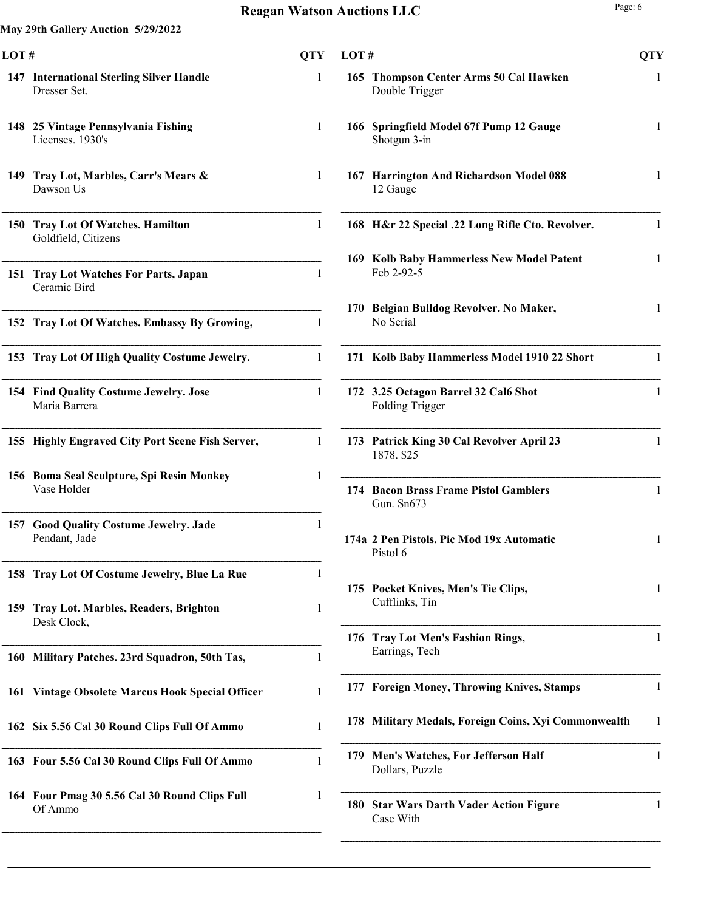# Reagan Watson Auctions LLC

**May 29th Gallery Auction 5/29/2022**

| LOT # | Description | QTY |
|---|---|---|
| 147 | **International Sterling Silver Handle** Dresser Set. | 1 |
| 148 | **25 Vintage Pennsylvania Fishing** Licenses. 1930's | 1 |
| 149 | **Tray Lot, Marbles, Carr's Mears &** Dawson Us | 1 |
| 150 | **Tray Lot Of Watches. Hamilton** Goldfield, Citizens | 1 |
| 151 | **Tray Lot Watches For Parts, Japan** Ceramic Bird | 1 |
| 152 | **Tray Lot Of Watches. Embassy By Growing,** | 1 |
| 153 | **Tray Lot Of High Quality Costume Jewelry.** | 1 |
| 154 | **Find Quality Costume Jewelry. Jose** Maria Barrera | 1 |
| 155 | **Highly Engraved City Port Scene Fish Server,** | 1 |
| 156 | **Boma Seal Sculpture, Spi Resin Monkey** Vase Holder | 1 |
| 157 | **Good Quality Costume Jewelry. Jade** Pendant, Jade | 1 |
| 158 | **Tray Lot Of Costume Jewelry, Blue La Rue** | 1 |
| 159 | **Tray Lot. Marbles, Readers, Brighton** Desk Clock, | 1 |
| 160 | **Military Patches. 23rd Squadron, 50th Tas,** | 1 |
| 161 | **Vintage Obsolete Marcus Hook Special Officer** | 1 |
| 162 | **Six 5.56 Cal 30 Round Clips Full Of Ammo** | 1 |
| 163 | **Four 5.56 Cal 30 Round Clips Full Of Ammo** | 1 |
| 164 | **Four Pmag 30 5.56 Cal 30 Round Clips Full** Of Ammo | 1 |
| 165 | **Thompson Center Arms 50 Cal Hawken** Double Trigger | 1 |
| 166 | **Springfield Model 67f Pump 12 Gauge** Shotgun 3-in | 1 |
| 167 | **Harrington And Richardson Model 088** 12 Gauge | 1 |
| 168 | **H&r 22 Special .22 Long Rifle Cto. Revolver.** | 1 |
| 169 | **Kolb Baby Hammerless New Model Patent** Feb 2-92-5 | 1 |
| 170 | **Belgian Bulldog Revolver. No Maker,** No Serial | 1 |
| 171 | **Kolb Baby Hammerless Model 1910 22 Short** | 1 |
| 172 | **3.25 Octagon Barrel 32 Cal6 Shot** Folding Trigger | 1 |
| 173 | **Patrick King 30 Cal Revolver April 23** 1878. $25 | 1 |
| 174 | **Bacon Brass Frame Pistol Gamblers** Gun. Sn673 | 1 |
| 174a | **2 Pen Pistols. Pic Mod 19x Automatic** Pistol 6 | 1 |
| 175 | **Pocket Knives, Men's Tie Clips,** Cufflinks, Tin | 1 |
| 176 | **Tray Lot Men's Fashion Rings,** Earrings, Tech | 1 |
| 177 | **Foreign Money, Throwing Knives, Stamps** | 1 |
| 178 | **Military Medals, Foreign Coins, Xyi Commonwealth** | 1 |
| 179 | **Men's Watches, For Jefferson Half** Dollars, Puzzle | 1 |
| 180 | **Star Wars Darth Vader Action Figure** Case With | 1 |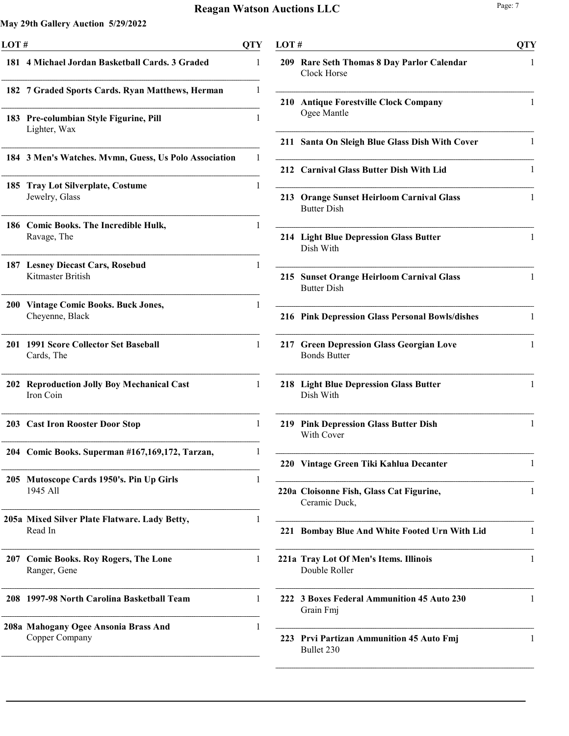## Reagan Watson Auctions LLC

**May 29th Gallery Auction 5/29/2022**

| LOT # | | QTY |
|---|---|---|
| 181 | **4 Michael Jordan Basketball Cards. 3 Graded** | 1 |
| 182 | **7 Graded Sports Cards. Ryan Matthews, Herman** | 1 |
| 183 | **Pre-columbian Style Figurine, Pill** Lighter, Wax | 1 |
| 184 | **3 Men's Watches. Mvmn, Guess, Us Polo Association** | 1 |
| 185 | **Tray Lot Silverplate, Costume** Jewelry, Glass | 1 |
| 186 | **Comic Books. The Incredible Hulk,** Ravage, The | 1 |
| 187 | **Lesney Diecast Cars, Rosebud** Kitmaster British | 1 |
| 200 | **Vintage Comic Books. Buck Jones,** Cheyenne, Black | 1 |
| 201 | **1991 Score Collector Set Baseball** Cards, The | 1 |
| 202 | **Reproduction Jolly Boy Mechanical Cast** Iron Coin | 1 |
| 203 | **Cast Iron Rooster Door Stop** | 1 |
| 204 | **Comic Books. Superman #167,169,172, Tarzan,** | 1 |
| 205 | **Mutoscope Cards 1950's. Pin Up Girls** 1945 All | 1 |
| 205a | **Mixed Silver Plate Flatware. Lady Betty,** Read In | 1 |
| 207 | **Comic Books. Roy Rogers, The Lone** Ranger, Gene | 1 |
| 208 | **1997-98 North Carolina Basketball Team** | 1 |
| 208a | **Mahogany Ogee Ansonia Brass And** Copper Company | 1 |
| 209 | **Rare Seth Thomas 8 Day Parlor Calendar** Clock Horse | 1 |
| 210 | **Antique Forestville Clock Company** Ogee Mantle | 1 |
| 211 | **Santa On Sleigh Blue Glass Dish With Cover** | 1 |
| 212 | **Carnival Glass Butter Dish With Lid** | 1 |
| 213 | **Orange Sunset Heirloom Carnival Glass** Butter Dish | 1 |
| 214 | **Light Blue Depression Glass Butter** Dish With | 1 |
| 215 | **Sunset Orange Heirloom Carnival Glass** Butter Dish | 1 |
| 216 | **Pink Depression Glass Personal Bowls/dishes** | 1 |
| 217 | **Green Depression Glass Georgian Love** Bonds Butter | 1 |
| 218 | **Light Blue Depression Glass Butter** Dish With | 1 |
| 219 | **Pink Depression Glass Butter Dish** With Cover | 1 |
| 220 | **Vintage Green Tiki Kahlua Decanter** | 1 |
| 220a | **Cloisonne Fish, Glass Cat Figurine,** Ceramic Duck, | 1 |
| 221 | **Bombay Blue And White Footed Urn With Lid** | 1 |
| 221a | **Tray Lot Of Men's Items. Illinois** Double Roller | 1 |
| 222 | **3 Boxes Federal Ammunition 45 Auto 230** Grain Fmj | 1 |
| 223 | **Prvi Partizan Ammunition 45 Auto Fmj** Bullet 230 | 1 |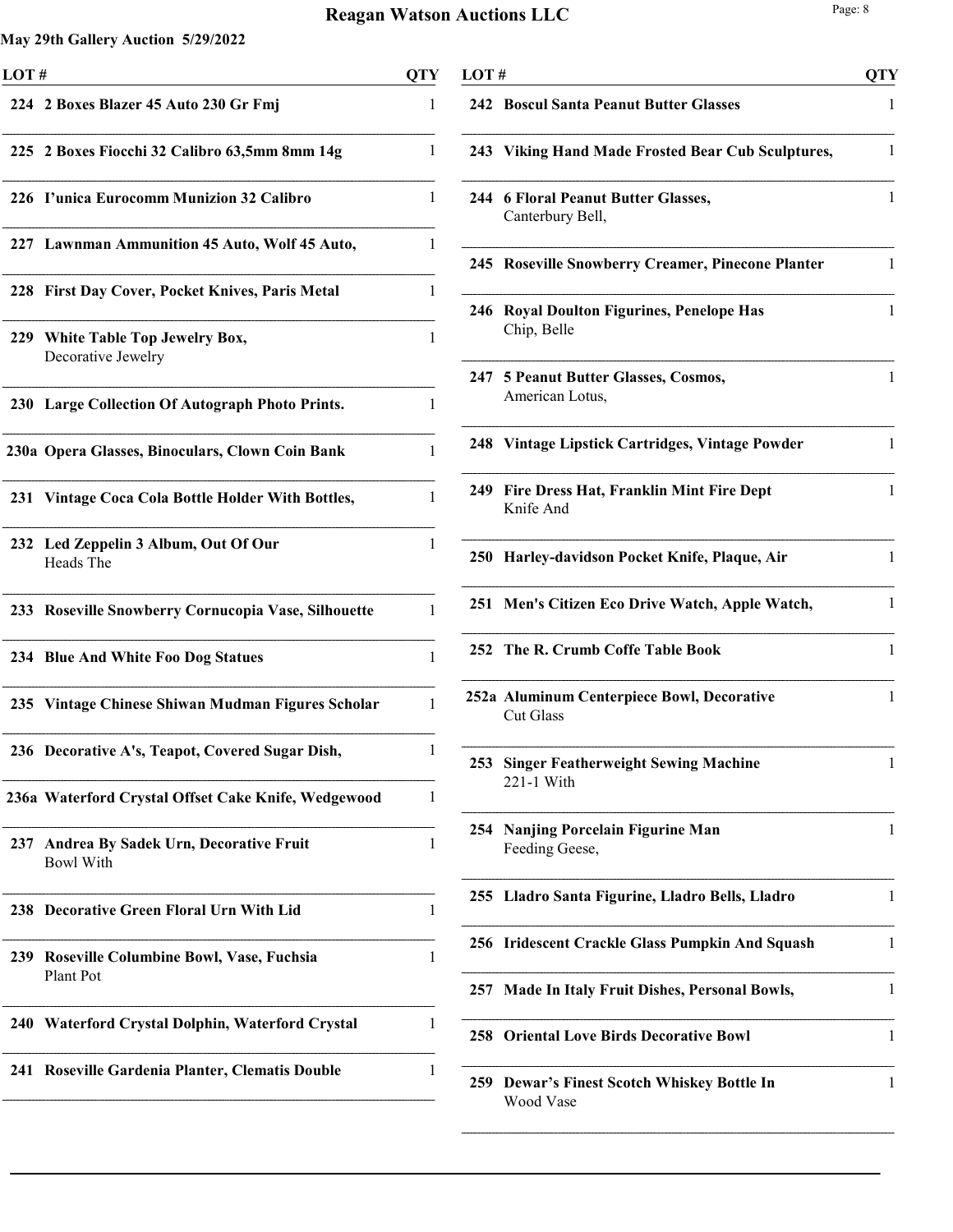# Reagan Watson Auctions LLC

**May 29th Gallery Auction 5/29/2022**

| LOT # | | QTY |
|---|---|---|
| 224 | **2 Boxes Blazer 45 Auto 230 Gr Fmj** | 1 |
| 225 | **2 Boxes Fiocchi 32 Calibro 63,5mm 8mm 14g** | 1 |
| 226 | **I'unica Eurocomm Munizion 32 Calibro** | 1 |
| 227 | **Lawnman Ammunition 45 Auto, Wolf 45 Auto,** | 1 |
| 228 | **First Day Cover, Pocket Knives, Paris Metal** | 1 |
| 229 | **White Table Top Jewelry Box,** Decorative Jewelry | 1 |
| 230 | **Large Collection Of Autograph Photo Prints.** | 1 |
| 230a | **Opera Glasses, Binoculars, Clown Coin Bank** | 1 |
| 231 | **Vintage Coca Cola Bottle Holder With Bottles,** | 1 |
| 232 | **Led Zeppelin 3 Album, Out Of Our** Heads The | 1 |
| 233 | **Roseville Snowberry Cornucopia Vase, Silhouette** | 1 |
| 234 | **Blue And White Foo Dog Statues** | 1 |
| 235 | **Vintage Chinese Shiwan Mudman Figures Scholar** | 1 |
| 236 | **Decorative A's, Teapot, Covered Sugar Dish,** | 1 |
| 236a | **Waterford Crystal Offset Cake Knife, Wedgewood** | 1 |
| 237 | **Andrea By Sadek Urn, Decorative Fruit** Bowl With | 1 |
| 238 | **Decorative Green Floral Urn With Lid** | 1 |
| 239 | **Roseville Columbine Bowl, Vase, Fuchsia** Plant Pot | 1 |
| 240 | **Waterford Crystal Dolphin, Waterford Crystal** | 1 |
| 241 | **Roseville Gardenia Planter, Clematis Double** | 1 |
| 242 | **Boscul Santa Peanut Butter Glasses** | 1 |
| 243 | **Viking Hand Made Frosted Bear Cub Sculptures,** | 1 |
| 244 | **6 Floral Peanut Butter Glasses,** Canterbury Bell, | 1 |
| 245 | **Roseville Snowberry Creamer, Pinecone Planter** | 1 |
| 246 | **Royal Doulton Figurines, Penelope Has** Chip, Belle | 1 |
| 247 | **5 Peanut Butter Glasses, Cosmos,** American Lotus, | 1 |
| 248 | **Vintage Lipstick Cartridges, Vintage Powder** | 1 |
| 249 | **Fire Dress Hat, Franklin Mint Fire Dept** Knife And | 1 |
| 250 | **Harley-davidson Pocket Knife, Plaque, Air** | 1 |
| 251 | **Men's Citizen Eco Drive Watch, Apple Watch,** | 1 |
| 252 | **The R. Crumb Coffe Table Book** | 1 |
| 252a | **Aluminum Centerpiece Bowl, Decorative** Cut Glass | 1 |
| 253 | **Singer Featherweight Sewing Machine** 221-1 With | 1 |
| 254 | **Nanjing Porcelain Figurine Man** Feeding Geese, | 1 |
| 255 | **Lladro Santa Figurine, Lladro Bells, Lladro** | 1 |
| 256 | **Iridescent Crackle Glass Pumpkin And Squash** | 1 |
| 257 | **Made In Italy Fruit Dishes, Personal Bowls,** | 1 |
| 258 | **Oriental Love Birds Decorative Bowl** | 1 |
| 259 | **Dewar's Finest Scotch Whiskey Bottle In** Wood Vase | 1 |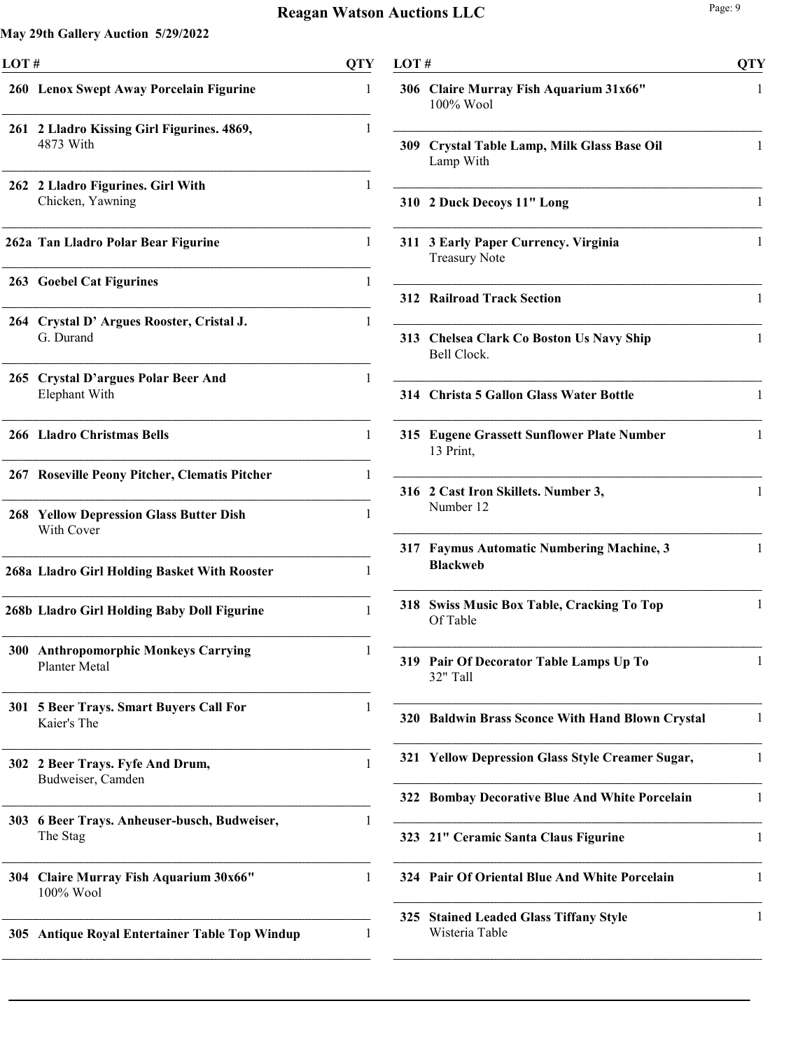# Reagan Watson Auctions LLC

**May 29th Gallery Auction 5/29/2022**

| LOT # | | QTY |
|---|---|---|
| 260 | **Lenox Swept Away Porcelain Figurine** | 1 |
| 261 | **2 Lladro Kissing Girl Figurines. 4869,** 4873 With | 1 |
| 262 | **2 Lladro Figurines. Girl With** Chicken, Yawning | 1 |
| 262a | **Tan Lladro Polar Bear Figurine** | 1 |
| 263 | **Goebel Cat Figurines** | 1 |
| 264 | **Crystal D' Argues Rooster, Cristal J.** G. Durand | 1 |
| 265 | **Crystal D'argues Polar Beer And** Elephant With | 1 |
| 266 | **Lladro Christmas Bells** | 1 |
| 267 | **Roseville Peony Pitcher, Clematis Pitcher** | 1 |
| 268 | **Yellow Depression Glass Butter Dish** With Cover | 1 |
| 268a | **Lladro Girl Holding Basket With Rooster** | 1 |
| 268b | **Lladro Girl Holding Baby Doll Figurine** | 1 |
| 300 | **Anthropomorphic Monkeys Carrying** Planter Metal | 1 |
| 301 | **5 Beer Trays. Smart Buyers Call For** Kaier's The | 1 |
| 302 | **2 Beer Trays. Fyfe And Drum,** Budweiser, Camden | 1 |
| 303 | **6 Beer Trays. Anheuser-busch, Budweiser,** The Stag | 1 |
| 304 | **Claire Murray Fish Aquarium 30x66"** 100% Wool | 1 |
| 305 | **Antique Royal Entertainer Table Top Windup** | 1 |
| 306 | **Claire Murray Fish Aquarium 31x66"** 100% Wool | 1 |
| 309 | **Crystal Table Lamp, Milk Glass Base Oil** Lamp With | 1 |
| 310 | **2 Duck Decoys 11" Long** | 1 |
| 311 | **3 Early Paper Currency. Virginia** Treasury Note | 1 |
| 312 | **Railroad Track Section** | 1 |
| 313 | **Chelsea Clark Co Boston Us Navy Ship** Bell Clock. | 1 |
| 314 | **Christa 5 Gallon Glass Water Bottle** | 1 |
| 315 | **Eugene Grassett Sunflower Plate Number** 13 Print, | 1 |
| 316 | **2 Cast Iron Skillets. Number 3,** Number 12 | 1 |
| 317 | **Faymus Automatic Numbering Machine, 3 Blackweb** | 1 |
| 318 | **Swiss Music Box Table, Cracking To Top** Of Table | 1 |
| 319 | **Pair Of Decorator Table Lamps Up To** 32" Tall | 1 |
| 320 | **Baldwin Brass Sconce With Hand Blown Crystal** | 1 |
| 321 | **Yellow Depression Glass Style Creamer Sugar,** | 1 |
| 322 | **Bombay Decorative Blue And White Porcelain** | 1 |
| 323 | **21" Ceramic Santa Claus Figurine** | 1 |
| 324 | **Pair Of Oriental Blue And White Porcelain** | 1 |
| 325 | **Stained Leaded Glass Tiffany Style** Wisteria Table | 1 |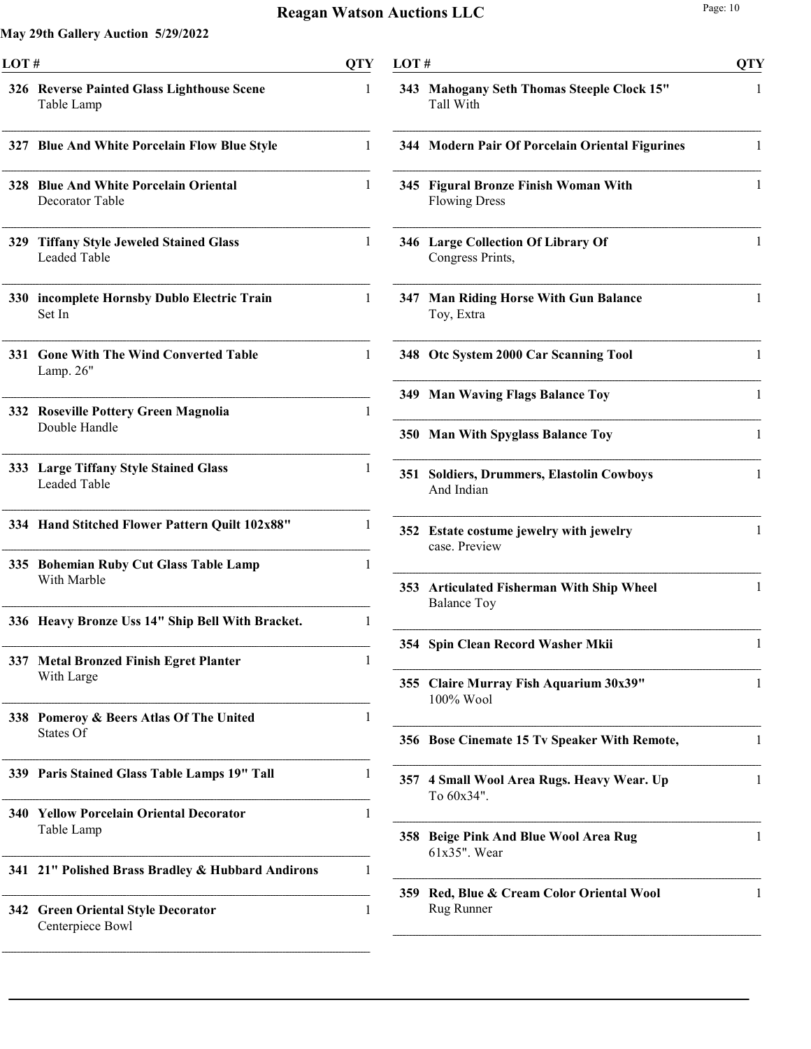## May 29th Gallery Auction 5/29/2022

| LOT # | | QTY |
|---|---|---|
| 326 | **Reverse Painted Glass Lighthouse Scene** Table Lamp | 1 |
| 327 | **Blue And White Porcelain Flow Blue Style** | 1 |
| 328 | **Blue And White Porcelain Oriental** Decorator Table | 1 |
| 329 | **Tiffany Style Jeweled Stained Glass** Leaded Table | 1 |
| 330 | **incomplete Hornsby Dublo Electric Train** Set In | 1 |
| 331 | **Gone With The Wind Converted Table** Lamp. 26" | 1 |
| 332 | **Roseville Pottery Green Magnolia** Double Handle | 1 |
| 333 | **Large Tiffany Style Stained Glass** Leaded Table | 1 |
| 334 | **Hand Stitched Flower Pattern Quilt 102x88"** | 1 |
| 335 | **Bohemian Ruby Cut Glass Table Lamp** With Marble | 1 |
| 336 | **Heavy Bronze Uss 14" Ship Bell With Bracket.** | 1 |
| 337 | **Metal Bronzed Finish Egret Planter** With Large | 1 |
| 338 | **Pomeroy & Beers Atlas Of The United** States Of | 1 |
| 339 | **Paris Stained Glass Table Lamps 19" Tall** | 1 |
| 340 | **Yellow Porcelain Oriental Decorator** Table Lamp | 1 |
| 341 | **21" Polished Brass Bradley & Hubbard Andirons** | 1 |
| 342 | **Green Oriental Style Decorator** Centerpiece Bowl | 1 |
| 343 | **Mahogany Seth Thomas Steeple Clock 15"** Tall With | 1 |
| 344 | **Modern Pair Of Porcelain Oriental Figurines** | 1 |
| 345 | **Figural Bronze Finish Woman With** Flowing Dress | 1 |
| 346 | **Large Collection Of Library Of** Congress Prints, | 1 |
| 347 | **Man Riding Horse With Gun Balance** Toy, Extra | 1 |
| 348 | **Otc System 2000 Car Scanning Tool** | 1 |
| 349 | **Man Waving Flags Balance Toy** | 1 |
| 350 | **Man With Spyglass Balance Toy** | 1 |
| 351 | **Soldiers, Drummers, Elastolin Cowboys** And Indian | 1 |
| 352 | **Estate costume jewelry with jewelry** case. Preview | 1 |
| 353 | **Articulated Fisherman With Ship Wheel** Balance Toy | 1 |
| 354 | **Spin Clean Record Washer Mkii** | 1 |
| 355 | **Claire Murray Fish Aquarium 30x39"** 100% Wool | 1 |
| 356 | **Bose Cinemate 15 Tv Speaker With Remote,** | 1 |
| 357 | **4 Small Wool Area Rugs. Heavy Wear. Up** To 60x34". | 1 |
| 358 | **Beige Pink And Blue Wool Area Rug** 61x35". Wear | 1 |
| 359 | **Red, Blue & Cream Color Oriental Wool** Rug Runner | 1 |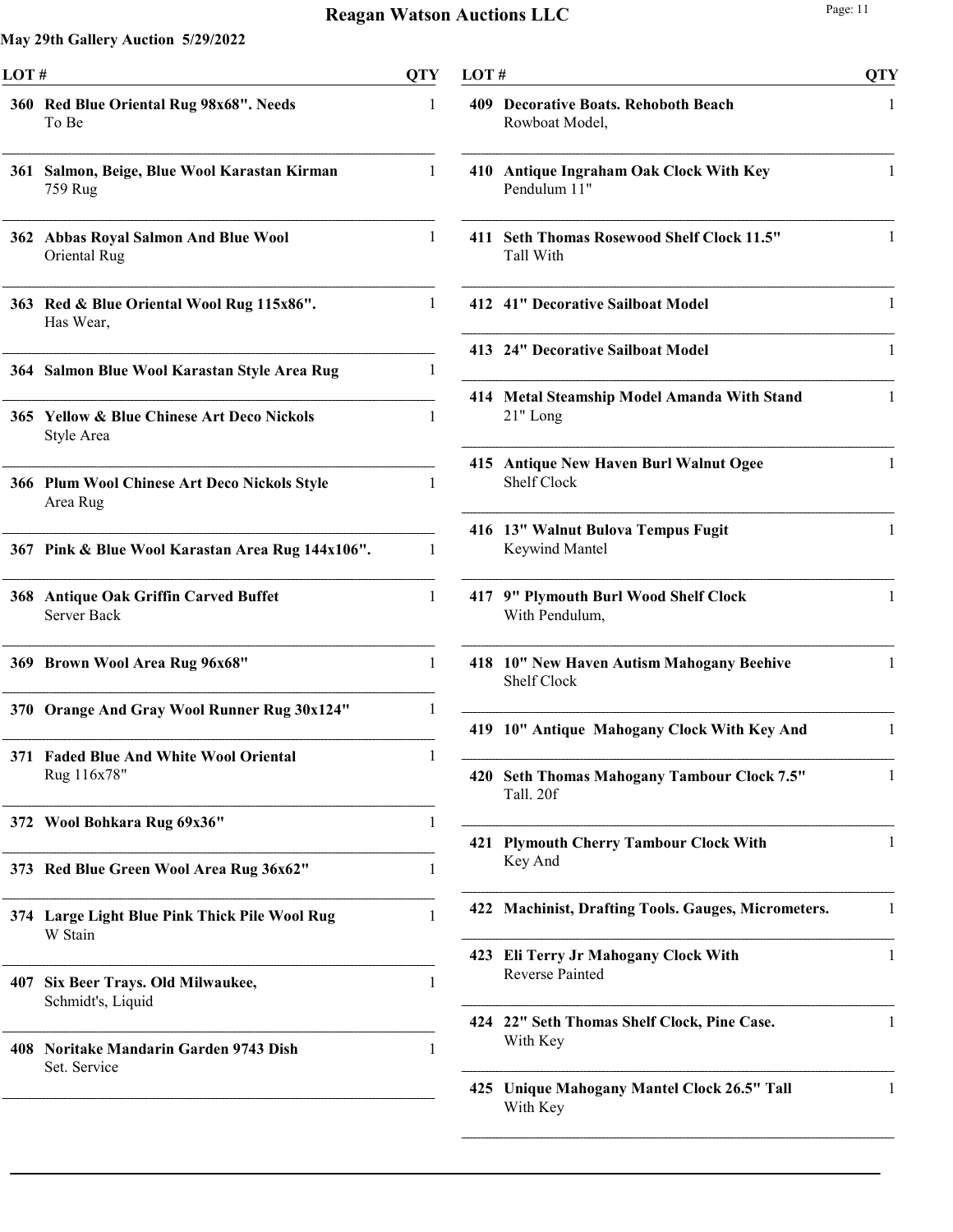## Reagan Watson Auctions LLC

**May 29th Gallery Auction 5/29/2022**

| LOT # | | QTY |
|---|---|---|
| 360 | **Red Blue Oriental Rug 98x68". Needs** To Be | 1 |
| 361 | **Salmon, Beige, Blue Wool Karastan Kirman** 759 Rug | 1 |
| 362 | **Abbas Royal Salmon And Blue Wool** Oriental Rug | 1 |
| 363 | **Red & Blue Oriental Wool Rug 115x86".** Has Wear, | 1 |
| 364 | **Salmon Blue Wool Karastan Style Area Rug** | 1 |
| 365 | **Yellow & Blue Chinese Art Deco Nickols** Style Area | 1 |
| 366 | **Plum Wool Chinese Art Deco Nickols Style** Area Rug | 1 |
| 367 | **Pink & Blue Wool Karastan Area Rug 144x106".** | 1 |
| 368 | **Antique Oak Griffin Carved Buffet** Server Back | 1 |
| 369 | **Brown Wool Area Rug 96x68"** | 1 |
| 370 | **Orange And Gray Wool Runner Rug 30x124"** | 1 |
| 371 | **Faded Blue And White Wool Oriental** Rug 116x78" | 1 |
| 372 | **Wool Bohkara Rug 69x36"** | 1 |
| 373 | **Red Blue Green Wool Area Rug 36x62"** | 1 |
| 374 | **Large Light Blue Pink Thick Pile Wool Rug** W Stain | 1 |
| 407 | **Six Beer Trays. Old Milwaukee,** Schmidt's, Liquid | 1 |
| 408 | **Noritake Mandarin Garden 9743 Dish** Set. Service | 1 |
| 409 | **Decorative Boats. Rehoboth Beach** Rowboat Model, | 1 |
| 410 | **Antique Ingraham Oak Clock With Key** Pendulum 11" | 1 |
| 411 | **Seth Thomas Rosewood Shelf Clock 11.5"** Tall With | 1 |
| 412 | **41" Decorative Sailboat Model** | 1 |
| 413 | **24" Decorative Sailboat Model** | 1 |
| 414 | **Metal Steamship Model Amanda With Stand** 21" Long | 1 |
| 415 | **Antique New Haven Burl Walnut Ogee** Shelf Clock | 1 |
| 416 | **13" Walnut Bulova Tempus Fugit** Keywind Mantel | 1 |
| 417 | **9" Plymouth Burl Wood Shelf Clock** With Pendulum, | 1 |
| 418 | **10" New Haven Autism Mahogany Beehive** Shelf Clock | 1 |
| 419 | **10" Antique Mahogany Clock With Key And** | 1 |
| 420 | **Seth Thomas Mahogany Tambour Clock 7.5"** Tall. 20f | 1 |
| 421 | **Plymouth Cherry Tambour Clock With** Key And | 1 |
| 422 | **Machinist, Drafting Tools. Gauges, Micrometers.** | 1 |
| 423 | **Eli Terry Jr Mahogany Clock With** Reverse Painted | 1 |
| 424 | **22" Seth Thomas Shelf Clock, Pine Case.** With Key | 1 |
| 425 | **Unique Mahogany Mantel Clock 26.5" Tall** With Key | 1 |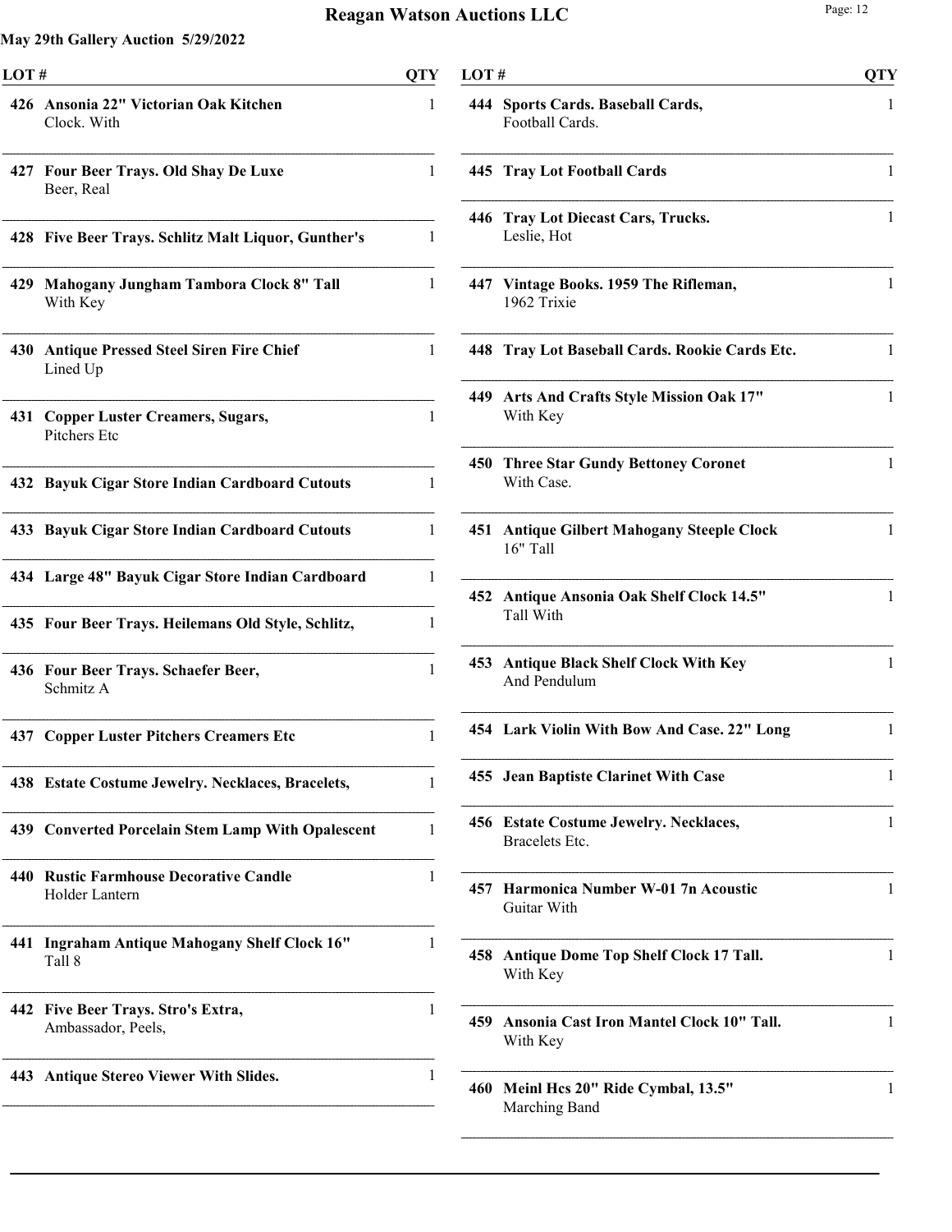**May 29th Gallery Auction 5/29/2022**

| LOT # | Description | QTY |
|---|---|---|
| 426 | **Ansonia 22" Victorian Oak Kitchen** Clock. With | 1 |
| 427 | **Four Beer Trays. Old Shay De Luxe** Beer, Real | 1 |
| 428 | **Five Beer Trays. Schlitz Malt Liquor, Gunther's** | 1 |
| 429 | **Mahogany Jungham Tambora Clock 8" Tall** With Key | 1 |
| 430 | **Antique Pressed Steel Siren Fire Chief** Lined Up | 1 |
| 431 | **Copper Luster Creamers, Sugars,** Pitchers Etc | 1 |
| 432 | **Bayuk Cigar Store Indian Cardboard Cutouts** | 1 |
| 433 | **Bayuk Cigar Store Indian Cardboard Cutouts** | 1 |
| 434 | **Large 48" Bayuk Cigar Store Indian Cardboard** | 1 |
| 435 | **Four Beer Trays. Heilemans Old Style, Schlitz,** | 1 |
| 436 | **Four Beer Trays. Schaefer Beer,** Schmitz A | 1 |
| 437 | **Copper Luster Pitchers Creamers Etc** | 1 |
| 438 | **Estate Costume Jewelry. Necklaces, Bracelets,** | 1 |
| 439 | **Converted Porcelain Stem Lamp With Opalescent** | 1 |
| 440 | **Rustic Farmhouse Decorative Candle** Holder Lantern | 1 |
| 441 | **Ingraham Antique Mahogany Shelf Clock 16"** Tall 8 | 1 |
| 442 | **Five Beer Trays. Stro's Extra,** Ambassador, Peels, | 1 |
| 443 | **Antique Stereo Viewer With Slides.** | 1 |
| 444 | **Sports Cards. Baseball Cards,** Football Cards. | 1 |
| 445 | **Tray Lot Football Cards** | 1 |
| 446 | **Tray Lot Diecast Cars, Trucks.** Leslie, Hot | 1 |
| 447 | **Vintage Books. 1959 The Rifleman,** 1962 Trixie | 1 |
| 448 | **Tray Lot Baseball Cards. Rookie Cards Etc.** | 1 |
| 449 | **Arts And Crafts Style Mission Oak 17"** With Key | 1 |
| 450 | **Three Star Gundy Bettoney Coronet** With Case. | 1 |
| 451 | **Antique Gilbert Mahogany Steeple Clock** 16" Tall | 1 |
| 452 | **Antique Ansonia Oak Shelf Clock 14.5"** Tall With | 1 |
| 453 | **Antique Black Shelf Clock With Key** And Pendulum | 1 |
| 454 | **Lark Violin With Bow And Case. 22" Long** | 1 |
| 455 | **Jean Baptiste Clarinet With Case** | 1 |
| 456 | **Estate Costume Jewelry. Necklaces,** Bracelets Etc. | 1 |
| 457 | **Harmonica Number W-01 7n Acoustic** Guitar With | 1 |
| 458 | **Antique Dome Top Shelf Clock 17 Tall.** With Key | 1 |
| 459 | **Ansonia Cast Iron Mantel Clock 10" Tall.** With Key | 1 |
| 460 | **Meinl Hcs 20" Ride Cymbal, 13.5"** Marching Band | 1 |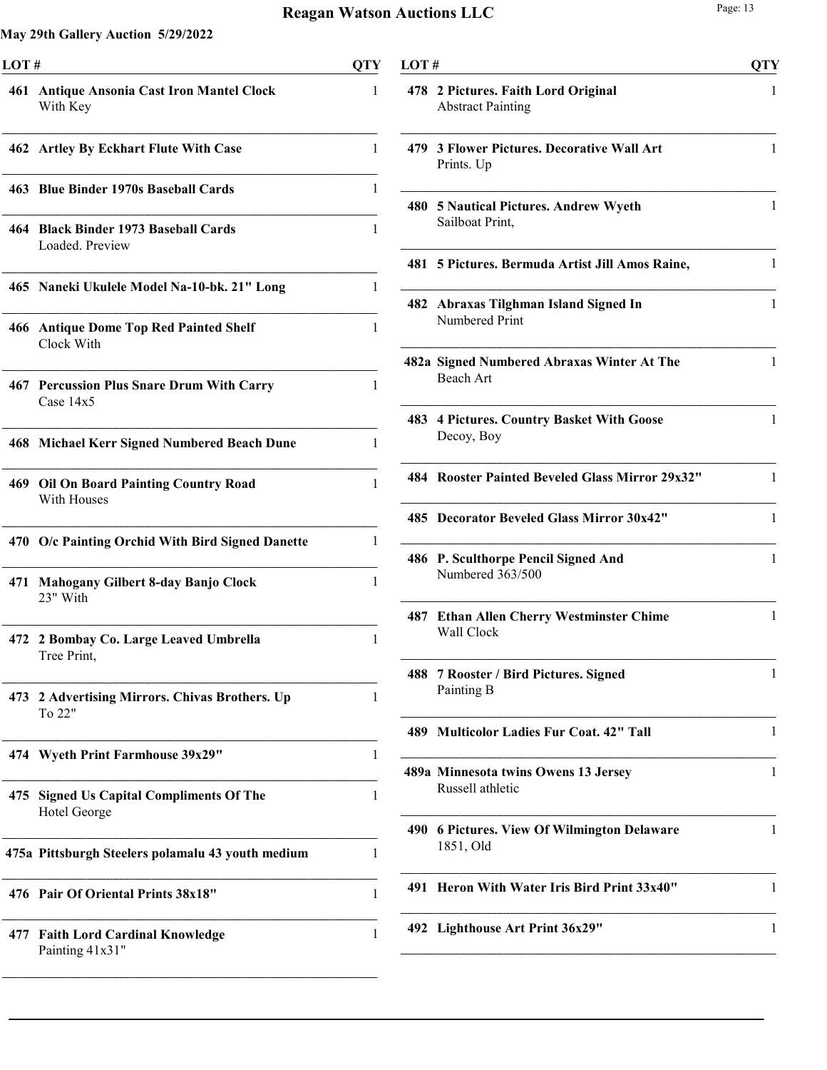## May 29th Gallery Auction 5/29/2022

| LOT # | | QTY |
|---|---|---|
| 461 | **Antique Ansonia Cast Iron Mantel Clock** With Key | 1 |
| 462 | **Artley By Eckhart Flute With Case** | 1 |
| 463 | **Blue Binder 1970s Baseball Cards** | 1 |
| 464 | **Black Binder 1973 Baseball Cards** Loaded. Preview | 1 |
| 465 | **Naneki Ukulele Model Na-10-bk. 21" Long** | 1 |
| 466 | **Antique Dome Top Red Painted Shelf** Clock With | 1 |
| 467 | **Percussion Plus Snare Drum With Carry** Case 14x5 | 1 |
| 468 | **Michael Kerr Signed Numbered Beach Dune** | 1 |
| 469 | **Oil On Board Painting Country Road** With Houses | 1 |
| 470 | **O/c Painting Orchid With Bird Signed Danette** | 1 |
| 471 | **Mahogany Gilbert 8-day Banjo Clock** 23" With | 1 |
| 472 | **2 Bombay Co. Large Leaved Umbrella** Tree Print, | 1 |
| 473 | **2 Advertising Mirrors. Chivas Brothers. Up** To 22" | 1 |
| 474 | **Wyeth Print Farmhouse 39x29"** | 1 |
| 475 | **Signed Us Capital Compliments Of The** Hotel George | 1 |
| 475a | **Pittsburgh Steelers polamalu 43 youth medium** | 1 |
| 476 | **Pair Of Oriental Prints 38x18"** | 1 |
| 477 | **Faith Lord Cardinal Knowledge** Painting 41x31" | 1 |
| 478 | **2 Pictures. Faith Lord Original** Abstract Painting | 1 |
| 479 | **3 Flower Pictures. Decorative Wall Art** Prints. Up | 1 |
| 480 | **5 Nautical Pictures. Andrew Wyeth** Sailboat Print, | 1 |
| 481 | **5 Pictures. Bermuda Artist Jill Amos Raine,** | 1 |
| 482 | **Abraxas Tilghman Island Signed In** Numbered Print | 1 |
| 482a | **Signed Numbered Abraxas Winter At The** Beach Art | 1 |
| 483 | **4 Pictures. Country Basket With Goose** Decoy, Boy | 1 |
| 484 | **Rooster Painted Beveled Glass Mirror 29x32"** | 1 |
| 485 | **Decorator Beveled Glass Mirror 30x42"** | 1 |
| 486 | **P. Sculthorpe Pencil Signed And** Numbered 363/500 | 1 |
| 487 | **Ethan Allen Cherry Westminster Chime** Wall Clock | 1 |
| 488 | **7 Rooster / Bird Pictures. Signed** Painting B | 1 |
| 489 | **Multicolor Ladies Fur Coat. 42" Tall** | 1 |
| 489a | **Minnesota twins Owens 13 Jersey** Russell athletic | 1 |
| 490 | **6 Pictures. View Of Wilmington Delaware** 1851, Old | 1 |
| 491 | **Heron With Water Iris Bird Print 33x40"** | 1 |
| 492 | **Lighthouse Art Print 36x29"** | 1 |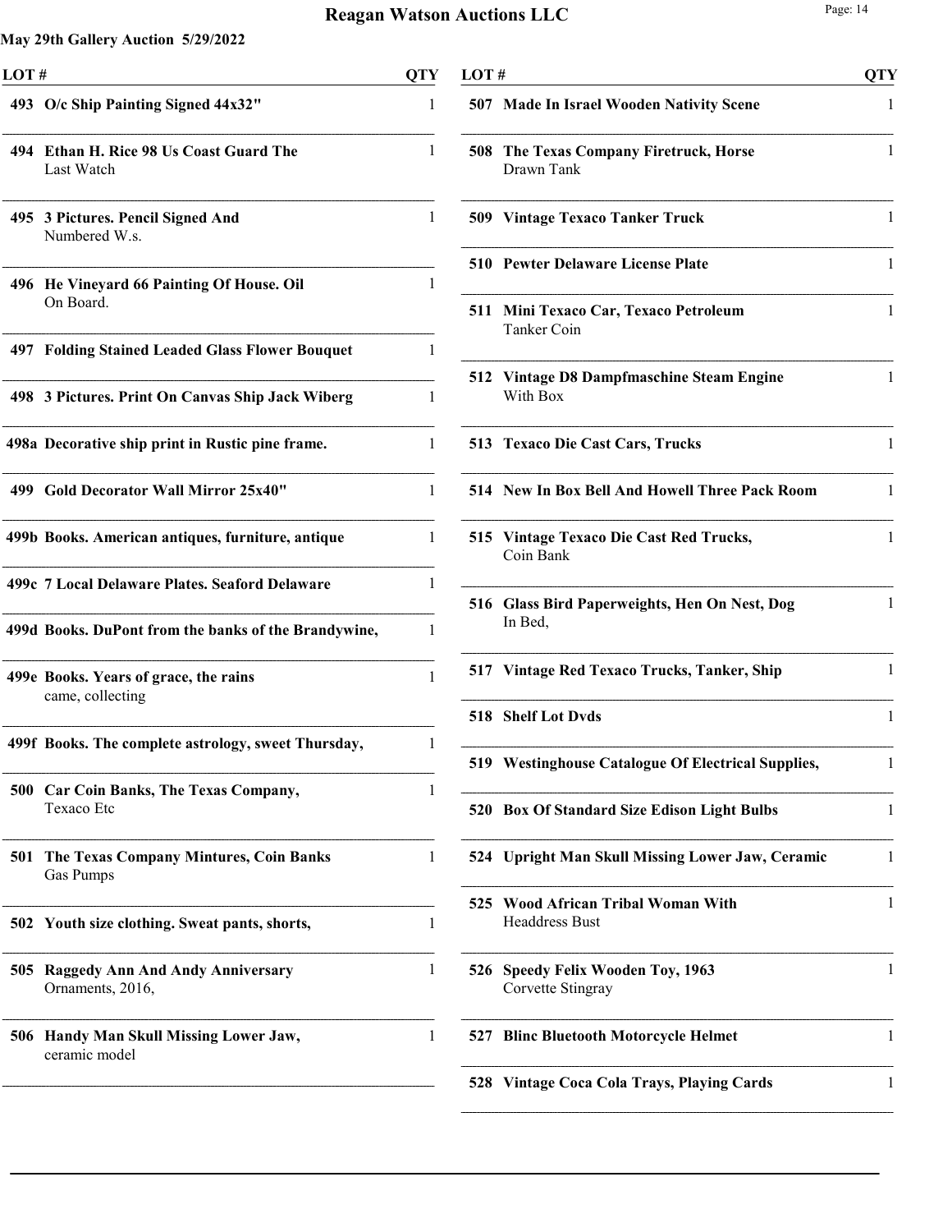## May 29th Gallery Auction 5/29/2022

| LOT # | | QTY |
|---|---|---|
| 493 | **O/c Ship Painting Signed 44x32"** | 1 |
| 494 | **Ethan H. Rice 98 Us Coast Guard The** Last Watch | 1 |
| 495 | **3 Pictures. Pencil Signed And** Numbered W.s. | 1 |
| 496 | **He Vineyard 66 Painting Of House. Oil** On Board. | 1 |
| 497 | **Folding Stained Leaded Glass Flower Bouquet** | 1 |
| 498 | **3 Pictures. Print On Canvas Ship Jack Wiberg** | 1 |
| 498a | **Decorative ship print in Rustic pine frame.** | 1 |
| 499 | **Gold Decorator Wall Mirror 25x40"** | 1 |
| 499b | **Books. American antiques, furniture, antique** | 1 |
| 499c | **7 Local Delaware Plates. Seaford Delaware** | 1 |
| 499d | **Books. DuPont from the banks of the Brandywine,** | 1 |
| 499e | **Books. Years of grace, the rains** came, collecting | 1 |
| 499f | **Books. The complete astrology, sweet Thursday,** | 1 |
| 500 | **Car Coin Banks, The Texas Company,** Texaco Etc | 1 |
| 501 | **The Texas Company Mintures, Coin Banks** Gas Pumps | 1 |
| 502 | **Youth size clothing. Sweat pants, shorts,** | 1 |
| 505 | **Raggedy Ann And Andy Anniversary** Ornaments, 2016, | 1 |
| 506 | **Handy Man Skull Missing Lower Jaw,** ceramic model | 1 |
| 507 | **Made In Israel Wooden Nativity Scene** | 1 |
| 508 | **The Texas Company Firetruck, Horse** Drawn Tank | 1 |
| 509 | **Vintage Texaco Tanker Truck** | 1 |
| 510 | **Pewter Delaware License Plate** | 1 |
| 511 | **Mini Texaco Car, Texaco Petroleum** Tanker Coin | 1 |
| 512 | **Vintage D8 Dampfmaschine Steam Engine** With Box | 1 |
| 513 | **Texaco Die Cast Cars, Trucks** | 1 |
| 514 | **New In Box Bell And Howell Three Pack Room** | 1 |
| 515 | **Vintage Texaco Die Cast Red Trucks,** Coin Bank | 1 |
| 516 | **Glass Bird Paperweights, Hen On Nest, Dog** In Bed, | 1 |
| 517 | **Vintage Red Texaco Trucks, Tanker, Ship** | 1 |
| 518 | **Shelf Lot Dvds** | 1 |
| 519 | **Westinghouse Catalogue Of Electrical Supplies,** | 1 |
| 520 | **Box Of Standard Size Edison Light Bulbs** | 1 |
| 524 | **Upright Man Skull Missing Lower Jaw, Ceramic** | 1 |
| 525 | **Wood African Tribal Woman With** Headdress Bust | 1 |
| 526 | **Speedy Felix Wooden Toy, 1963** Corvette Stingray | 1 |
| 527 | **Blinc Bluetooth Motorcycle Helmet** | 1 |
| 528 | **Vintage Coca Cola Trays, Playing Cards** | 1 |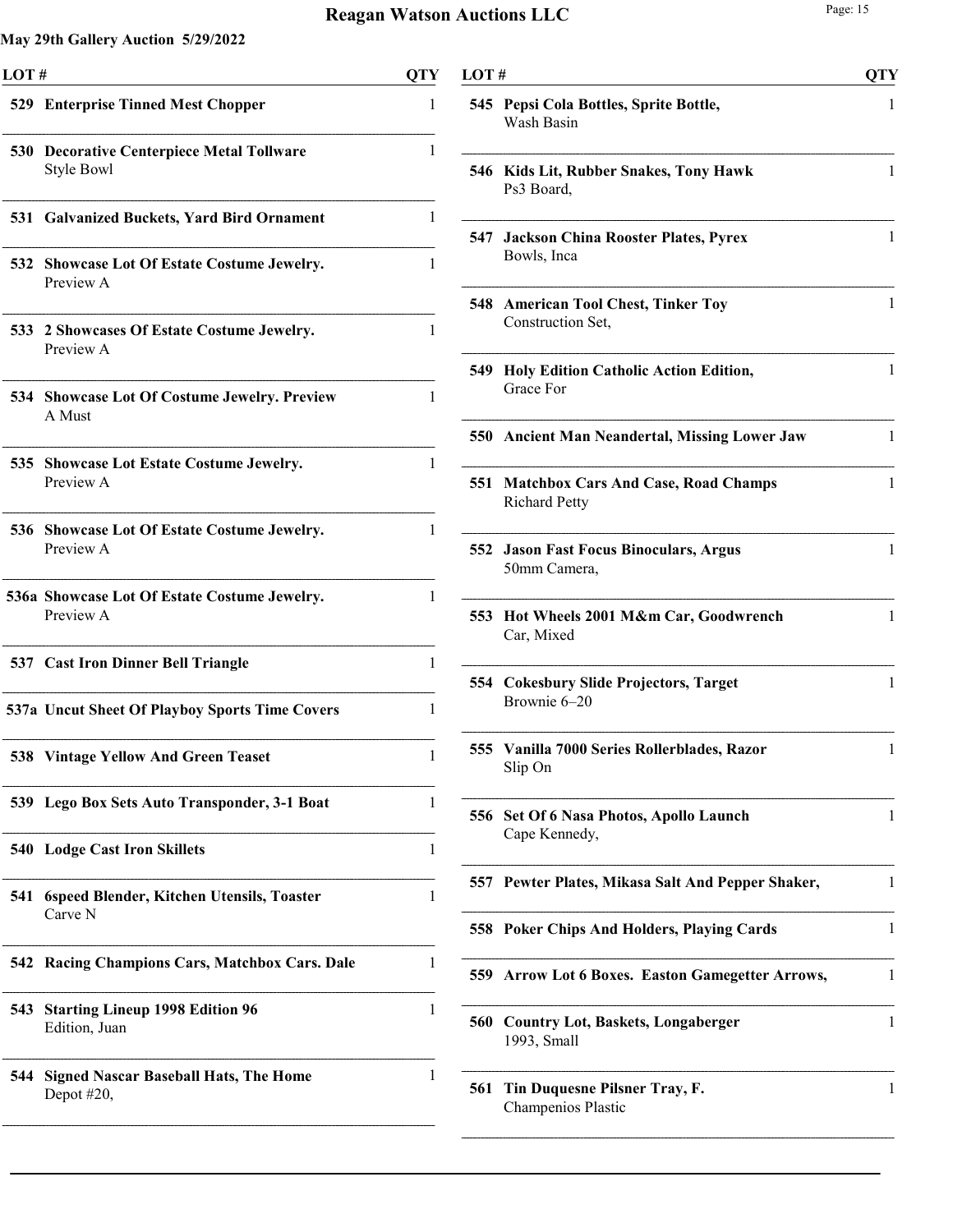# Reagan Watson Auctions LLC

**May 29th Gallery Auction 5/29/2022**

| LOT # | | QTY |
|---|---|---|
| 529 | **Enterprise Tinned Mest Chopper** | 1 |
| 530 | **Decorative Centerpiece Metal Tollware** Style Bowl | 1 |
| 531 | **Galvanized Buckets, Yard Bird Ornament** | 1 |
| 532 | **Showcase Lot Of Estate Costume Jewelry.** Preview A | 1 |
| 533 | **2 Showcases Of Estate Costume Jewelry.** Preview A | 1 |
| 534 | **Showcase Lot Of Costume Jewelry. Preview** A Must | 1 |
| 535 | **Showcase Lot Estate Costume Jewelry.** Preview A | 1 |
| 536 | **Showcase Lot Of Estate Costume Jewelry.** Preview A | 1 |
| 536a | **Showcase Lot Of Estate Costume Jewelry.** Preview A | 1 |
| 537 | **Cast Iron Dinner Bell Triangle** | 1 |
| 537a | **Uncut Sheet Of Playboy Sports Time Covers** | 1 |
| 538 | **Vintage Yellow And Green Teaset** | 1 |
| 539 | **Lego Box Sets Auto Transponder, 3-1 Boat** | 1 |
| 540 | **Lodge Cast Iron Skillets** | 1 |
| 541 | **6speed Blender, Kitchen Utensils, Toaster** Carve N | 1 |
| 542 | **Racing Champions Cars, Matchbox Cars. Dale** | 1 |
| 543 | **Starting Lineup 1998 Edition 96** Edition, Juan | 1 |
| 544 | **Signed Nascar Baseball Hats, The Home** Depot #20, | 1 |
| 545 | **Pepsi Cola Bottles, Sprite Bottle,** Wash Basin | 1 |
| 546 | **Kids Lit, Rubber Snakes, Tony Hawk** Ps3 Board, | 1 |
| 547 | **Jackson China Rooster Plates, Pyrex** Bowls, Inca | 1 |
| 548 | **American Tool Chest, Tinker Toy** Construction Set, | 1 |
| 549 | **Holy Edition Catholic Action Edition,** Grace For | 1 |
| 550 | **Ancient Man Neandertal, Missing Lower Jaw** | 1 |
| 551 | **Matchbox Cars And Case, Road Champs** Richard Petty | 1 |
| 552 | **Jason Fast Focus Binoculars, Argus** 50mm Camera, | 1 |
| 553 | **Hot Wheels 2001 M&m Car, Goodwrench** Car, Mixed | 1 |
| 554 | **Cokesbury Slide Projectors, Target** Brownie 6–20 | 1 |
| 555 | **Vanilla 7000 Series Rollerblades, Razor** Slip On | 1 |
| 556 | **Set Of 6 Nasa Photos, Apollo Launch** Cape Kennedy, | 1 |
| 557 | **Pewter Plates, Mikasa Salt And Pepper Shaker,** | 1 |
| 558 | **Poker Chips And Holders, Playing Cards** | 1 |
| 559 | **Arrow Lot 6 Boxes. Easton Gamegetter Arrows,** | 1 |
| 560 | **Country Lot, Baskets, Longaberger** 1993, Small | 1 |
| 561 | **Tin Duquesne Pilsner Tray, F.** Champenios Plastic | 1 |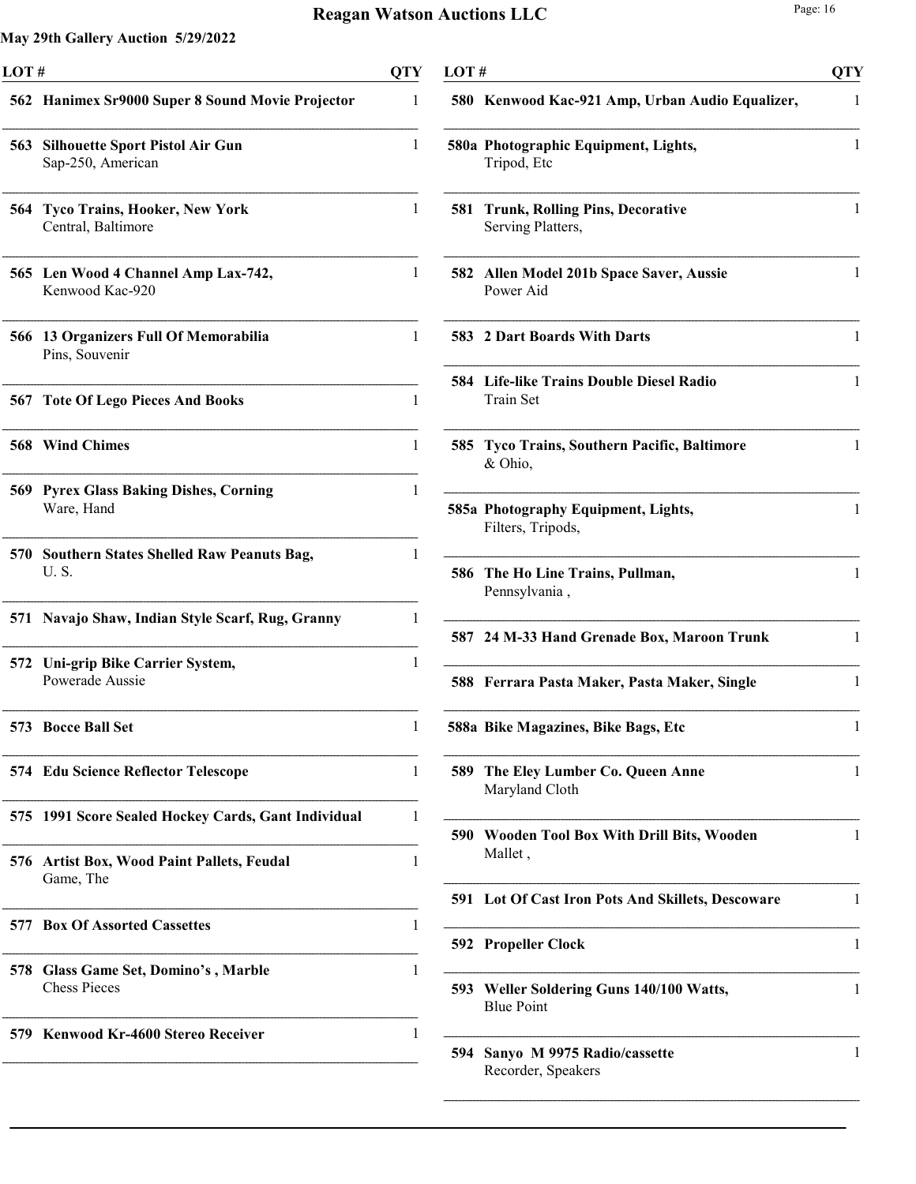**May 29th Gallery Auction 5/29/2022**

| LOT # | | QTY |
|---|---|---|
| 562 | **Hanimex Sr9000 Super 8 Sound Movie Projector** | 1 |
| 563 | **Silhouette Sport Pistol Air Gun** Sap-250, American | 1 |
| 564 | **Tyco Trains, Hooker, New York** Central, Baltimore | 1 |
| 565 | **Len Wood 4 Channel Amp Lax-742,** Kenwood Kac-920 | 1 |
| 566 | **13 Organizers Full Of Memorabilia** Pins, Souvenir | 1 |
| 567 | **Tote Of Lego Pieces And Books** | 1 |
| 568 | **Wind Chimes** | 1 |
| 569 | **Pyrex Glass Baking Dishes, Corning** Ware, Hand | 1 |
| 570 | **Southern States Shelled Raw Peanuts Bag,** U. S. | 1 |
| 571 | **Navajo Shaw, Indian Style Scarf, Rug, Granny** | 1 |
| 572 | **Uni-grip Bike Carrier System,** Powerade Aussie | 1 |
| 573 | **Bocce Ball Set** | 1 |
| 574 | **Edu Science Reflector Telescope** | 1 |
| 575 | **1991 Score Sealed Hockey Cards, Gant Individual** | 1 |
| 576 | **Artist Box, Wood Paint Pallets, Feudal** Game, The | 1 |
| 577 | **Box Of Assorted Cassettes** | 1 |
| 578 | **Glass Game Set, Domino's , Marble** Chess Pieces | 1 |
| 579 | **Kenwood Kr-4600 Stereo Receiver** | 1 |
| 580 | **Kenwood Kac-921 Amp, Urban Audio Equalizer,** | 1 |
| 580a | **Photographic Equipment, Lights,** Tripod, Etc | 1 |
| 581 | **Trunk, Rolling Pins, Decorative** Serving Platters, | 1 |
| 582 | **Allen Model 201b Space Saver, Aussie** Power Aid | 1 |
| 583 | **2 Dart Boards With Darts** | 1 |
| 584 | **Life-like Trains Double Diesel Radio** Train Set | 1 |
| 585 | **Tyco Trains, Southern Pacific, Baltimore** & Ohio, | 1 |
| 585a | **Photography Equipment, Lights,** Filters, Tripods, | 1 |
| 586 | **The Ho Line Trains, Pullman,** Pennsylvania , | 1 |
| 587 | **24 M-33 Hand Grenade Box, Maroon Trunk** | 1 |
| 588 | **Ferrara Pasta Maker, Pasta Maker, Single** | 1 |
| 588a | **Bike Magazines, Bike Bags, Etc** | 1 |
| 589 | **The Eley Lumber Co. Queen Anne** Maryland Cloth | 1 |
| 590 | **Wooden Tool Box With Drill Bits, Wooden** Mallet , | 1 |
| 591 | **Lot Of Cast Iron Pots And Skillets, Descoware** | 1 |
| 592 | **Propeller Clock** | 1 |
| 593 | **Weller Soldering Guns 140/100 Watts,** Blue Point | 1 |
| 594 | **Sanyo M 9975 Radio/cassette** Recorder, Speakers | 1 |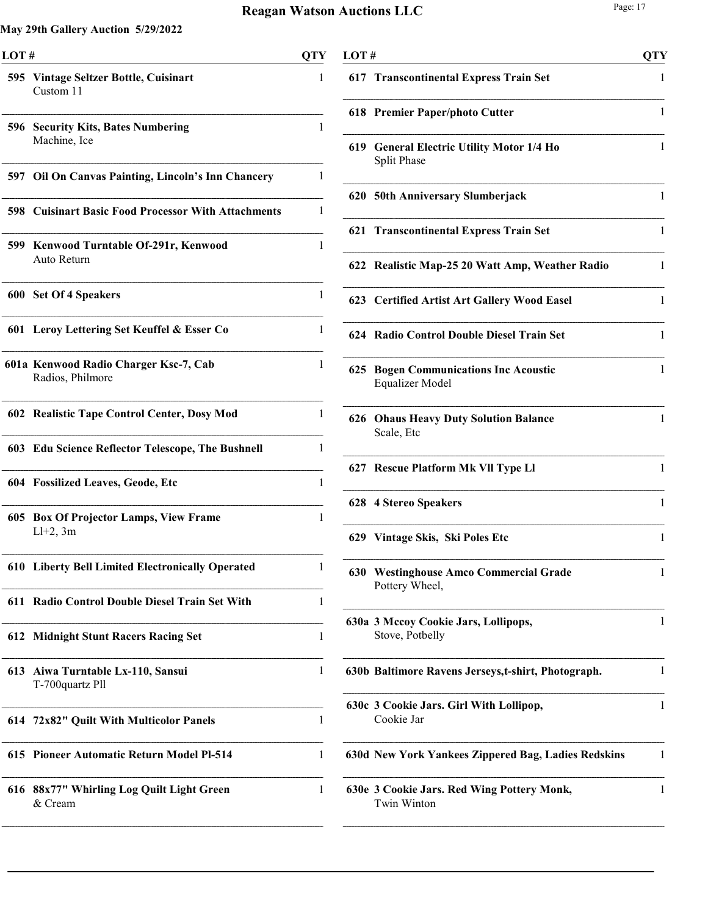# Reagan Watson Auctions LLC

**May 29th Gallery Auction 5/29/2022**

| LOT # | | QTY |
|---|---|---|
| 595 | **Vintage Seltzer Bottle, Cuisinart** Custom 11 | 1 |
| 596 | **Security Kits, Bates Numbering** Machine, Ice | 1 |
| 597 | **Oil On Canvas Painting, Lincoln's Inn Chancery** | 1 |
| 598 | **Cuisinart Basic Food Processor With Attachments** | 1 |
| 599 | **Kenwood Turntable Of-291r, Kenwood** Auto Return | 1 |
| 600 | **Set Of 4 Speakers** | 1 |
| 601 | **Leroy Lettering Set Keuffel & Esser Co** | 1 |
| 601a | **Kenwood Radio Charger Ksc-7, Cab** Radios, Philmore | 1 |
| 602 | **Realistic Tape Control Center, Dosy Mod** | 1 |
| 603 | **Edu Science Reflector Telescope, The Bushnell** | 1 |
| 604 | **Fossilized Leaves, Geode, Etc** | 1 |
| 605 | **Box Of Projector Lamps, View Frame** Ll+2, 3m | 1 |
| 610 | **Liberty Bell Limited Electronically Operated** | 1 |
| 611 | **Radio Control Double Diesel Train Set With** | 1 |
| 612 | **Midnight Stunt Racers Racing Set** | 1 |
| 613 | **Aiwa Turntable Lx-110, Sansui** T-700quartz Pll | 1 |
| 614 | **72x82" Quilt With Multicolor Panels** | 1 |
| 615 | **Pioneer Automatic Return Model Pl-514** | 1 |
| 616 | **88x77" Whirling Log Quilt Light Green** & Cream | 1 |
| 617 | **Transcontinental Express Train Set** | 1 |
| 618 | **Premier Paper/photo Cutter** | 1 |
| 619 | **General Electric Utility Motor 1/4 Ho** Split Phase | 1 |
| 620 | **50th Anniversary Slumberjack** | 1 |
| 621 | **Transcontinental Express Train Set** | 1 |
| 622 | **Realistic Map-25 20 Watt Amp, Weather Radio** | 1 |
| 623 | **Certified Artist Art Gallery Wood Easel** | 1 |
| 624 | **Radio Control Double Diesel Train Set** | 1 |
| 625 | **Bogen Communications Inc Acoustic** Equalizer Model | 1 |
| 626 | **Ohaus Heavy Duty Solution Balance** Scale, Etc | 1 |
| 627 | **Rescue Platform Mk Vll Type Ll** | 1 |
| 628 | **4 Stereo Speakers** | 1 |
| 629 | **Vintage Skis, Ski Poles Etc** | 1 |
| 630 | **Westinghouse Amco Commercial Grade** Pottery Wheel, | 1 |
| 630a | **3 Mccoy Cookie Jars, Lollipops,** Stove, Potbelly | 1 |
| 630b | **Baltimore Ravens Jerseys,t-shirt, Photograph.** | 1 |
| 630c | **3 Cookie Jars. Girl With Lollipop,** Cookie Jar | 1 |
| 630d | **New York Yankees Zippered Bag, Ladies Redskins** | 1 |
| 630e | **3 Cookie Jars. Red Wing Pottery Monk,** Twin Winton | 1 |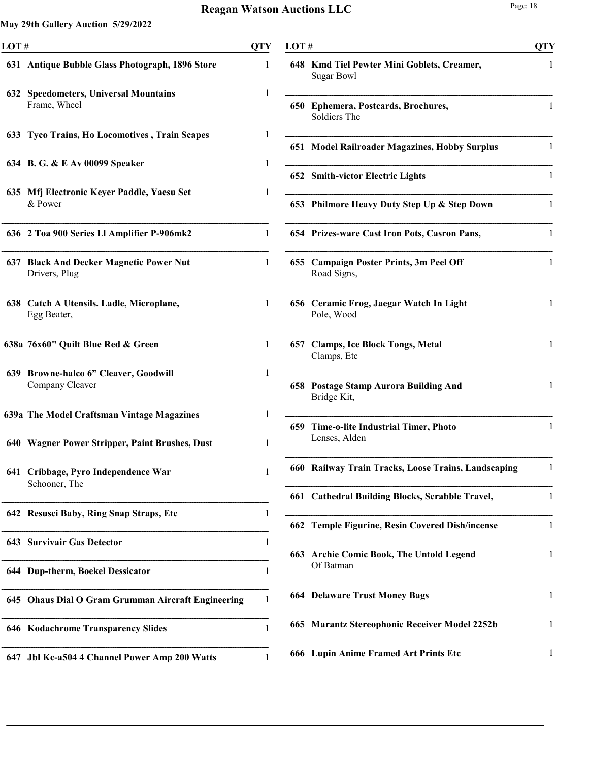## May 29th Gallery Auction 5/29/2022

| LOT # | | QTY |
|---|---|---|
| 631 | Antique Bubble Glass Photograph, 1896 Store | 1 |
| 632 | Speedometers, Universal Mountains Frame, Wheel | 1 |
| 633 | Tyco Trains, Ho Locomotives , Train Scapes | 1 |
| 634 | B. G. & E Av 00099 Speaker | 1 |
| 635 | Mfj Electronic Keyer Paddle, Yaesu Set & Power | 1 |
| 636 | 2 Toa 900 Series Ll Amplifier P-906mk2 | 1 |
| 637 | Black And Decker Magnetic Power Nut Drivers, Plug | 1 |
| 638 | Catch A Utensils. Ladle, Microplane, Egg Beater, | 1 |
| 638a | 76x60" Quilt Blue Red & Green | 1 |
| 639 | Browne-halco 6" Cleaver, Goodwill Company Cleaver | 1 |
| 639a | The Model Craftsman Vintage Magazines | 1 |
| 640 | Wagner Power Stripper, Paint Brushes, Dust | 1 |
| 641 | Cribbage, Pyro Independence War Schooner, The | 1 |
| 642 | Resusci Baby, Ring Snap Straps, Etc | 1 |
| 643 | Survivair Gas Detector | 1 |
| 644 | Dup-therm, Boekel Dessicator | 1 |
| 645 | Ohaus Dial O Gram Grumman Aircraft Engineering | 1 |
| 646 | Kodachrome Transparency Slides | 1 |
| 647 | Jbl Kc-a504 4 Channel Power Amp 200 Watts | 1 |
| 648 | Kmd Tiel Pewter Mini Goblets, Creamer, Sugar Bowl | 1 |
| 650 | Ephemera, Postcards, Brochures, Soldiers The | 1 |
| 651 | Model Railroader Magazines, Hobby Surplus | 1 |
| 652 | Smith-victor Electric Lights | 1 |
| 653 | Philmore Heavy Duty Step Up & Step Down | 1 |
| 654 | Prizes-ware Cast Iron Pots, Casron Pans, | 1 |
| 655 | Campaign Poster Prints, 3m Peel Off Road Signs, | 1 |
| 656 | Ceramic Frog, Jaegar Watch In Light Pole, Wood | 1 |
| 657 | Clamps, Ice Block Tongs, Metal Clamps, Etc | 1 |
| 658 | Postage Stamp Aurora Building And Bridge Kit, | 1 |
| 659 | Time-o-lite Industrial Timer, Photo Lenses, Alden | 1 |
| 660 | Railway Train Tracks, Loose Trains, Landscaping | 1 |
| 661 | Cathedral Building Blocks, Scrabble Travel, | 1 |
| 662 | Temple Figurine, Resin Covered Dish/incense | 1 |
| 663 | Archie Comic Book, The Untold Legend Of Batman | 1 |
| 664 | Delaware Trust Money Bags | 1 |
| 665 | Marantz Stereophonic Receiver Model 2252b | 1 |
| 666 | Lupin Anime Framed Art Prints Etc | 1 |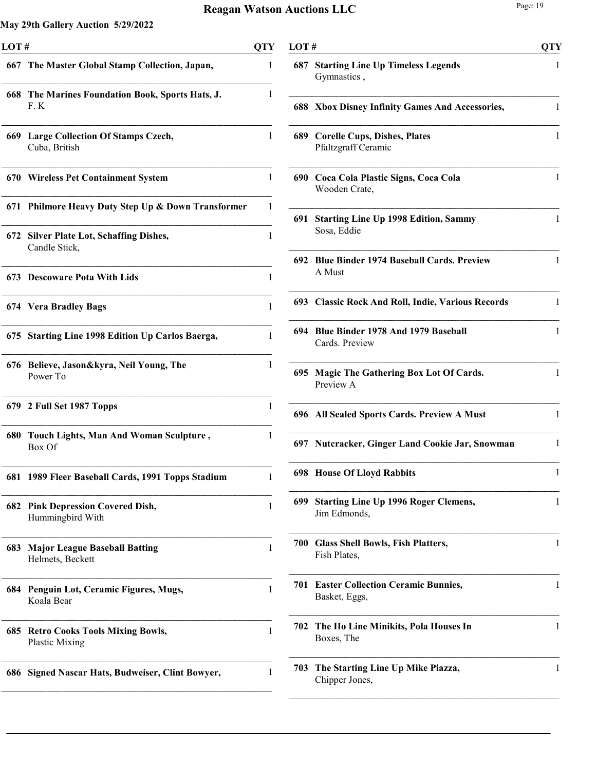**May 29th Gallery Auction 5/29/2022**

| LOT # | | QTY |
|---|---|---|
| 667 | **The Master Global Stamp Collection, Japan,** | 1 |
| 668 | **The Marines Foundation Book, Sports Hats, J.** F. K | 1 |
| 669 | **Large Collection Of Stamps Czech,** Cuba, British | 1 |
| 670 | **Wireless Pet Containment System** | 1 |
| 671 | **Philmore Heavy Duty Step Up & Down Transformer** | 1 |
| 672 | **Silver Plate Lot, Schaffing Dishes,** Candle Stick, | 1 |
| 673 | **Descoware Pota With Lids** | 1 |
| 674 | **Vera Bradley Bags** | 1 |
| 675 | **Starting Line 1998 Edition Up Carlos Baerga,** | 1 |
| 676 | **Believe, Jason&kyra, Neil Young, The** Power To | 1 |
| 679 | **2 Full Set 1987 Topps** | 1 |
| 680 | **Touch Lights, Man And Woman Sculpture ,** Box Of | 1 |
| 681 | **1989 Fleer Baseball Cards, 1991 Topps Stadium** | 1 |
| 682 | **Pink Depression Covered Dish,** Hummingbird With | 1 |
| 683 | **Major League Baseball Batting** Helmets, Beckett | 1 |
| 684 | **Penguin Lot, Ceramic Figures, Mugs,** Koala Bear | 1 |
| 685 | **Retro Cooks Tools Mixing Bowls,** Plastic Mixing | 1 |
| 686 | **Signed Nascar Hats, Budweiser, Clint Bowyer,** | 1 |
| 687 | **Starting Line Up Timeless Legends** Gymnastics , | 1 |
| 688 | **Xbox Disney Infinity Games And Accessories,** | 1 |
| 689 | **Corelle Cups, Dishes, Plates** Pfaltzgraff Ceramic | 1 |
| 690 | **Coca Cola Plastic Signs, Coca Cola** Wooden Crate, | 1 |
| 691 | **Starting Line Up 1998 Edition, Sammy** Sosa, Eddie | 1 |
| 692 | **Blue Binder 1974 Baseball Cards. Preview** A Must | 1 |
| 693 | **Classic Rock And Roll, Indie, Various Records** | 1 |
| 694 | **Blue Binder 1978 And 1979 Baseball** Cards. Preview | 1 |
| 695 | **Magic The Gathering Box Lot Of Cards.** Preview A | 1 |
| 696 | **All Sealed Sports Cards. Preview A Must** | 1 |
| 697 | **Nutcracker, Ginger Land Cookie Jar, Snowman** | 1 |
| 698 | **House Of Lloyd Rabbits** | 1 |
| 699 | **Starting Line Up 1996 Roger Clemens,** Jim Edmonds, | 1 |
| 700 | **Glass Shell Bowls, Fish Platters,** Fish Plates, | 1 |
| 701 | **Easter Collection Ceramic Bunnies,** Basket, Eggs, | 1 |
| 702 | **The Ho Line Minikits, Pola Houses In** Boxes, The | 1 |
| 703 | **The Starting Line Up Mike Piazza,** Chipper Jones, | 1 |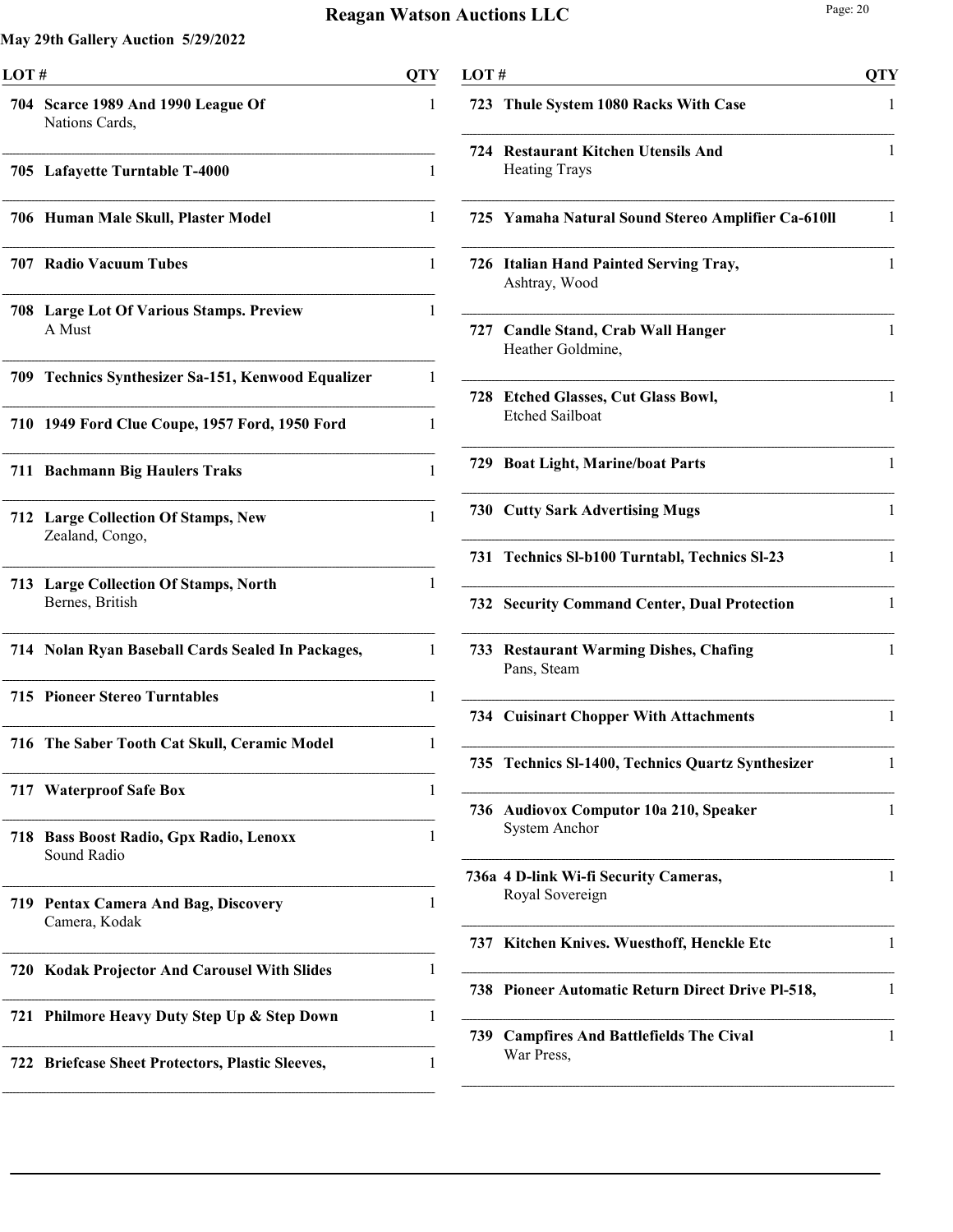**May 29th Gallery Auction 5/29/2022**

| LOT # | | QTY |
|---|---|---|
| 704 | **Scarce 1989 And 1990 League Of** Nations Cards, | 1 |
| 705 | **Lafayette Turntable T-4000** | 1 |
| 706 | **Human Male Skull, Plaster Model** | 1 |
| 707 | **Radio Vacuum Tubes** | 1 |
| 708 | **Large Lot Of Various Stamps. Preview** A Must | 1 |
| 709 | **Technics Synthesizer Sa-151, Kenwood Equalizer** | 1 |
| 710 | **1949 Ford Clue Coupe, 1957 Ford, 1950 Ford** | 1 |
| 711 | **Bachmann Big Haulers Traks** | 1 |
| 712 | **Large Collection Of Stamps, New** Zealand, Congo, | 1 |
| 713 | **Large Collection Of Stamps, North** Bernes, British | 1 |
| 714 | **Nolan Ryan Baseball Cards Sealed In Packages,** | 1 |
| 715 | **Pioneer Stereo Turntables** | 1 |
| 716 | **The Saber Tooth Cat Skull, Ceramic Model** | 1 |
| 717 | **Waterproof Safe Box** | 1 |
| 718 | **Bass Boost Radio, Gpx Radio, Lenoxx** Sound Radio | 1 |
| 719 | **Pentax Camera And Bag, Discovery** Camera, Kodak | 1 |
| 720 | **Kodak Projector And Carousel With Slides** | 1 |
| 721 | **Philmore Heavy Duty Step Up & Step Down** | 1 |
| 722 | **Briefcase Sheet Protectors, Plastic Sleeves,** | 1 |
| 723 | **Thule System 1080 Racks With Case** | 1 |
| 724 | **Restaurant Kitchen Utensils And** Heating Trays | 1 |
| 725 | **Yamaha Natural Sound Stereo Amplifier Ca-610ll** | 1 |
| 726 | **Italian Hand Painted Serving Tray,** Ashtray, Wood | 1 |
| 727 | **Candle Stand, Crab Wall Hanger** Heather Goldmine, | 1 |
| 728 | **Etched Glasses, Cut Glass Bowl,** Etched Sailboat | 1 |
| 729 | **Boat Light, Marine/boat Parts** | 1 |
| 730 | **Cutty Sark Advertising Mugs** | 1 |
| 731 | **Technics Sl-b100 Turntabl, Technics Sl-23** | 1 |
| 732 | **Security Command Center, Dual Protection** | 1 |
| 733 | **Restaurant Warming Dishes, Chafing** Pans, Steam | 1 |
| 734 | **Cuisinart Chopper With Attachments** | 1 |
| 735 | **Technics Sl-1400, Technics Quartz Synthesizer** | 1 |
| 736 | **Audiovox Computor 10a 210, Speaker** System Anchor | 1 |
| 736a | **4 D-link Wi-fi Security Cameras,** Royal Sovereign | 1 |
| 737 | **Kitchen Knives. Wuesthoff, Henckle Etc** | 1 |
| 738 | **Pioneer Automatic Return Direct Drive Pl-518,** | 1 |
| 739 | **Campfires And Battlefields The Cival** War Press, | 1 |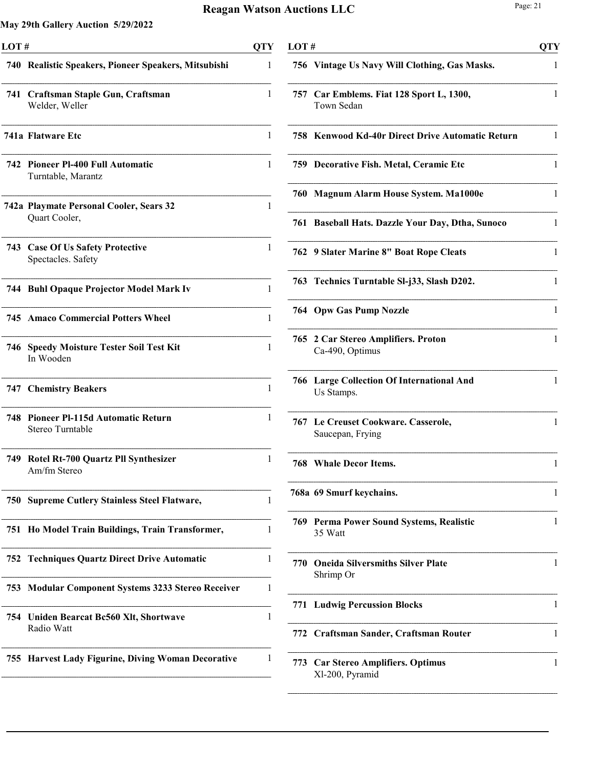# Reagan Watson Auctions LLC

**May 29th Gallery Auction 5/29/2022**

| LOT # | | QTY |
|---|---|---|
| 740 | **Realistic Speakers, Pioneer Speakers, Mitsubishi** | 1 |
| 741 | **Craftsman Staple Gun, Craftsman** Welder, Weller | 1 |
| 741a | **Flatware Etc** | 1 |
| 742 | **Pioneer Pl-400 Full Automatic** Turntable, Marantz | 1 |
| 742a | **Playmate Personal Cooler, Sears 32** Quart Cooler, | 1 |
| 743 | **Case Of Us Safety Protective** Spectacles. Safety | 1 |
| 744 | **Buhl Opaque Projector Model Mark Iv** | 1 |
| 745 | **Amaco Commercial Potters Wheel** | 1 |
| 746 | **Speedy Moisture Tester Soil Test Kit** In Wooden | 1 |
| 747 | **Chemistry Beakers** | 1 |
| 748 | **Pioneer Pl-115d Automatic Return** Stereo Turntable | 1 |
| 749 | **Rotel Rt-700 Quartz Pll Synthesizer** Am/fm Stereo | 1 |
| 750 | **Supreme Cutlery Stainless Steel Flatware,** | 1 |
| 751 | **Ho Model Train Buildings, Train Transformer,** | 1 |
| 752 | **Techniques Quartz Direct Drive Automatic** | 1 |
| 753 | **Modular Component Systems 3233 Stereo Receiver** | 1 |
| 754 | **Uniden Bearcat Bc560 Xlt, Shortwave** Radio Watt | 1 |
| 755 | **Harvest Lady Figurine, Diving Woman Decorative** | 1 |
| 756 | **Vintage Us Navy Will Clothing, Gas Masks.** | 1 |
| 757 | **Car Emblems. Fiat 128 Sport L, 1300,** Town Sedan | 1 |
| 758 | **Kenwood Kd-40r Direct Drive Automatic Return** | 1 |
| 759 | **Decorative Fish. Metal, Ceramic Etc** | 1 |
| 760 | **Magnum Alarm House System. Ma1000e** | 1 |
| 761 | **Baseball Hats. Dazzle Your Day, Dtha, Sunoco** | 1 |
| 762 | **9 Slater Marine 8" Boat Rope Cleats** | 1 |
| 763 | **Technics Turntable Sl-j33, Slash D202.** | 1 |
| 764 | **Opw Gas Pump Nozzle** | 1 |
| 765 | **2 Car Stereo Amplifiers. Proton** Ca-490, Optimus | 1 |
| 766 | **Large Collection Of International And** Us Stamps. | 1 |
| 767 | **Le Creuset Cookware. Casserole,** Saucepan, Frying | 1 |
| 768 | **Whale Decor Items.** | 1 |
| 768a | **69 Smurf keychains.** | 1 |
| 769 | **Perma Power Sound Systems, Realistic** 35 Watt | 1 |
| 770 | **Oneida Silversmiths Silver Plate** Shrimp Or | 1 |
| 771 | **Ludwig Percussion Blocks** | 1 |
| 772 | **Craftsman Sander, Craftsman Router** | 1 |
| 773 | **Car Stereo Amplifiers. Optimus** Xl-200, Pyramid | 1 |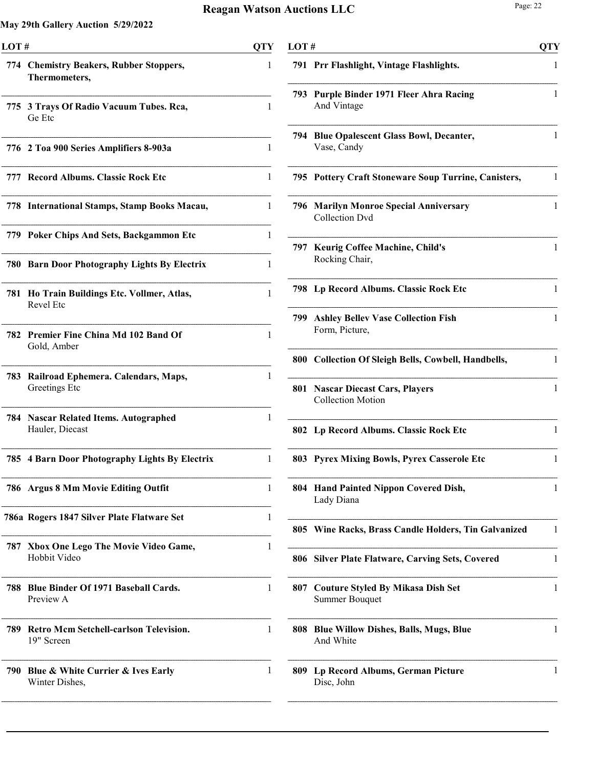# Reagan Watson Auctions LLC

**May 29th Gallery Auction 5/29/2022**

| LOT # | | QTY |
|---|---|---|
| 774 | **Chemistry Beakers, Rubber Stoppers, Thermometers,** | 1 |
| 775 | **3 Trays Of Radio Vacuum Tubes. Rca,** Ge Etc | 1 |
| 776 | **2 Toa 900 Series Amplifiers 8-903a** | 1 |
| 777 | **Record Albums. Classic Rock Etc** | 1 |
| 778 | **International Stamps, Stamp Books Macau,** | 1 |
| 779 | **Poker Chips And Sets, Backgammon Etc** | 1 |
| 780 | **Barn Door Photography Lights By Electrix** | 1 |
| 781 | **Ho Train Buildings Etc. Vollmer, Atlas,** Revel Etc | 1 |
| 782 | **Premier Fine China Md 102 Band Of** Gold, Amber | 1 |
| 783 | **Railroad Ephemera. Calendars, Maps,** Greetings Etc | 1 |
| 784 | **Nascar Related Items. Autographed** Hauler, Diecast | 1 |
| 785 | **4 Barn Door Photography Lights By Electrix** | 1 |
| 786 | **Argus 8 Mm Movie Editing Outfit** | 1 |
| 786a | **Rogers 1847 Silver Plate Flatware Set** | 1 |
| 787 | **Xbox One Lego The Movie Video Game,** Hobbit Video | 1 |
| 788 | **Blue Binder Of 1971 Baseball Cards.** Preview A | 1 |
| 789 | **Retro Mcm Setchell-carlson Television.** 19" Screen | 1 |
| 790 | **Blue & White Currier & Ives Early** Winter Dishes, | 1 |
| 791 | **Prr Flashlight, Vintage Flashlights.** | 1 |
| 793 | **Purple Binder 1971 Fleer Ahra Racing** And Vintage | 1 |
| 794 | **Blue Opalescent Glass Bowl, Decanter,** Vase, Candy | 1 |
| 795 | **Pottery Craft Stoneware Soup Turrine, Canisters,** | 1 |
| 796 | **Marilyn Monroe Special Anniversary** Collection Dvd | 1 |
| 797 | **Keurig Coffee Machine, Child's** Rocking Chair, | 1 |
| 798 | **Lp Record Albums. Classic Rock Etc** | 1 |
| 799 | **Ashley Bellev Vase Collection Fish** Form, Picture, | 1 |
| 800 | **Collection Of Sleigh Bells, Cowbell, Handbells,** | 1 |
| 801 | **Nascar Diecast Cars, Players** Collection Motion | 1 |
| 802 | **Lp Record Albums. Classic Rock Etc** | 1 |
| 803 | **Pyrex Mixing Bowls, Pyrex Casserole Etc** | 1 |
| 804 | **Hand Painted Nippon Covered Dish,** Lady Diana | 1 |
| 805 | **Wine Racks, Brass Candle Holders, Tin Galvanized** | 1 |
| 806 | **Silver Plate Flatware, Carving Sets, Covered** | 1 |
| 807 | **Couture Styled By Mikasa Dish Set** Summer Bouquet | 1 |
| 808 | **Blue Willow Dishes, Balls, Mugs, Blue** And White | 1 |
| 809 | **Lp Record Albums, German Picture** Disc, John | 1 |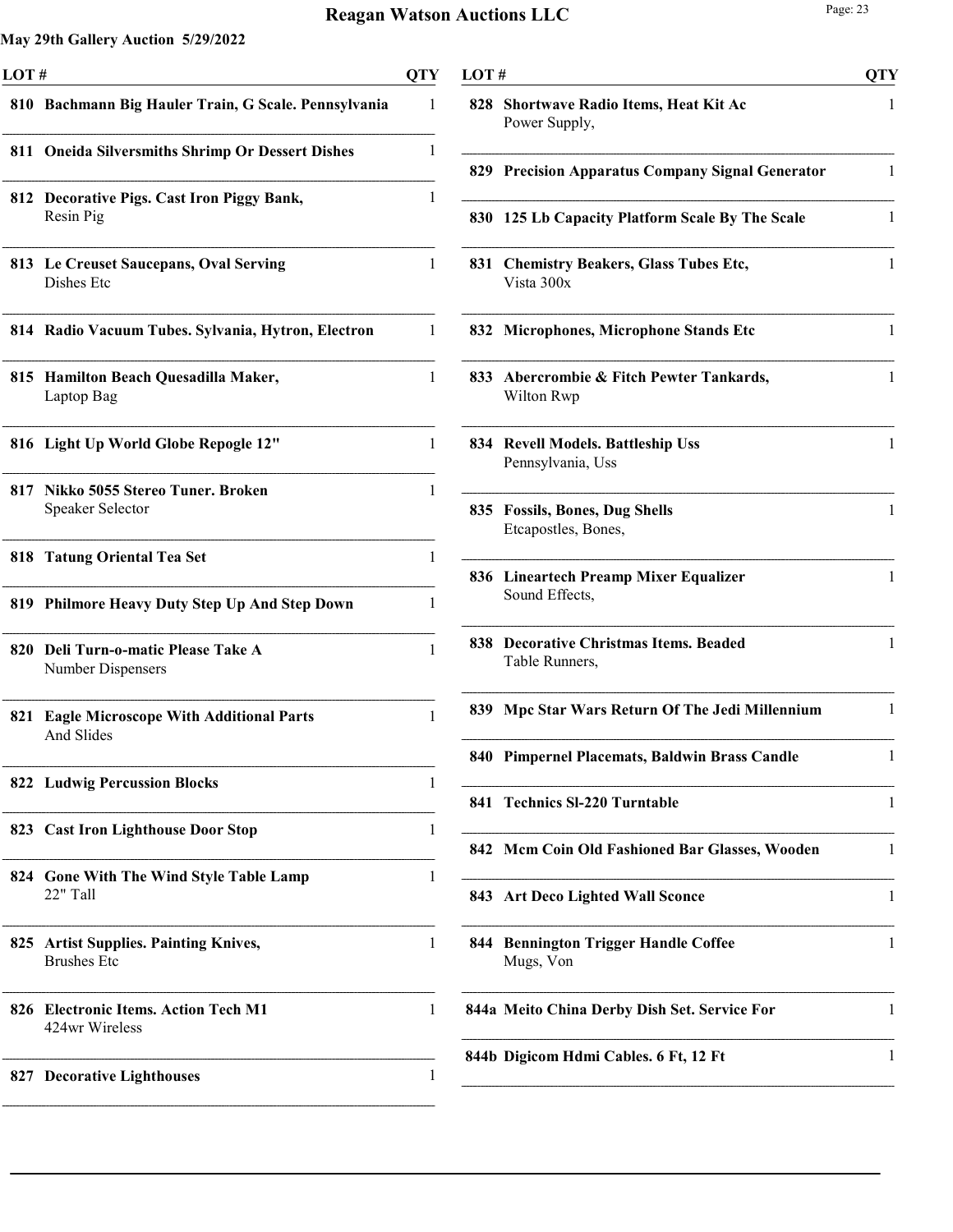# Reagan Watson Auctions LLC

**May 29th Gallery Auction 5/29/2022**

| LOT # | | QTY |
|---|---|---|
| 810 | **Bachmann Big Hauler Train, G Scale. Pennsylvania** | 1 |
| 811 | **Oneida Silversmiths Shrimp Or Dessert Dishes** | 1 |
| 812 | **Decorative Pigs. Cast Iron Piggy Bank,** Resin Pig | 1 |
| 813 | **Le Creuset Saucepans, Oval Serving** Dishes Etc | 1 |
| 814 | **Radio Vacuum Tubes. Sylvania, Hytron, Electron** | 1 |
| 815 | **Hamilton Beach Quesadilla Maker,** Laptop Bag | 1 |
| 816 | **Light Up World Globe Repogle 12"** | 1 |
| 817 | **Nikko 5055 Stereo Tuner. Broken** Speaker Selector | 1 |
| 818 | **Tatung Oriental Tea Set** | 1 |
| 819 | **Philmore Heavy Duty Step Up And Step Down** | 1 |
| 820 | **Deli Turn-o-matic Please Take A** Number Dispensers | 1 |
| 821 | **Eagle Microscope With Additional Parts** And Slides | 1 |
| 822 | **Ludwig Percussion Blocks** | 1 |
| 823 | **Cast Iron Lighthouse Door Stop** | 1 |
| 824 | **Gone With The Wind Style Table Lamp** 22" Tall | 1 |
| 825 | **Artist Supplies. Painting Knives,** Brushes Etc | 1 |
| 826 | **Electronic Items. Action Tech M1** 424wr Wireless | 1 |
| 827 | **Decorative Lighthouses** | 1 |
| 828 | **Shortwave Radio Items, Heat Kit Ac** Power Supply, | 1 |
| 829 | **Precision Apparatus Company Signal Generator** | 1 |
| 830 | **125 Lb Capacity Platform Scale By The Scale** | 1 |
| 831 | **Chemistry Beakers, Glass Tubes Etc,** Vista 300x | 1 |
| 832 | **Microphones, Microphone Stands Etc** | 1 |
| 833 | **Abercrombie & Fitch Pewter Tankards,** Wilton Rwp | 1 |
| 834 | **Revell Models. Battleship Uss** Pennsylvania, Uss | 1 |
| 835 | **Fossils, Bones, Dug Shells** Etcapostles, Bones, | 1 |
| 836 | **Lineartech Preamp Mixer Equalizer** Sound Effects, | 1 |
| 838 | **Decorative Christmas Items. Beaded** Table Runners, | 1 |
| 839 | **Mpc Star Wars Return Of The Jedi Millennium** | 1 |
| 840 | **Pimpernel Placemats, Baldwin Brass Candle** | 1 |
| 841 | **Technics Sl-220 Turntable** | 1 |
| 842 | **Mcm Coin Old Fashioned Bar Glasses, Wooden** | 1 |
| 843 | **Art Deco Lighted Wall Sconce** | 1 |
| 844 | **Bennington Trigger Handle Coffee** Mugs, Von | 1 |
| 844a | **Meito China Derby Dish Set. Service For** | 1 |
| 844b | **Digicom Hdmi Cables. 6 Ft, 12 Ft** | 1 |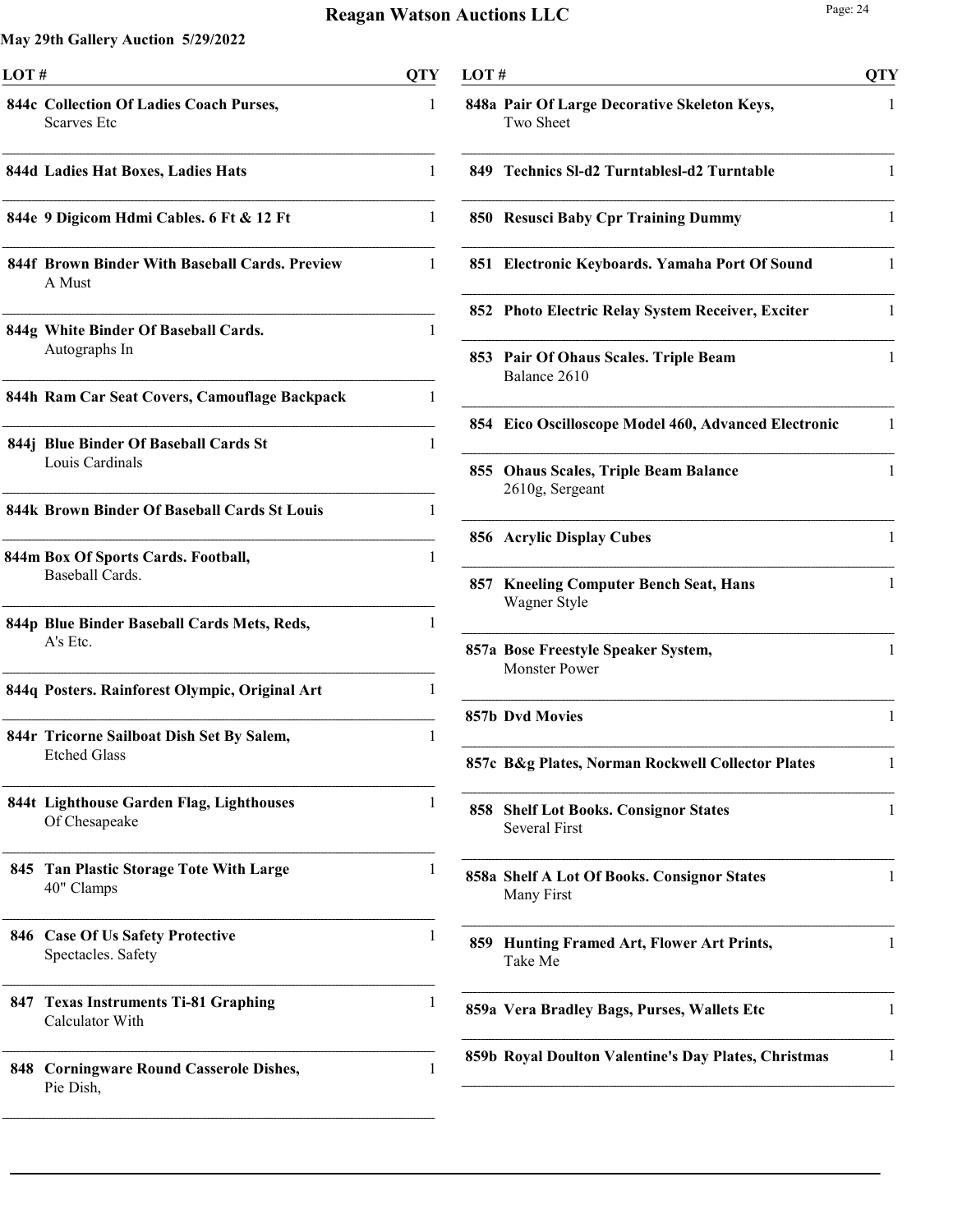**May 29th Gallery Auction 5/29/2022**

| LOT # | | QTY |
|---|---|---|
| 844c | Collection Of Ladies Coach Purses, Scarves Etc | 1 |
| 844d | Ladies Hat Boxes, Ladies Hats | 1 |
| 844e | 9 Digicom Hdmi Cables. 6 Ft & 12 Ft | 1 |
| 844f | Brown Binder With Baseball Cards. Preview A Must | 1 |
| 844g | White Binder Of Baseball Cards. Autographs In | 1 |
| 844h | Ram Car Seat Covers, Camouflage Backpack | 1 |
| 844j | Blue Binder Of Baseball Cards St Louis Cardinals | 1 |
| 844k | Brown Binder Of Baseball Cards St Louis | 1 |
| 844m | Box Of Sports Cards. Football, Baseball Cards. | 1 |
| 844p | Blue Binder Baseball Cards Mets, Reds, A's Etc. | 1 |
| 844q | Posters. Rainforest Olympic, Original Art | 1 |
| 844r | Tricorne Sailboat Dish Set By Salem, Etched Glass | 1 |
| 844t | Lighthouse Garden Flag, Lighthouses Of Chesapeake | 1 |
| 845 | Tan Plastic Storage Tote With Large 40" Clamps | 1 |
| 846 | Case Of Us Safety Protective Spectacles. Safety | 1 |
| 847 | Texas Instruments Ti-81 Graphing Calculator With | 1 |
| 848 | Corningware Round Casserole Dishes, Pie Dish, | 1 |
| 848a | Pair Of Large Decorative Skeleton Keys, Two Sheet | 1 |
| 849 | Technics Sl-d2 Turntablesl-d2 Turntable | 1 |
| 850 | Resusci Baby Cpr Training Dummy | 1 |
| 851 | Electronic Keyboards. Yamaha Port Of Sound | 1 |
| 852 | Photo Electric Relay System Receiver, Exciter | 1 |
| 853 | Pair Of Ohaus Scales. Triple Beam Balance 2610 | 1 |
| 854 | Eico Oscilloscope Model 460, Advanced Electronic | 1 |
| 855 | Ohaus Scales, Triple Beam Balance 2610g, Sergeant | 1 |
| 856 | Acrylic Display Cubes | 1 |
| 857 | Kneeling Computer Bench Seat, Hans Wagner Style | 1 |
| 857a | Bose Freestyle Speaker System, Monster Power | 1 |
| 857b | Dvd Movies | 1 |
| 857c | B&g Plates, Norman Rockwell Collector Plates | 1 |
| 858 | Shelf Lot Books. Consignor States Several First | 1 |
| 858a | Shelf A Lot Of Books. Consignor States Many First | 1 |
| 859 | Hunting Framed Art, Flower Art Prints, Take Me | 1 |
| 859a | Vera Bradley Bags, Purses, Wallets Etc | 1 |
| 859b | Royal Doulton Valentine's Day Plates, Christmas | 1 |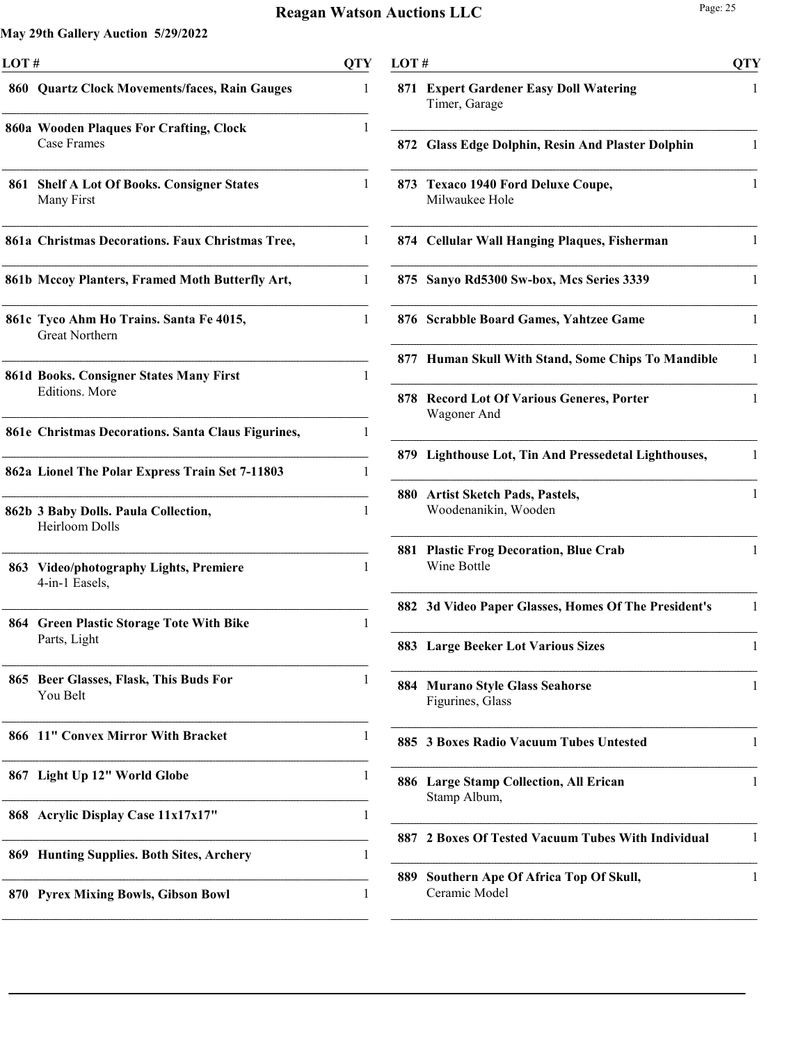# Reagan Watson Auctions LLC

**May 29th Gallery Auction 5/29/2022**

| LOT # | | QTY |
|---|---|---|
| 860 | **Quartz Clock Movements/faces, Rain Gauges** | 1 |
| 860a | **Wooden Plaques For Crafting, Clock** Case Frames | 1 |
| 861 | **Shelf A Lot Of Books. Consigner States** Many First | 1 |
| 861a | **Christmas Decorations. Faux Christmas Tree,** | 1 |
| 861b | **Mccoy Planters, Framed Moth Butterfly Art,** | 1 |
| 861c | **Tyco Ahm Ho Trains. Santa Fe 4015,** Great Northern | 1 |
| 861d | **Books. Consigner States Many First** Editions. More | 1 |
| 861e | **Christmas Decorations. Santa Claus Figurines,** | 1 |
| 862a | **Lionel The Polar Express Train Set 7-11803** | 1 |
| 862b | **3 Baby Dolls. Paula Collection,** Heirloom Dolls | 1 |
| 863 | **Video/photography Lights, Premiere** 4-in-1 Easels, | 1 |
| 864 | **Green Plastic Storage Tote With Bike** Parts, Light | 1 |
| 865 | **Beer Glasses, Flask, This Buds For** You Belt | 1 |
| 866 | **11" Convex Mirror With Bracket** | 1 |
| 867 | **Light Up 12" World Globe** | 1 |
| 868 | **Acrylic Display Case 11x17x17"** | 1 |
| 869 | **Hunting Supplies. Both Sites, Archery** | 1 |
| 870 | **Pyrex Mixing Bowls, Gibson Bowl** | 1 |
| 871 | **Expert Gardener Easy Doll Watering** Timer, Garage | 1 |
| 872 | **Glass Edge Dolphin, Resin And Plaster Dolphin** | 1 |
| 873 | **Texaco 1940 Ford Deluxe Coupe,** Milwaukee Hole | 1 |
| 874 | **Cellular Wall Hanging Plaques, Fisherman** | 1 |
| 875 | **Sanyo Rd5300 Sw-box, Mcs Series 3339** | 1 |
| 876 | **Scrabble Board Games, Yahtzee Game** | 1 |
| 877 | **Human Skull With Stand, Some Chips To Mandible** | 1 |
| 878 | **Record Lot Of Various Generes, Porter** Wagoner And | 1 |
| 879 | **Lighthouse Lot, Tin And Pressedetal Lighthouses,** | 1 |
| 880 | **Artist Sketch Pads, Pastels,** Woodenanikin, Wooden | 1 |
| 881 | **Plastic Frog Decoration, Blue Crab** Wine Bottle | 1 |
| 882 | **3d Video Paper Glasses, Homes Of The President's** | 1 |
| 883 | **Large Beeker Lot Various Sizes** | 1 |
| 884 | **Murano Style Glass Seahorse** Figurines, Glass | 1 |
| 885 | **3 Boxes Radio Vacuum Tubes Untested** | 1 |
| 886 | **Large Stamp Collection, All Erican** Stamp Album, | 1 |
| 887 | **2 Boxes Of Tested Vacuum Tubes With Individual** | 1 |
| 889 | **Southern Ape Of Africa Top Of Skull,** Ceramic Model | 1 |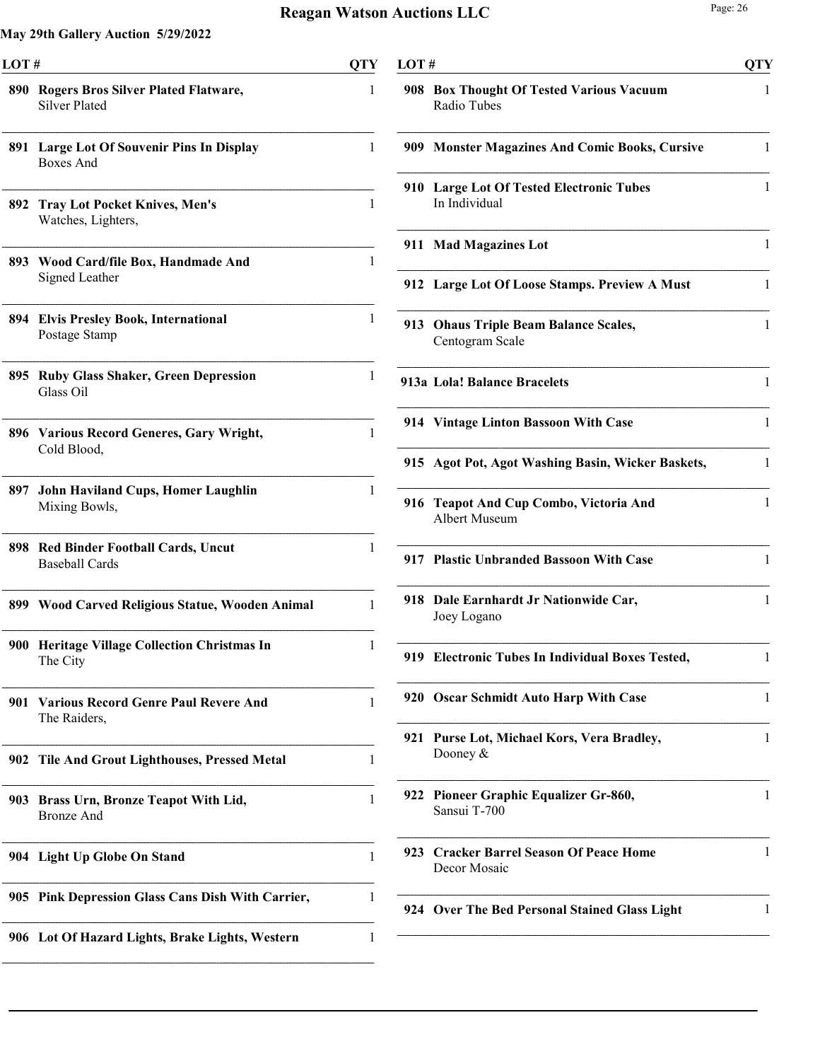## May 29th Gallery Auction 5/29/2022

| LOT # | | QTY |
|---|---|---|
| 890 | **Rogers Bros Silver Plated Flatware,** Silver Plated | 1 |
| 891 | **Large Lot Of Souvenir Pins In Display** Boxes And | 1 |
| 892 | **Tray Lot Pocket Knives, Men's** Watches, Lighters, | 1 |
| 893 | **Wood Card/file Box, Handmade And** Signed Leather | 1 |
| 894 | **Elvis Presley Book, International** Postage Stamp | 1 |
| 895 | **Ruby Glass Shaker, Green Depression** Glass Oil | 1 |
| 896 | **Various Record Generes, Gary Wright,** Cold Blood, | 1 |
| 897 | **John Haviland Cups, Homer Laughlin** Mixing Bowls, | 1 |
| 898 | **Red Binder Football Cards, Uncut** Baseball Cards | 1 |
| 899 | **Wood Carved Religious Statue, Wooden Animal** | 1 |
| 900 | **Heritage Village Collection Christmas In** The City | 1 |
| 901 | **Various Record Genre Paul Revere And** The Raiders, | 1 |
| 902 | **Tile And Grout Lighthouses, Pressed Metal** | 1 |
| 903 | **Brass Urn, Bronze Teapot With Lid,** Bronze And | 1 |
| 904 | **Light Up Globe On Stand** | 1 |
| 905 | **Pink Depression Glass Cans Dish With Carrier,** | 1 |
| 906 | **Lot Of Hazard Lights, Brake Lights, Western** | 1 |
| 908 | **Box Thought Of Tested Various Vacuum** Radio Tubes | 1 |
| 909 | **Monster Magazines And Comic Books, Cursive** | 1 |
| 910 | **Large Lot Of Tested Electronic Tubes** In Individual | 1 |
| 911 | **Mad Magazines Lot** | 1 |
| 912 | **Large Lot Of Loose Stamps. Preview A Must** | 1 |
| 913 | **Ohaus Triple Beam Balance Scales,** Centogram Scale | 1 |
| 913a | **Lola! Balance Bracelets** | 1 |
| 914 | **Vintage Linton Bassoon With Case** | 1 |
| 915 | **Agot Pot, Agot Washing Basin, Wicker Baskets,** | 1 |
| 916 | **Teapot And Cup Combo, Victoria And** Albert Museum | 1 |
| 917 | **Plastic Unbranded Bassoon With Case** | 1 |
| 918 | **Dale Earnhardt Jr Nationwide Car,** Joey Logano | 1 |
| 919 | **Electronic Tubes In Individual Boxes Tested,** | 1 |
| 920 | **Oscar Schmidt Auto Harp With Case** | 1 |
| 921 | **Purse Lot, Michael Kors, Vera Bradley,** Dooney & | 1 |
| 922 | **Pioneer Graphic Equalizer Gr-860,** Sansui T-700 | 1 |
| 923 | **Cracker Barrel Season Of Peace Home** Decor Mosaic | 1 |
| 924 | **Over The Bed Personal Stained Glass Light** | 1 |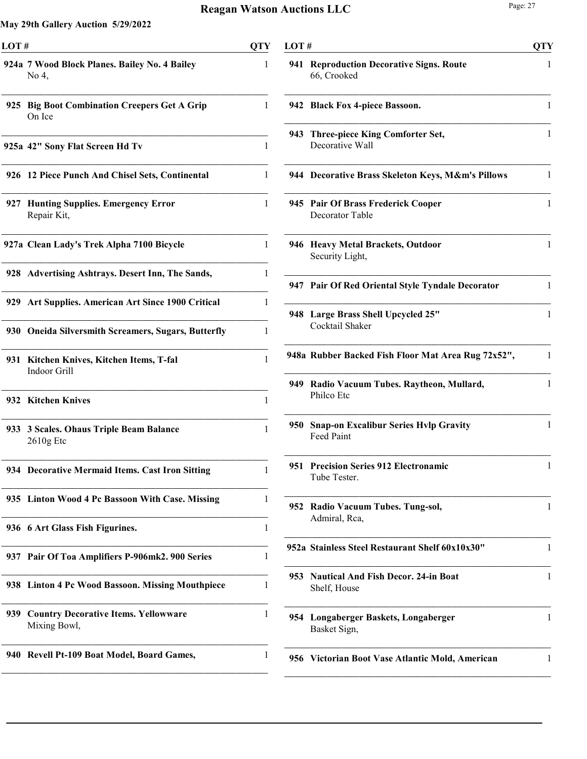## Reagan Watson Auctions LLC

**May 29th Gallery Auction 5/29/2022**

| LOT # | | QTY |
|---|---|---|
| 924a | **7 Wood Block Planes. Bailey No. 4 Bailey** No 4, | 1 |
| 925 | **Big Boot Combination Creepers Get A Grip** On Ice | 1 |
| 925a | **42" Sony Flat Screen Hd Tv** | 1 |
| 926 | **12 Piece Punch And Chisel Sets, Continental** | 1 |
| 927 | **Hunting Supplies. Emergency Error** Repair Kit, | 1 |
| 927a | **Clean Lady's Trek Alpha 7100 Bicycle** | 1 |
| 928 | **Advertising Ashtrays. Desert Inn, The Sands,** | 1 |
| 929 | **Art Supplies. American Art Since 1900 Critical** | 1 |
| 930 | **Oneida Silversmith Screamers, Sugars, Butterfly** | 1 |
| 931 | **Kitchen Knives, Kitchen Items, T-fal** Indoor Grill | 1 |
| 932 | **Kitchen Knives** | 1 |
| 933 | **3 Scales. Ohaus Triple Beam Balance** 2610g Etc | 1 |
| 934 | **Decorative Mermaid Items. Cast Iron Sitting** | 1 |
| 935 | **Linton Wood 4 Pc Bassoon With Case. Missing** | 1 |
| 936 | **6 Art Glass Fish Figurines.** | 1 |
| 937 | **Pair Of Toa Amplifiers P-906mk2. 900 Series** | 1 |
| 938 | **Linton 4 Pc Wood Bassoon. Missing Mouthpiece** | 1 |
| 939 | **Country Decorative Items. Yellowware** Mixing Bowl, | 1 |
| 940 | **Revell Pt-109 Boat Model, Board Games,** | 1 |
| 941 | **Reproduction Decorative Signs. Route** 66, Crooked | 1 |
| 942 | **Black Fox 4-piece Bassoon.** | 1 |
| 943 | **Three-piece King Comforter Set,** Decorative Wall | 1 |
| 944 | **Decorative Brass Skeleton Keys, M&m's Pillows** | 1 |
| 945 | **Pair Of Brass Frederick Cooper** Decorator Table | 1 |
| 946 | **Heavy Metal Brackets, Outdoor** Security Light, | 1 |
| 947 | **Pair Of Red Oriental Style Tyndale Decorator** | 1 |
| 948 | **Large Brass Shell Upcycled 25"** Cocktail Shaker | 1 |
| 948a | **Rubber Backed Fish Floor Mat Area Rug 72x52",** | 1 |
| 949 | **Radio Vacuum Tubes. Raytheon, Mullard,** Philco Etc | 1 |
| 950 | **Snap-on Excalibur Series Hvlp Gravity** Feed Paint | 1 |
| 951 | **Precision Series 912 Electronamic** Tube Tester. | 1 |
| 952 | **Radio Vacuum Tubes. Tung-sol,** Admiral, Rca, | 1 |
| 952a | **Stainless Steel Restaurant Shelf 60x10x30"** | 1 |
| 953 | **Nautical And Fish Decor. 24-in Boat** Shelf, House | 1 |
| 954 | **Longaberger Baskets, Longaberger** Basket Sign, | 1 |
| 956 | **Victorian Boot Vase Atlantic Mold, American** | 1 |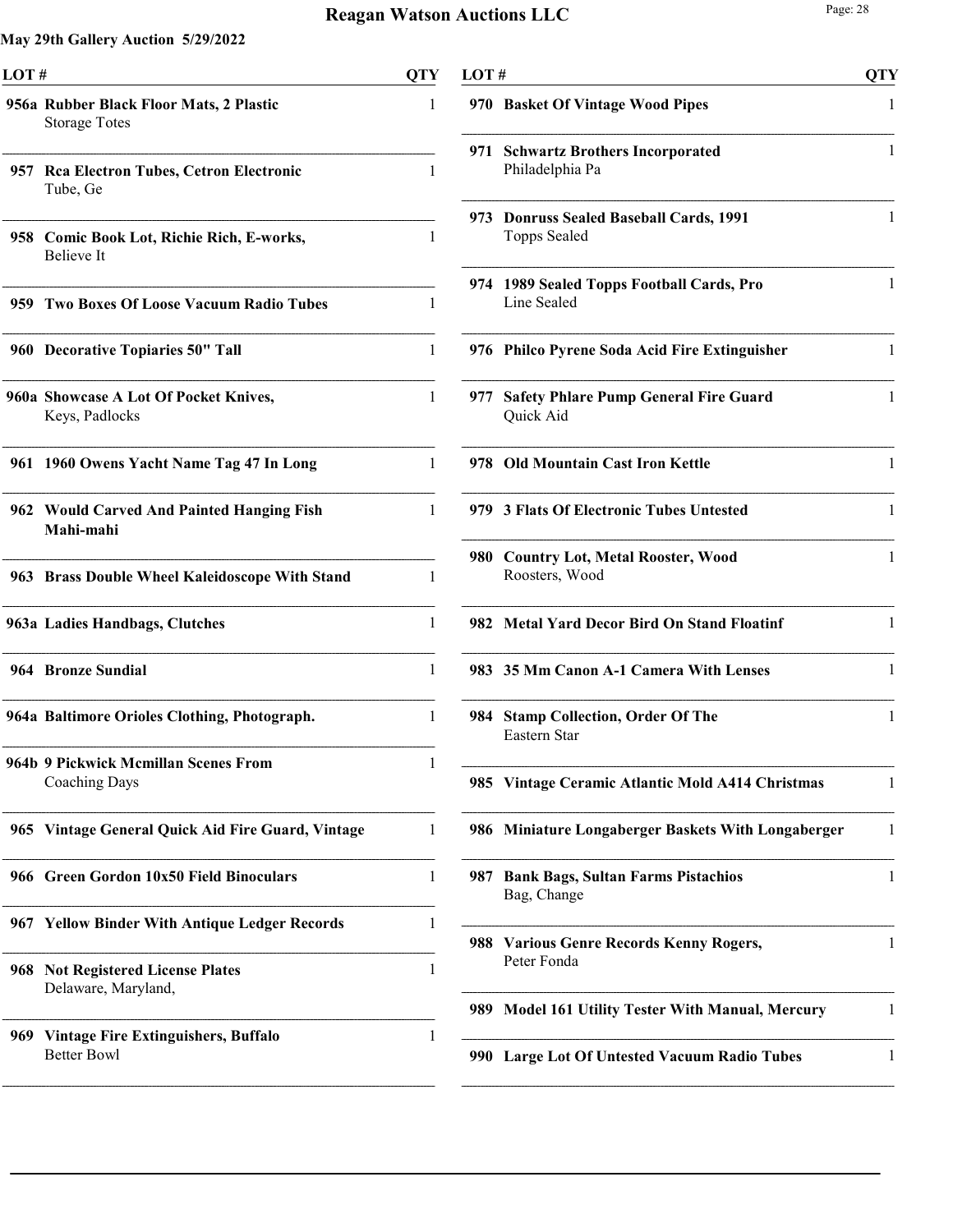## May 29th Gallery Auction 5/29/2022

| LOT # | | QTY |
|---|---|---|
| 956a | **Rubber Black Floor Mats, 2 Plastic** Storage Totes | 1 |
| 957 | **Rca Electron Tubes, Cetron Electronic** Tube, Ge | 1 |
| 958 | **Comic Book Lot, Richie Rich, E-works,** Believe It | 1 |
| 959 | **Two Boxes Of Loose Vacuum Radio Tubes** | 1 |
| 960 | **Decorative Topiaries 50" Tall** | 1 |
| 960a | **Showcase A Lot Of Pocket Knives,** Keys, Padlocks | 1 |
| 961 | **1960 Owens Yacht Name Tag 47 In Long** | 1 |
| 962 | **Would Carved And Painted Hanging Fish Mahi-mahi** | 1 |
| 963 | **Brass Double Wheel Kaleidoscope With Stand** | 1 |
| 963a | **Ladies Handbags, Clutches** | 1 |
| 964 | **Bronze Sundial** | 1 |
| 964a | **Baltimore Orioles Clothing, Photograph.** | 1 |
| 964b | **9 Pickwick Mcmillan Scenes From** Coaching Days | 1 |
| 965 | **Vintage General Quick Aid Fire Guard, Vintage** | 1 |
| 966 | **Green Gordon 10x50 Field Binoculars** | 1 |
| 967 | **Yellow Binder With Antique Ledger Records** | 1 |
| 968 | **Not Registered License Plates** Delaware, Maryland, | 1 |
| 969 | **Vintage Fire Extinguishers, Buffalo** Better Bowl | 1 |
| 970 | **Basket Of Vintage Wood Pipes** | 1 |
| 971 | **Schwartz Brothers Incorporated** Philadelphia Pa | 1 |
| 973 | **Donruss Sealed Baseball Cards, 1991** Topps Sealed | 1 |
| 974 | **1989 Sealed Topps Football Cards, Pro** Line Sealed | 1 |
| 976 | **Philco Pyrene Soda Acid Fire Extinguisher** | 1 |
| 977 | **Safety Phlare Pump General Fire Guard** Quick Aid | 1 |
| 978 | **Old Mountain Cast Iron Kettle** | 1 |
| 979 | **3 Flats Of Electronic Tubes Untested** | 1 |
| 980 | **Country Lot, Metal Rooster, Wood** Roosters, Wood | 1 |
| 982 | **Metal Yard Decor Bird On Stand Floatinf** | 1 |
| 983 | **35 Mm Canon A-1 Camera With Lenses** | 1 |
| 984 | **Stamp Collection, Order Of The** Eastern Star | 1 |
| 985 | **Vintage Ceramic Atlantic Mold A414 Christmas** | 1 |
| 986 | **Miniature Longaberger Baskets With Longaberger** | 1 |
| 987 | **Bank Bags, Sultan Farms Pistachios** Bag, Change | 1 |
| 988 | **Various Genre Records Kenny Rogers,** Peter Fonda | 1 |
| 989 | **Model 161 Utility Tester With Manual, Mercury** | 1 |
| 990 | **Large Lot Of Untested Vacuum Radio Tubes** | 1 |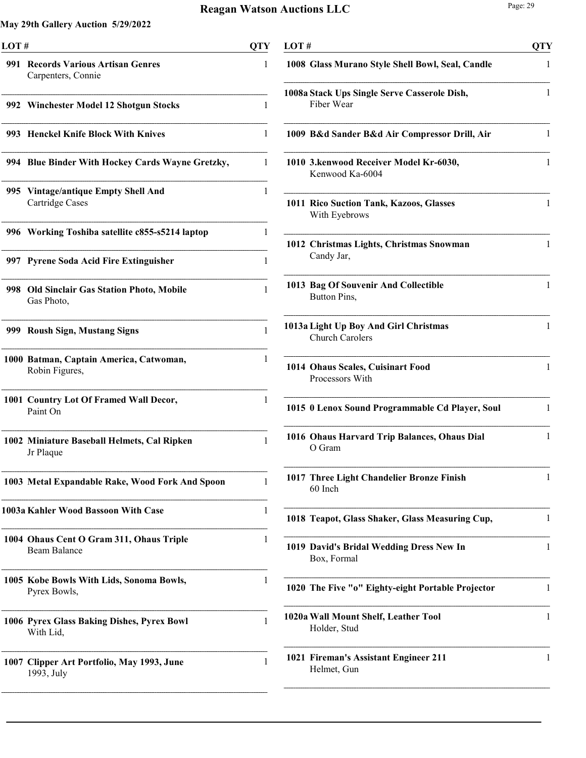**May 29th Gallery Auction 5/29/2022**

| LOT # | | QTY |
|---|---|---|
| 991 | **Records Various Artisan Genres** Carpenters, Connie | 1 |
| 992 | **Winchester Model 12 Shotgun Stocks** | 1 |
| 993 | **Henckel Knife Block With Knives** | 1 |
| 994 | **Blue Binder With Hockey Cards Wayne Gretzky,** | 1 |
| 995 | **Vintage/antique Empty Shell And** Cartridge Cases | 1 |
| 996 | **Working Toshiba satellite c855-s5214 laptop** | 1 |
| 997 | **Pyrene Soda Acid Fire Extinguisher** | 1 |
| 998 | **Old Sinclair Gas Station Photo, Mobile** Gas Photo, | 1 |
| 999 | **Roush Sign, Mustang Signs** | 1 |
| 1000 | **Batman, Captain America, Catwoman,** Robin Figures, | 1 |
| 1001 | **Country Lot Of Framed Wall Decor,** Paint On | 1 |
| 1002 | **Miniature Baseball Helmets, Cal Ripken** Jr Plaque | 1 |
| 1003 | **Metal Expandable Rake, Wood Fork And Spoon** | 1 |
| 1003a | **Kahler Wood Bassoon With Case** | 1 |
| 1004 | **Ohaus Cent O Gram 311, Ohaus Triple** Beam Balance | 1 |
| 1005 | **Kobe Bowls With Lids, Sonoma Bowls,** Pyrex Bowls, | 1 |
| 1006 | **Pyrex Glass Baking Dishes, Pyrex Bowl** With Lid, | 1 |
| 1007 | **Clipper Art Portfolio, May 1993, June** 1993, July | 1 |
| 1008 | **Glass Murano Style Shell Bowl, Seal, Candle** | 1 |
| 1008a | **Stack Ups Single Serve Casserole Dish,** Fiber Wear | 1 |
| 1009 | **B&d Sander B&d Air Compressor Drill, Air** | 1 |
| 1010 | **3.kenwood Receiver Model Kr-6030,** Kenwood Ka-6004 | 1 |
| 1011 | **Rico Suction Tank, Kazoos, Glasses** With Eyebrows | 1 |
| 1012 | **Christmas Lights, Christmas Snowman** Candy Jar, | 1 |
| 1013 | **Bag Of Souvenir And Collectible** Button Pins, | 1 |
| 1013a | **Light Up Boy And Girl Christmas** Church Carolers | 1 |
| 1014 | **Ohaus Scales, Cuisinart Food** Processors With | 1 |
| 1015 | **0 Lenox Sound Programmable Cd Player, Soul** | 1 |
| 1016 | **Ohaus Harvard Trip Balances, Ohaus Dial** O Gram | 1 |
| 1017 | **Three Light Chandelier Bronze Finish** 60 Inch | 1 |
| 1018 | **Teapot, Glass Shaker, Glass Measuring Cup,** | 1 |
| 1019 | **David's Bridal Wedding Dress New In** Box, Formal | 1 |
| 1020 | **The Five "o" Eighty-eight Portable Projector** | 1 |
| 1020a | **Wall Mount Shelf, Leather Tool** Holder, Stud | 1 |
| 1021 | **Fireman's Assistant Engineer 211** Helmet, Gun | 1 |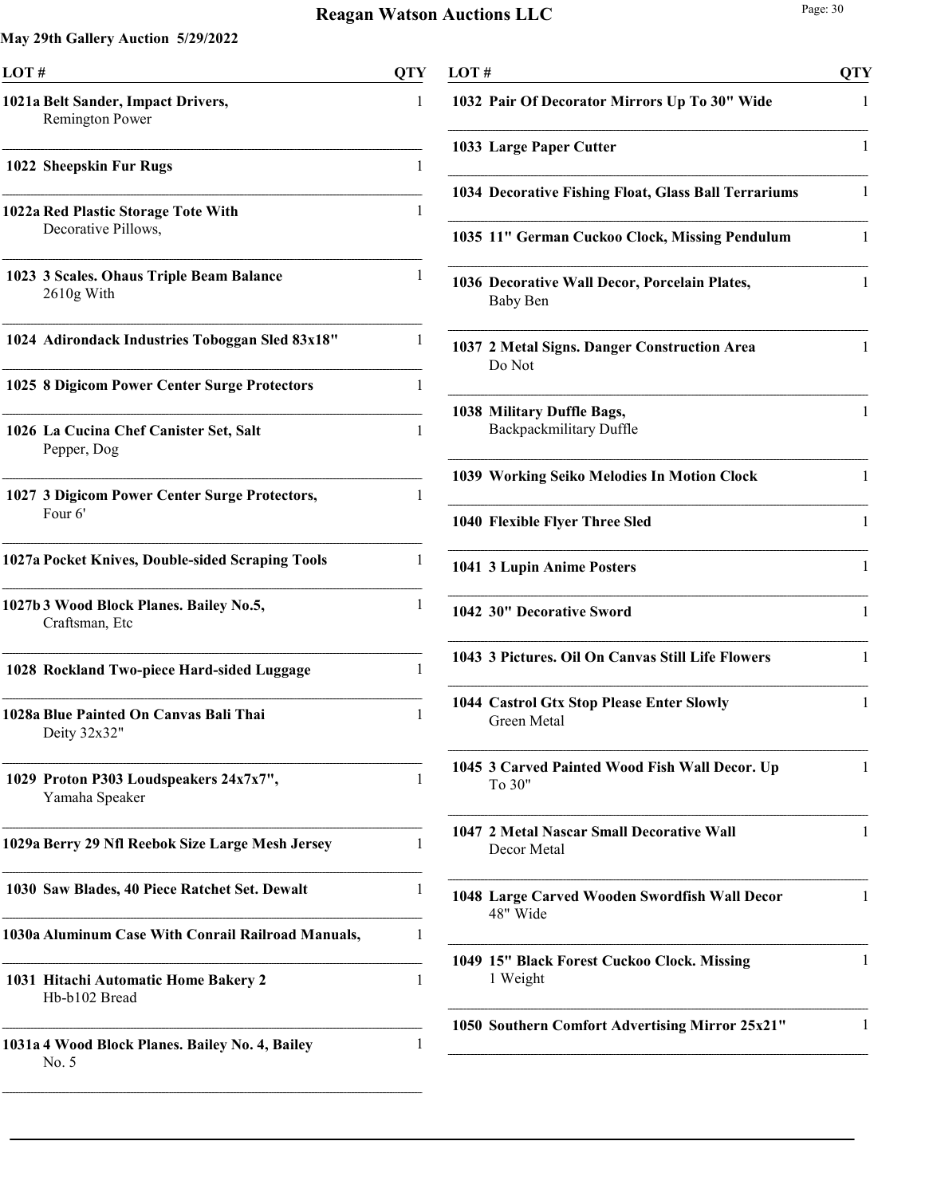# Reagan Watson Auctions LLC

**May 29th Gallery Auction 5/29/2022**

| LOT # | | QTY |
|---|---|---|
| **1021a** | **Belt Sander, Impact Drivers,** Remington Power | 1 |
| **1022** | **Sheepskin Fur Rugs** | 1 |
| **1022a** | **Red Plastic Storage Tote With** Decorative Pillows, | 1 |
| **1023** | **3 Scales. Ohaus Triple Beam Balance** 2610g With | 1 |
| **1024** | **Adirondack Industries Toboggan Sled 83x18"** | 1 |
| **1025** | **8 Digicom Power Center Surge Protectors** | 1 |
| **1026** | **La Cucina Chef Canister Set, Salt** Pepper, Dog | 1 |
| **1027** | **3 Digicom Power Center Surge Protectors,** Four 6' | 1 |
| **1027a** | **Pocket Knives, Double-sided Scraping Tools** | 1 |
| **1027b** | **3 Wood Block Planes. Bailey No.5,** Craftsman, Etc | 1 |
| **1028** | **Rockland Two-piece Hard-sided Luggage** | 1 |
| **1028a** | **Blue Painted On Canvas Bali Thai** Deity 32x32" | 1 |
| **1029** | **Proton P303 Loudspeakers 24x7x7",** Yamaha Speaker | 1 |
| **1029a** | **Berry 29 Nfl Reebok Size Large Mesh Jersey** | 1 |
| **1030** | **Saw Blades, 40 Piece Ratchet Set. Dewalt** | 1 |
| **1030a** | **Aluminum Case With Conrail Railroad Manuals,** | 1 |
| **1031** | **Hitachi Automatic Home Bakery 2** Hb-b102 Bread | 1 |
| **1031a** | **4 Wood Block Planes. Bailey No. 4, Bailey** No. 5 | 1 |
| **1032** | **Pair Of Decorator Mirrors Up To 30" Wide** | 1 |
| **1033** | **Large Paper Cutter** | 1 |
| **1034** | **Decorative Fishing Float, Glass Ball Terrariums** | 1 |
| **1035** | **11" German Cuckoo Clock, Missing Pendulum** | 1 |
| **1036** | **Decorative Wall Decor, Porcelain Plates,** Baby Ben | 1 |
| **1037** | **2 Metal Signs. Danger Construction Area** Do Not | 1 |
| **1038** | **Military Duffle Bags,** Backpackmilitary Duffle | 1 |
| **1039** | **Working Seiko Melodies In Motion Clock** | 1 |
| **1040** | **Flexible Flyer Three Sled** | 1 |
| **1041** | **3 Lupin Anime Posters** | 1 |
| **1042** | **30" Decorative Sword** | 1 |
| **1043** | **3 Pictures. Oil On Canvas Still Life Flowers** | 1 |
| **1044** | **Castrol Gtx Stop Please Enter Slowly** Green Metal | 1 |
| **1045** | **3 Carved Painted Wood Fish Wall Decor. Up** To 30" | 1 |
| **1047** | **2 Metal Nascar Small Decorative Wall** Decor Metal | 1 |
| **1048** | **Large Carved Wooden Swordfish Wall Decor** 48" Wide | 1 |
| **1049** | **15" Black Forest Cuckoo Clock. Missing** 1 Weight | 1 |
| **1050** | **Southern Comfort Advertising Mirror 25x21"** | 1 |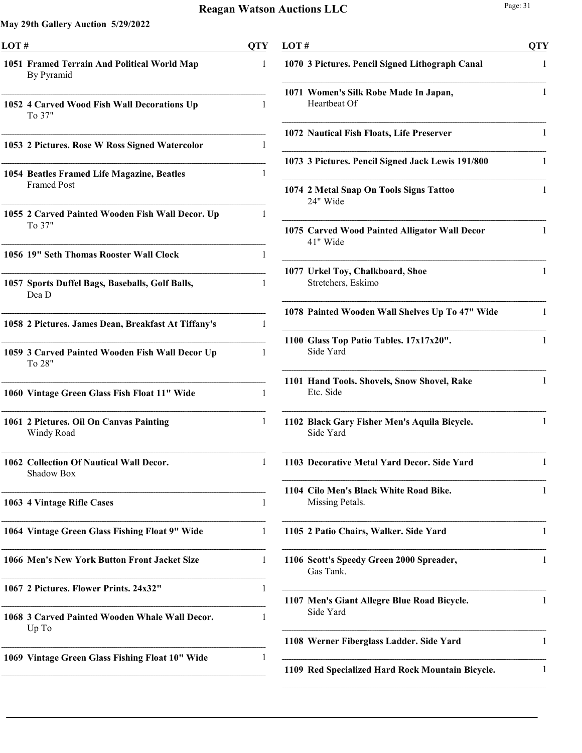**May 29th Gallery Auction 5/29/2022**

| LOT # | | QTY |
|---|---|---|
| 1051 | **Framed Terrain And Political World Map** By Pyramid | 1 |
| 1052 | **4 Carved Wood Fish Wall Decorations Up** To 37" | 1 |
| 1053 | **2 Pictures. Rose W Ross Signed Watercolor** | 1 |
| 1054 | **Beatles Framed Life Magazine, Beatles** Framed Post | 1 |
| 1055 | **2 Carved Painted Wooden Fish Wall Decor. Up** To 37" | 1 |
| 1056 | **19" Seth Thomas Rooster Wall Clock** | 1 |
| 1057 | **Sports Duffel Bags, Baseballs, Golf Balls,** Dca D | 1 |
| 1058 | **2 Pictures. James Dean, Breakfast At Tiffany's** | 1 |
| 1059 | **3 Carved Painted Wooden Fish Wall Decor Up** To 28" | 1 |
| 1060 | **Vintage Green Glass Fish Float 11" Wide** | 1 |
| 1061 | **2 Pictures. Oil On Canvas Painting** Windy Road | 1 |
| 1062 | **Collection Of Nautical Wall Decor.** Shadow Box | 1 |
| 1063 | **4 Vintage Rifle Cases** | 1 |
| 1064 | **Vintage Green Glass Fishing Float 9" Wide** | 1 |
| 1066 | **Men's New York Button Front Jacket Size** | 1 |
| 1067 | **2 Pictures. Flower Prints. 24x32"** | 1 |
| 1068 | **3 Carved Painted Wooden Whale Wall Decor.** Up To | 1 |
| 1069 | **Vintage Green Glass Fishing Float 10" Wide** | 1 |
| 1070 | **3 Pictures. Pencil Signed Lithograph Canal** | 1 |
| 1071 | **Women's Silk Robe Made In Japan,** Heartbeat Of | 1 |
| 1072 | **Nautical Fish Floats, Life Preserver** | 1 |
| 1073 | **3 Pictures. Pencil Signed Jack Lewis 191/800** | 1 |
| 1074 | **2 Metal Snap On Tools Signs Tattoo** 24" Wide | 1 |
| 1075 | **Carved Wood Painted Alligator Wall Decor** 41" Wide | 1 |
| 1077 | **Urkel Toy, Chalkboard, Shoe** Stretchers, Eskimo | 1 |
| 1078 | **Painted Wooden Wall Shelves Up To 47" Wide** | 1 |
| 1100 | **Glass Top Patio Tables. 17x17x20".** Side Yard | 1 |
| 1101 | **Hand Tools. Shovels, Snow Shovel, Rake** Etc. Side | 1 |
| 1102 | **Black Gary Fisher Men's Aquila Bicycle.** Side Yard | 1 |
| 1103 | **Decorative Metal Yard Decor. Side Yard** | 1 |
| 1104 | **Cilo Men's Black White Road Bike.** Missing Petals. | 1 |
| 1105 | **2 Patio Chairs, Walker. Side Yard** | 1 |
| 1106 | **Scott's Speedy Green 2000 Spreader,** Gas Tank. | 1 |
| 1107 | **Men's Giant Allegre Blue Road Bicycle.** Side Yard | 1 |
| 1108 | **Werner Fiberglass Ladder. Side Yard** | 1 |
| 1109 | **Red Specialized Hard Rock Mountain Bicycle.** | 1 |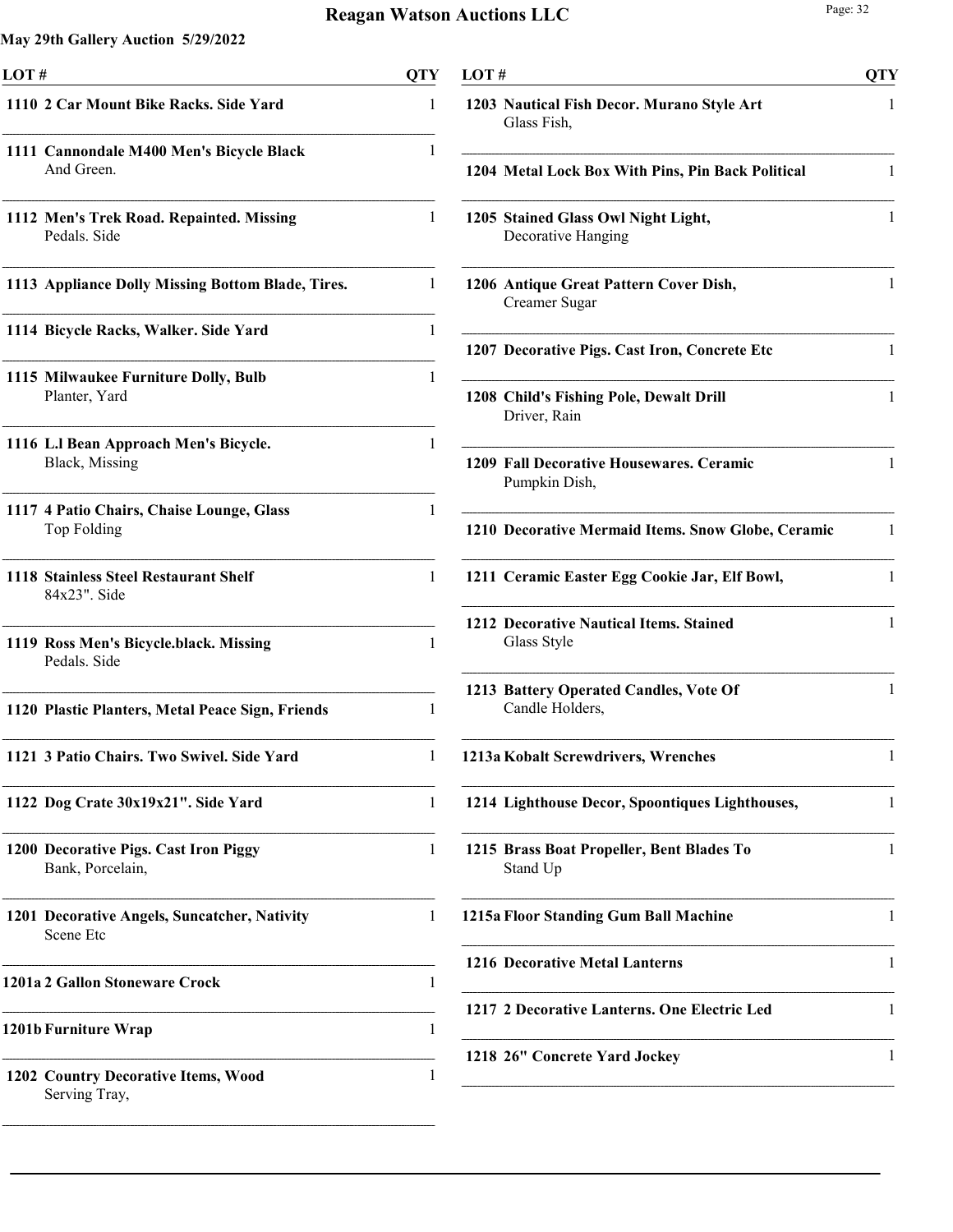# Reagan Watson Auctions LLC

**May 29th Gallery Auction 5/29/2022**

| LOT # | | QTY |
|---|---|---|
| 1110 | 2 Car Mount Bike Racks. Side Yard | 1 |
| 1111 | Cannondale M400 Men's Bicycle Black And Green. | 1 |
| 1112 | Men's Trek Road. Repainted. Missing Pedals. Side | 1 |
| 1113 | Appliance Dolly Missing Bottom Blade, Tires. | 1 |
| 1114 | Bicycle Racks, Walker. Side Yard | 1 |
| 1115 | Milwaukee Furniture Dolly, Bulb Planter, Yard | 1 |
| 1116 | L.l Bean Approach Men's Bicycle. Black, Missing | 1 |
| 1117 | 4 Patio Chairs, Chaise Lounge, Glass Top Folding | 1 |
| 1118 | Stainless Steel Restaurant Shelf 84x23". Side | 1 |
| 1119 | Ross Men's Bicycle.black. Missing Pedals. Side | 1 |
| 1120 | Plastic Planters, Metal Peace Sign, Friends | 1 |
| 1121 | 3 Patio Chairs. Two Swivel. Side Yard | 1 |
| 1122 | Dog Crate 30x19x21". Side Yard | 1 |
| 1200 | Decorative Pigs. Cast Iron Piggy Bank, Porcelain, | 1 |
| 1201 | Decorative Angels, Suncatcher, Nativity Scene Etc | 1 |
| 1201a | 2 Gallon Stoneware Crock | 1 |
| 1201b | Furniture Wrap | 1 |
| 1202 | Country Decorative Items, Wood Serving Tray, | 1 |
| 1203 | Nautical Fish Decor. Murano Style Art Glass Fish, | 1 |
| 1204 | Metal Lock Box With Pins, Pin Back Political | 1 |
| 1205 | Stained Glass Owl Night Light, Decorative Hanging | 1 |
| 1206 | Antique Great Pattern Cover Dish, Creamer Sugar | 1 |
| 1207 | Decorative Pigs. Cast Iron, Concrete Etc | 1 |
| 1208 | Child's Fishing Pole, Dewalt Drill Driver, Rain | 1 |
| 1209 | Fall Decorative Housewares. Ceramic Pumpkin Dish, | 1 |
| 1210 | Decorative Mermaid Items. Snow Globe, Ceramic | 1 |
| 1211 | Ceramic Easter Egg Cookie Jar, Elf Bowl, | 1 |
| 1212 | Decorative Nautical Items. Stained Glass Style | 1 |
| 1213 | Battery Operated Candles, Vote Of Candle Holders, | 1 |
| 1213a | Kobalt Screwdrivers, Wrenches | 1 |
| 1214 | Lighthouse Decor, Spoontiques Lighthouses, | 1 |
| 1215 | Brass Boat Propeller, Bent Blades To Stand Up | 1 |
| 1215a | Floor Standing Gum Ball Machine | 1 |
| 1216 | Decorative Metal Lanterns | 1 |
| 1217 | 2 Decorative Lanterns. One Electric Led | 1 |
| 1218 | 26" Concrete Yard Jockey | 1 |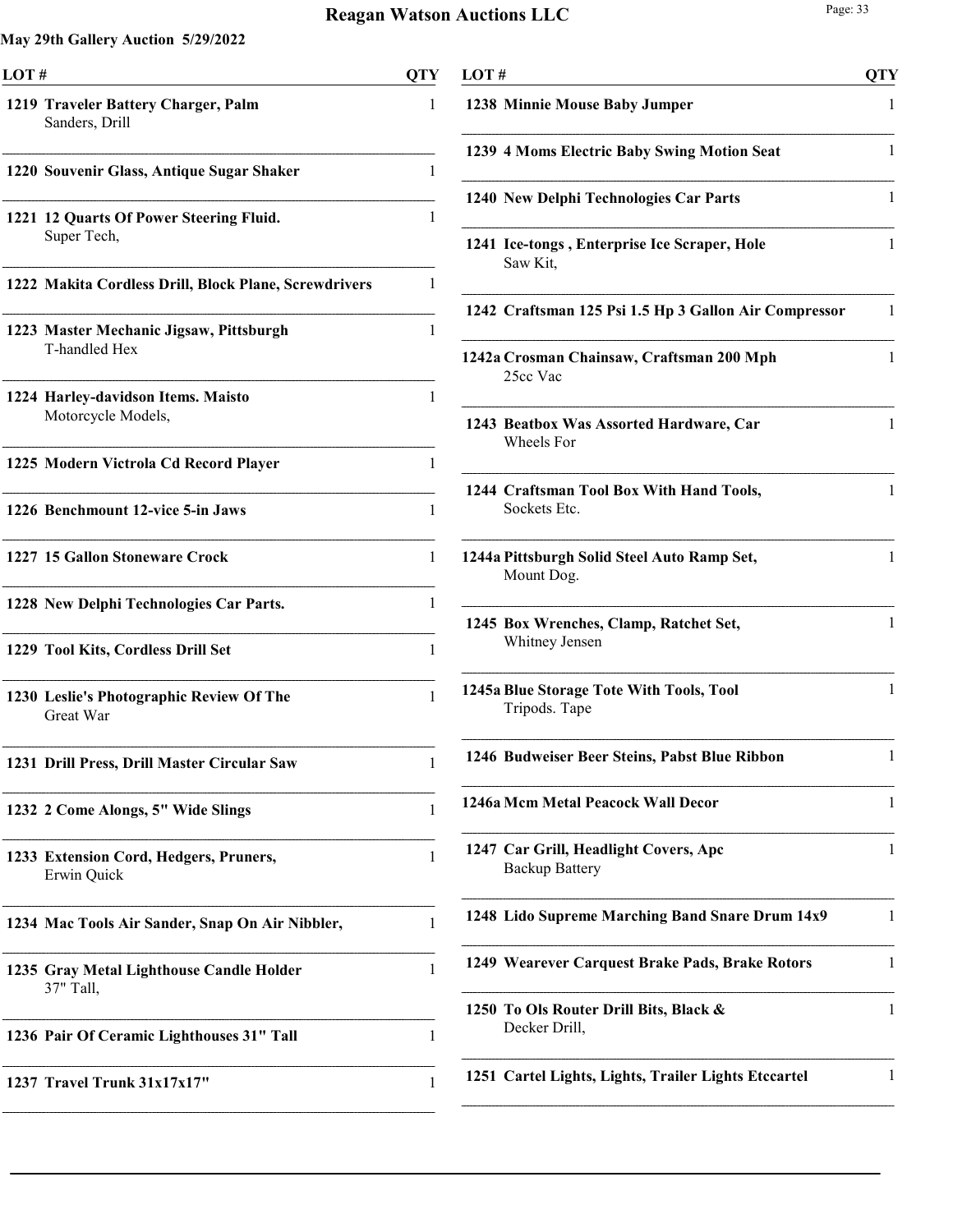**May 29th Gallery Auction 5/29/2022**

| LOT # | | QTY |
|---|---|---|
| 1219 | **Traveler Battery Charger, Palm** Sanders, Drill | 1 |
| 1220 | **Souvenir Glass, Antique Sugar Shaker** | 1 |
| 1221 | **12 Quarts Of Power Steering Fluid.** Super Tech, | 1 |
| 1222 | **Makita Cordless Drill, Block Plane, Screwdrivers** | 1 |
| 1223 | **Master Mechanic Jigsaw, Pittsburgh** T-handled Hex | 1 |
| 1224 | **Harley-davidson Items. Maisto** Motorcycle Models, | 1 |
| 1225 | **Modern Victrola Cd Record Player** | 1 |
| 1226 | **Benchmount 12-vice 5-in Jaws** | 1 |
| 1227 | **15 Gallon Stoneware Crock** | 1 |
| 1228 | **New Delphi Technologies Car Parts.** | 1 |
| 1229 | **Tool Kits, Cordless Drill Set** | 1 |
| 1230 | **Leslie's Photographic Review Of The** Great War | 1 |
| 1231 | **Drill Press, Drill Master Circular Saw** | 1 |
| 1232 | **2 Come Alongs, 5" Wide Slings** | 1 |
| 1233 | **Extension Cord, Hedgers, Pruners,** Erwin Quick | 1 |
| 1234 | **Mac Tools Air Sander, Snap On Air Nibbler,** | 1 |
| 1235 | **Gray Metal Lighthouse Candle Holder** 37" Tall, | 1 |
| 1236 | **Pair Of Ceramic Lighthouses 31" Tall** | 1 |
| 1237 | **Travel Trunk 31x17x17"** | 1 |
| 1238 | **Minnie Mouse Baby Jumper** | 1 |
| 1239 | **4 Moms Electric Baby Swing Motion Seat** | 1 |
| 1240 | **New Delphi Technologies Car Parts** | 1 |
| 1241 | **Ice-tongs , Enterprise Ice Scraper, Hole** Saw Kit, | 1 |
| 1242 | **Craftsman 125 Psi 1.5 Hp 3 Gallon Air Compressor** | 1 |
| 1242a | **Crosman Chainsaw, Craftsman 200 Mph** 25cc Vac | 1 |
| 1243 | **Beatbox Was Assorted Hardware, Car** Wheels For | 1 |
| 1244 | **Craftsman Tool Box With Hand Tools,** Sockets Etc. | 1 |
| 1244a | **Pittsburgh Solid Steel Auto Ramp Set,** Mount Dog. | 1 |
| 1245 | **Box Wrenches, Clamp, Ratchet Set,** Whitney Jensen | 1 |
| 1245a | **Blue Storage Tote With Tools, Tool** Tripods. Tape | 1 |
| 1246 | **Budweiser Beer Steins, Pabst Blue Ribbon** | 1 |
| 1246a | **Mcm Metal Peacock Wall Decor** | 1 |
| 1247 | **Car Grill, Headlight Covers, Apc** Backup Battery | 1 |
| 1248 | **Lido Supreme Marching Band Snare Drum 14x9** | 1 |
| 1249 | **Wearever Carquest Brake Pads, Brake Rotors** | 1 |
| 1250 | **To Ols Router Drill Bits, Black &** Decker Drill, | 1 |
| 1251 | **Cartel Lights, Lights, Trailer Lights Etccartel** | 1 |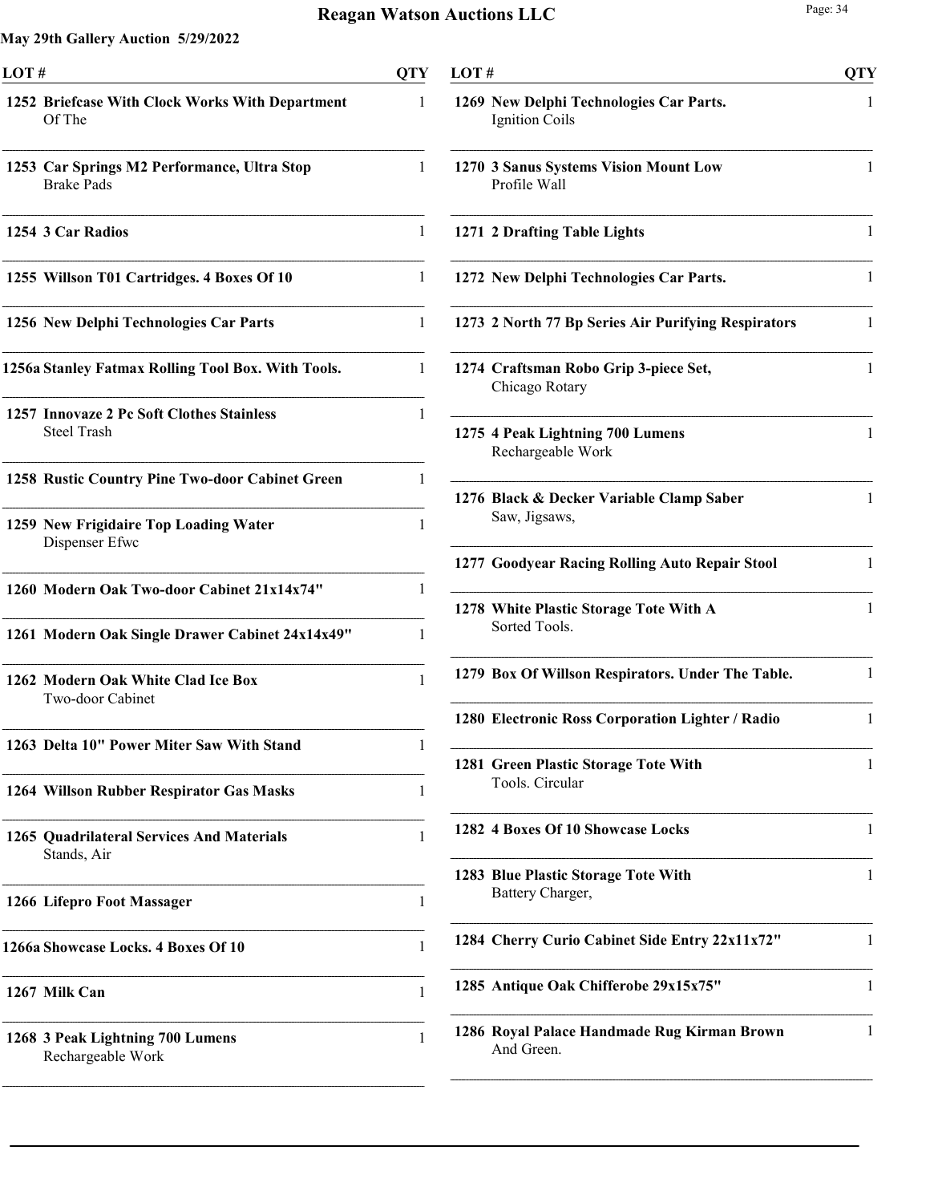**May 29th Gallery Auction 5/29/2022**

| LOT # | | QTY |
|---|---|---|
| 1252 | **Briefcase With Clock Works With Department** Of The | 1 |
| 1253 | **Car Springs M2 Performance, Ultra Stop** Brake Pads | 1 |
| 1254 | **3 Car Radios** | 1 |
| 1255 | **Willson T01 Cartridges. 4 Boxes Of 10** | 1 |
| 1256 | **New Delphi Technologies Car Parts** | 1 |
| 1256a | **Stanley Fatmax Rolling Tool Box. With Tools.** | 1 |
| 1257 | **Innovaze 2 Pc Soft Clothes Stainless** Steel Trash | 1 |
| 1258 | **Rustic Country Pine Two-door Cabinet Green** | 1 |
| 1259 | **New Frigidaire Top Loading Water** Dispenser Efwc | 1 |
| 1260 | **Modern Oak Two-door Cabinet 21x14x74"** | 1 |
| 1261 | **Modern Oak Single Drawer Cabinet 24x14x49"** | 1 |
| 1262 | **Modern Oak White Clad Ice Box** Two-door Cabinet | 1 |
| 1263 | **Delta 10" Power Miter Saw With Stand** | 1 |
| 1264 | **Willson Rubber Respirator Gas Masks** | 1 |
| 1265 | **Quadrilateral Services And Materials** Stands, Air | 1 |
| 1266 | **Lifepro Foot Massager** | 1 |
| 1266a | **Showcase Locks. 4 Boxes Of 10** | 1 |
| 1267 | **Milk Can** | 1 |
| 1268 | **3 Peak Lightning 700 Lumens** Rechargeable Work | 1 |
| 1269 | **New Delphi Technologies Car Parts.** Ignition Coils | 1 |
| 1270 | **3 Sanus Systems Vision Mount Low** Profile Wall | 1 |
| 1271 | **2 Drafting Table Lights** | 1 |
| 1272 | **New Delphi Technologies Car Parts.** | 1 |
| 1273 | **2 North 77 Bp Series Air Purifying Respirators** | 1 |
| 1274 | **Craftsman Robo Grip 3-piece Set,** Chicago Rotary | 1 |
| 1275 | **4 Peak Lightning 700 Lumens** Rechargeable Work | 1 |
| 1276 | **Black & Decker Variable Clamp Saber** Saw, Jigsaws, | 1 |
| 1277 | **Goodyear Racing Rolling Auto Repair Stool** | 1 |
| 1278 | **White Plastic Storage Tote With A** Sorted Tools. | 1 |
| 1279 | **Box Of Willson Respirators. Under The Table.** | 1 |
| 1280 | **Electronic Ross Corporation Lighter / Radio** | 1 |
| 1281 | **Green Plastic Storage Tote With** Tools. Circular | 1 |
| 1282 | **4 Boxes Of 10 Showcase Locks** | 1 |
| 1283 | **Blue Plastic Storage Tote With** Battery Charger, | 1 |
| 1284 | **Cherry Curio Cabinet Side Entry 22x11x72"** | 1 |
| 1285 | **Antique Oak Chifferobe 29x15x75"** | 1 |
| 1286 | **Royal Palace Handmade Rug Kirman Brown** And Green. | 1 |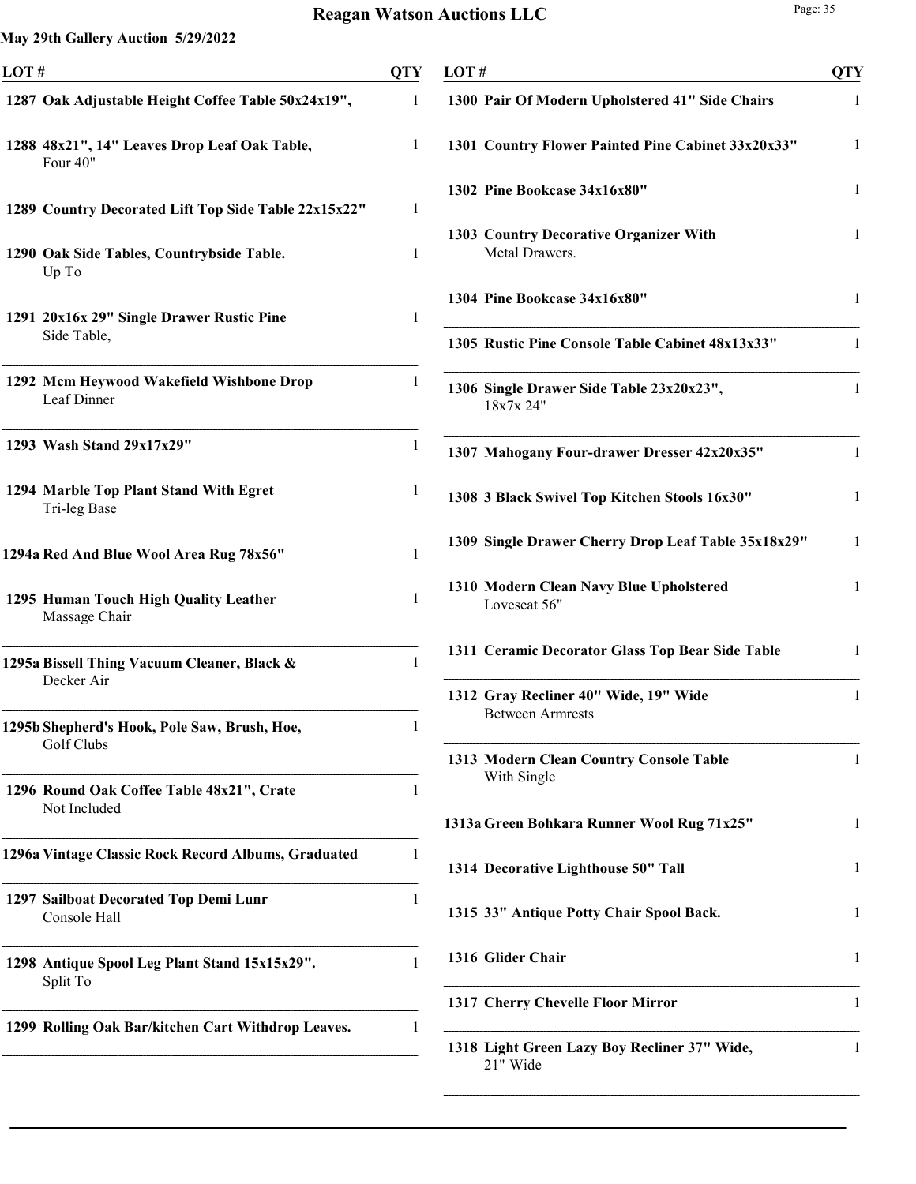**May 29th Gallery Auction 5/29/2022**

| LOT # | | QTY |
|---|---|---|
| 1287 | **Oak Adjustable Height Coffee Table 50x24x19",** | 1 |
| 1288 | **48x21", 14" Leaves Drop Leaf Oak Table,** Four 40" | 1 |
| 1289 | **Country Decorated Lift Top Side Table 22x15x22"** | 1 |
| 1290 | **Oak Side Tables, Countrybside Table.** Up To | 1 |
| 1291 | **20x16x 29" Single Drawer Rustic Pine** Side Table, | 1 |
| 1292 | **Mcm Heywood Wakefield Wishbone Drop** Leaf Dinner | 1 |
| 1293 | **Wash Stand 29x17x29"** | 1 |
| 1294 | **Marble Top Plant Stand With Egret** Tri-leg Base | 1 |
| 1294a | **Red And Blue Wool Area Rug 78x56"** | 1 |
| 1295 | **Human Touch High Quality Leather** Massage Chair | 1 |
| 1295a | **Bissell Thing Vacuum Cleaner, Black &** Decker Air | 1 |
| 1295b | **Shepherd's Hook, Pole Saw, Brush, Hoe,** Golf Clubs | 1 |
| 1296 | **Round Oak Coffee Table 48x21", Crate** Not Included | 1 |
| 1296a | **Vintage Classic Rock Record Albums, Graduated** | 1 |
| 1297 | **Sailboat Decorated Top Demi Lunr** Console Hall | 1 |
| 1298 | **Antique Spool Leg Plant Stand 15x15x29".** Split To | 1 |
| 1299 | **Rolling Oak Bar/kitchen Cart Withdrop Leaves.** | 1 |
| 1300 | **Pair Of Modern Upholstered 41" Side Chairs** | 1 |
| 1301 | **Country Flower Painted Pine Cabinet 33x20x33"** | 1 |
| 1302 | **Pine Bookcase 34x16x80"** | 1 |
| 1303 | **Country Decorative Organizer With** Metal Drawers. | 1 |
| 1304 | **Pine Bookcase 34x16x80"** | 1 |
| 1305 | **Rustic Pine Console Table Cabinet 48x13x33"** | 1 |
| 1306 | **Single Drawer Side Table 23x20x23",** 18x7x 24" | 1 |
| 1307 | **Mahogany Four-drawer Dresser 42x20x35"** | 1 |
| 1308 | **3 Black Swivel Top Kitchen Stools 16x30"** | 1 |
| 1309 | **Single Drawer Cherry Drop Leaf Table 35x18x29"** | 1 |
| 1310 | **Modern Clean Navy Blue Upholstered** Loveseat 56" | 1 |
| 1311 | **Ceramic Decorator Glass Top Bear Side Table** | 1 |
| 1312 | **Gray Recliner 40" Wide, 19" Wide** Between Armrests | 1 |
| 1313 | **Modern Clean Country Console Table** With Single | 1 |
| 1313a | **Green Bohkara Runner Wool Rug 71x25"** | 1 |
| 1314 | **Decorative Lighthouse 50" Tall** | 1 |
| 1315 | **33" Antique Potty Chair Spool Back.** | 1 |
| 1316 | **Glider Chair** | 1 |
| 1317 | **Cherry Chevelle Floor Mirror** | 1 |
| 1318 | **Light Green Lazy Boy Recliner 37" Wide,** 21" Wide | 1 |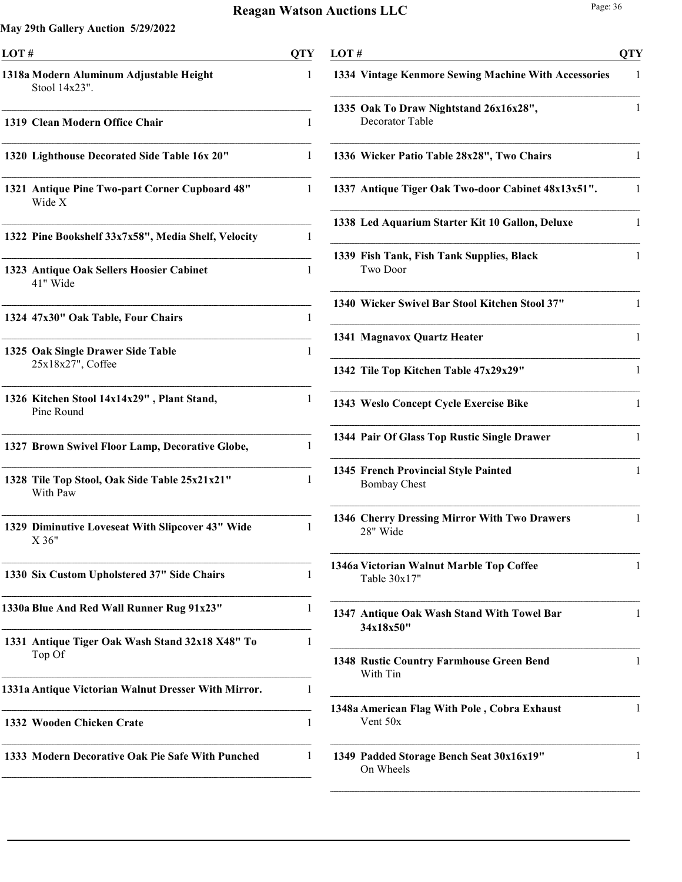**May 29th Gallery Auction 5/29/2022**

| LOT # | | QTY |
|---|---|---|
| 1318a | **Modern Aluminum Adjustable Height** Stool 14x23". | 1 |
| 1319 | **Clean Modern Office Chair** | 1 |
| 1320 | **Lighthouse Decorated Side Table 16x 20"** | 1 |
| 1321 | **Antique Pine Two-part Corner Cupboard 48"** Wide X | 1 |
| 1322 | **Pine Bookshelf 33x7x58", Media Shelf, Velocity** | 1 |
| 1323 | **Antique Oak Sellers Hoosier Cabinet** 41" Wide | 1 |
| 1324 | **47x30" Oak Table, Four Chairs** | 1 |
| 1325 | **Oak Single Drawer Side Table** 25x18x27", Coffee | 1 |
| 1326 | **Kitchen Stool 14x14x29" , Plant Stand,** Pine Round | 1 |
| 1327 | **Brown Swivel Floor Lamp, Decorative Globe,** | 1 |
| 1328 | **Tile Top Stool, Oak Side Table 25x21x21"** With Paw | 1 |
| 1329 | **Diminutive Loveseat With Slipcover 43" Wide** X 36" | 1 |
| 1330 | **Six Custom Upholstered 37" Side Chairs** | 1 |
| 1330a | **Blue And Red Wall Runner Rug 91x23"** | 1 |
| 1331 | **Antique Tiger Oak Wash Stand 32x18 X48" To** Top Of | 1 |
| 1331a | **Antique Victorian Walnut Dresser With Mirror.** | 1 |
| 1332 | **Wooden Chicken Crate** | 1 |
| 1333 | **Modern Decorative Oak Pie Safe With Punched** | 1 |
| 1334 | **Vintage Kenmore Sewing Machine With Accessories** | 1 |
| 1335 | **Oak To Draw Nightstand 26x16x28",** Decorator Table | 1 |
| 1336 | **Wicker Patio Table 28x28", Two Chairs** | 1 |
| 1337 | **Antique Tiger Oak Two-door Cabinet 48x13x51".** | 1 |
| 1338 | **Led Aquarium Starter Kit 10 Gallon, Deluxe** | 1 |
| 1339 | **Fish Tank, Fish Tank Supplies, Black** Two Door | 1 |
| 1340 | **Wicker Swivel Bar Stool Kitchen Stool 37"** | 1 |
| 1341 | **Magnavox Quartz Heater** | 1 |
| 1342 | **Tile Top Kitchen Table 47x29x29"** | 1 |
| 1343 | **Weslo Concept Cycle Exercise Bike** | 1 |
| 1344 | **Pair Of Glass Top Rustic Single Drawer** | 1 |
| 1345 | **French Provincial Style Painted** Bombay Chest | 1 |
| 1346 | **Cherry Dressing Mirror With Two Drawers** 28" Wide | 1 |
| 1346a | **Victorian Walnut Marble Top Coffee** Table 30x17" | 1 |
| 1347 | **Antique Oak Wash Stand With Towel Bar 34x18x50"** | 1 |
| 1348 | **Rustic Country Farmhouse Green Bend** With Tin | 1 |
| 1348a | **American Flag With Pole , Cobra Exhaust** Vent 50x | 1 |
| 1349 | **Padded Storage Bench Seat 30x16x19"** On Wheels | 1 |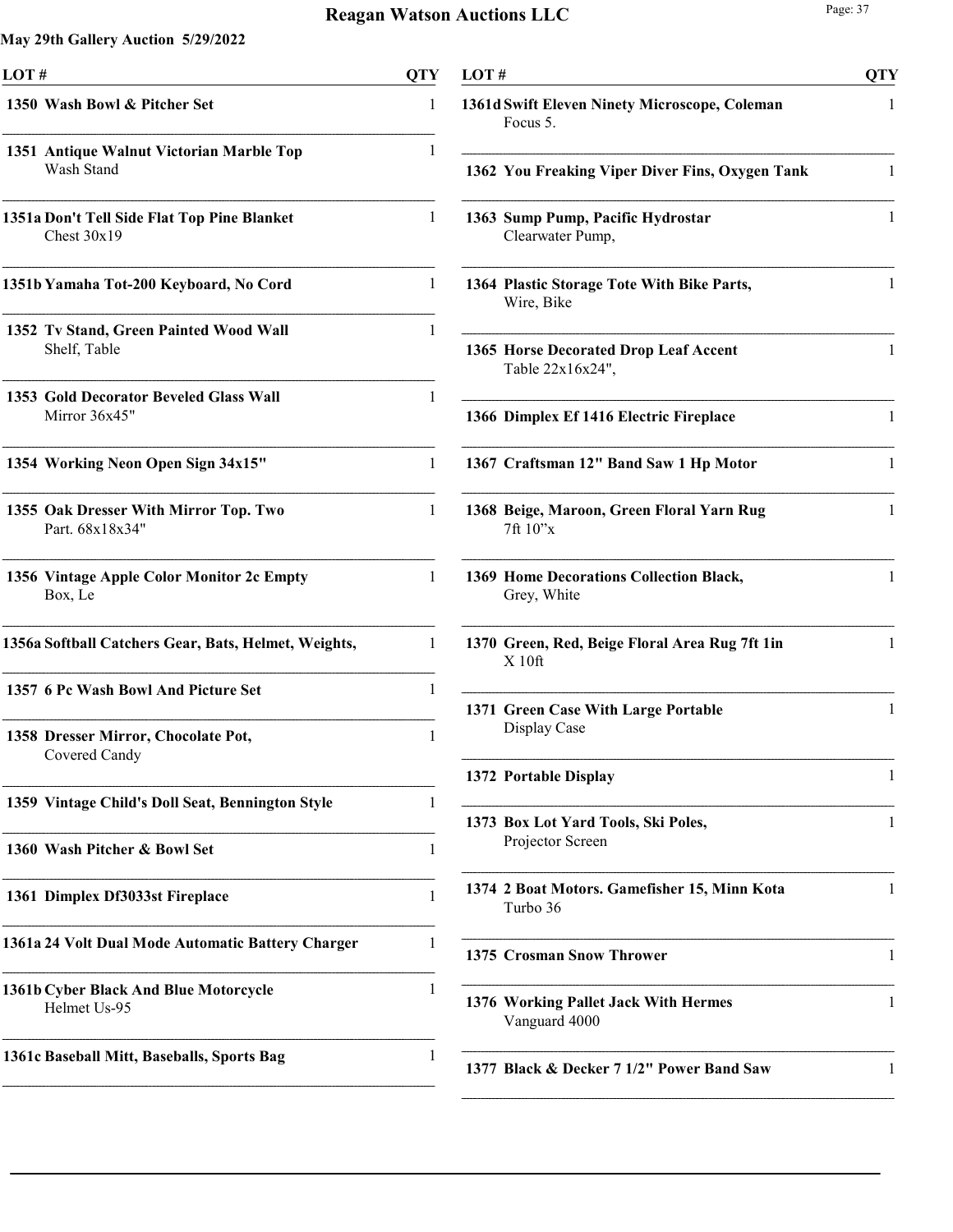**May 29th Gallery Auction 5/29/2022**

| LOT # | | QTY |
|---|---|---|
| 1350 | **Wash Bowl & Pitcher Set** | 1 |
| 1351 | **Antique Walnut Victorian Marble Top** Wash Stand | 1 |
| 1351a | **Don't Tell Side Flat Top Pine Blanket** Chest 30x19 | 1 |
| 1351b | **Yamaha Tot-200 Keyboard, No Cord** | 1 |
| 1352 | **Tv Stand, Green Painted Wood Wall** Shelf, Table | 1 |
| 1353 | **Gold Decorator Beveled Glass Wall** Mirror 36x45" | 1 |
| 1354 | **Working Neon Open Sign 34x15"** | 1 |
| 1355 | **Oak Dresser With Mirror Top. Two** Part. 68x18x34" | 1 |
| 1356 | **Vintage Apple Color Monitor 2c Empty** Box, Le | 1 |
| 1356a | **Softball Catchers Gear, Bats, Helmet, Weights,** | 1 |
| 1357 | **6 Pc Wash Bowl And Picture Set** | 1 |
| 1358 | **Dresser Mirror, Chocolate Pot,** Covered Candy | 1 |
| 1359 | **Vintage Child's Doll Seat, Bennington Style** | 1 |
| 1360 | **Wash Pitcher & Bowl Set** | 1 |
| 1361 | **Dimplex Df3033st Fireplace** | 1 |
| 1361a | **24 Volt Dual Mode Automatic Battery Charger** | 1 |
| 1361b | **Cyber Black And Blue Motorcycle** Helmet Us-95 | 1 |
| 1361c | **Baseball Mitt, Baseballs, Sports Bag** | 1 |
| 1361d | **Swift Eleven Ninety Microscope, Coleman** Focus 5. | 1 |
| 1362 | **You Freaking Viper Diver Fins, Oxygen Tank** | 1 |
| 1363 | **Sump Pump, Pacific Hydrostar** Clearwater Pump, | 1 |
| 1364 | **Plastic Storage Tote With Bike Parts,** Wire, Bike | 1 |
| 1365 | **Horse Decorated Drop Leaf Accent** Table 22x16x24", | 1 |
| 1366 | **Dimplex Ef 1416 Electric Fireplace** | 1 |
| 1367 | **Craftsman 12" Band Saw 1 Hp Motor** | 1 |
| 1368 | **Beige, Maroon, Green Floral Yarn Rug** 7ft 10"x | 1 |
| 1369 | **Home Decorations Collection Black,** Grey, White | 1 |
| 1370 | **Green, Red, Beige Floral Area Rug 7ft 1in** X 10ft | 1 |
| 1371 | **Green Case With Large Portable** Display Case | 1 |
| 1372 | **Portable Display** | 1 |
| 1373 | **Box Lot Yard Tools, Ski Poles,** Projector Screen | 1 |
| 1374 | **2 Boat Motors. Gamefisher 15, Minn Kota** Turbo 36 | 1 |
| 1375 | **Crosman Snow Thrower** | 1 |
| 1376 | **Working Pallet Jack With Hermes** Vanguard 4000 | 1 |
| 1377 | **Black & Decker 7 1/2" Power Band Saw** | 1 |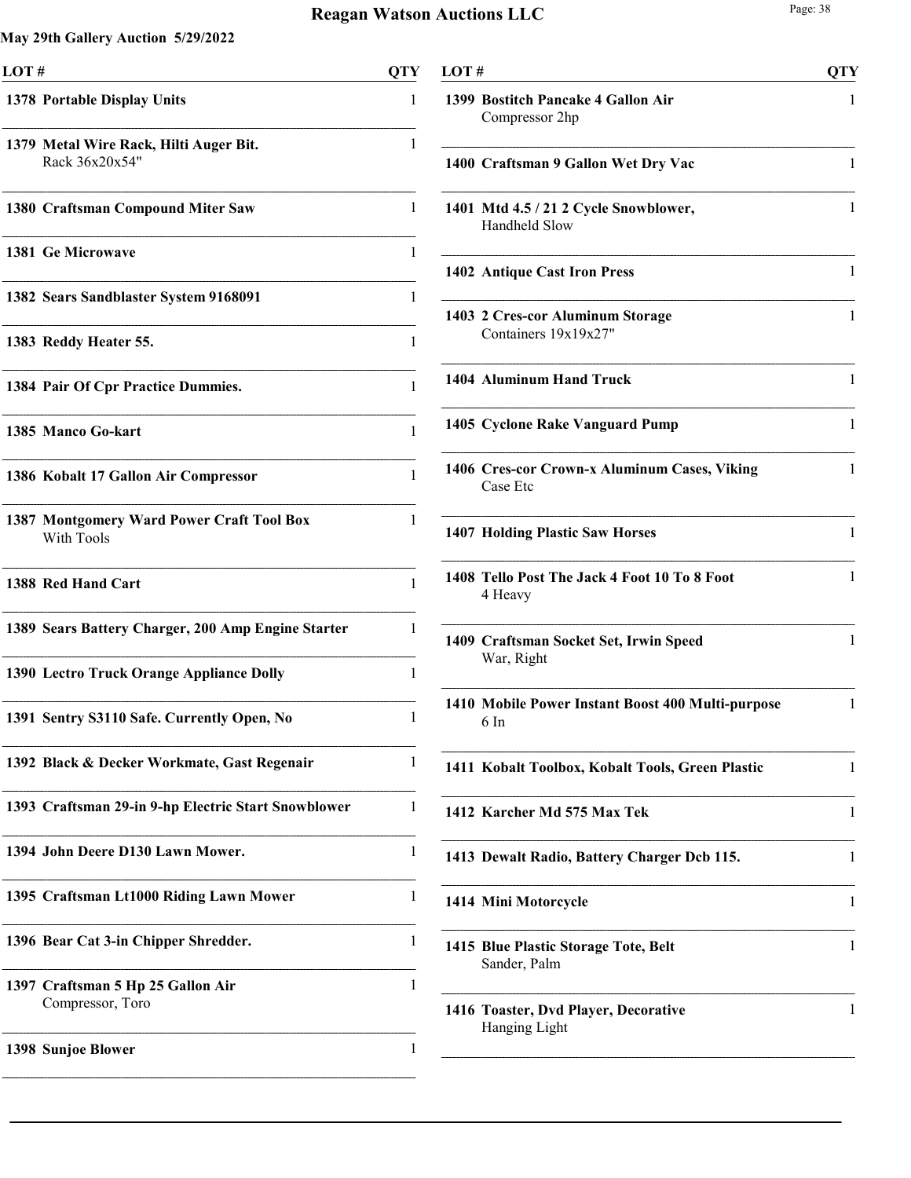**May 29th Gallery Auction 5/29/2022**

| LOT # | | QTY |
|---|---|---|
| 1378 | **Portable Display Units** | 1 |
| 1379 | **Metal Wire Rack, Hilti Auger Bit.** Rack 36x20x54" | 1 |
| 1380 | **Craftsman Compound Miter Saw** | 1 |
| 1381 | **Ge Microwave** | 1 |
| 1382 | **Sears Sandblaster System 9168091** | 1 |
| 1383 | **Reddy Heater 55.** | 1 |
| 1384 | **Pair Of Cpr Practice Dummies.** | 1 |
| 1385 | **Manco Go-kart** | 1 |
| 1386 | **Kobalt 17 Gallon Air Compressor** | 1 |
| 1387 | **Montgomery Ward Power Craft Tool Box** With Tools | 1 |
| 1388 | **Red Hand Cart** | 1 |
| 1389 | **Sears Battery Charger, 200 Amp Engine Starter** | 1 |
| 1390 | **Lectro Truck Orange Appliance Dolly** | 1 |
| 1391 | **Sentry S3110 Safe. Currently Open, No** | 1 |
| 1392 | **Black & Decker Workmate, Gast Regenair** | 1 |
| 1393 | **Craftsman 29-in 9-hp Electric Start Snowblower** | 1 |
| 1394 | **John Deere D130 Lawn Mower.** | 1 |
| 1395 | **Craftsman Lt1000 Riding Lawn Mower** | 1 |
| 1396 | **Bear Cat 3-in Chipper Shredder.** | 1 |
| 1397 | **Craftsman 5 Hp 25 Gallon Air** Compressor, Toro | 1 |
| 1398 | **Sunjoe Blower** | 1 |
| 1399 | **Bostitch Pancake 4 Gallon Air** Compressor 2hp | 1 |
| 1400 | **Craftsman 9 Gallon Wet Dry Vac** | 1 |
| 1401 | **Mtd 4.5 / 21 2 Cycle Snowblower,** Handheld Slow | 1 |
| 1402 | **Antique Cast Iron Press** | 1 |
| 1403 | **2 Cres-cor Aluminum Storage** Containers 19x19x27" | 1 |
| 1404 | **Aluminum Hand Truck** | 1 |
| 1405 | **Cyclone Rake Vanguard Pump** | 1 |
| 1406 | **Cres-cor Crown-x Aluminum Cases, Viking** Case Etc | 1 |
| 1407 | **Holding Plastic Saw Horses** | 1 |
| 1408 | **Tello Post The Jack 4 Foot 10 To 8 Foot** 4 Heavy | 1 |
| 1409 | **Craftsman Socket Set, Irwin Speed** War, Right | 1 |
| 1410 | **Mobile Power Instant Boost 400 Multi-purpose** 6 In | 1 |
| 1411 | **Kobalt Toolbox, Kobalt Tools, Green Plastic** | 1 |
| 1412 | **Karcher Md 575 Max Tek** | 1 |
| 1413 | **Dewalt Radio, Battery Charger Dcb 115.** | 1 |
| 1414 | **Mini Motorcycle** | 1 |
| 1415 | **Blue Plastic Storage Tote, Belt** Sander, Palm | 1 |
| 1416 | **Toaster, Dvd Player, Decorative** Hanging Light | 1 |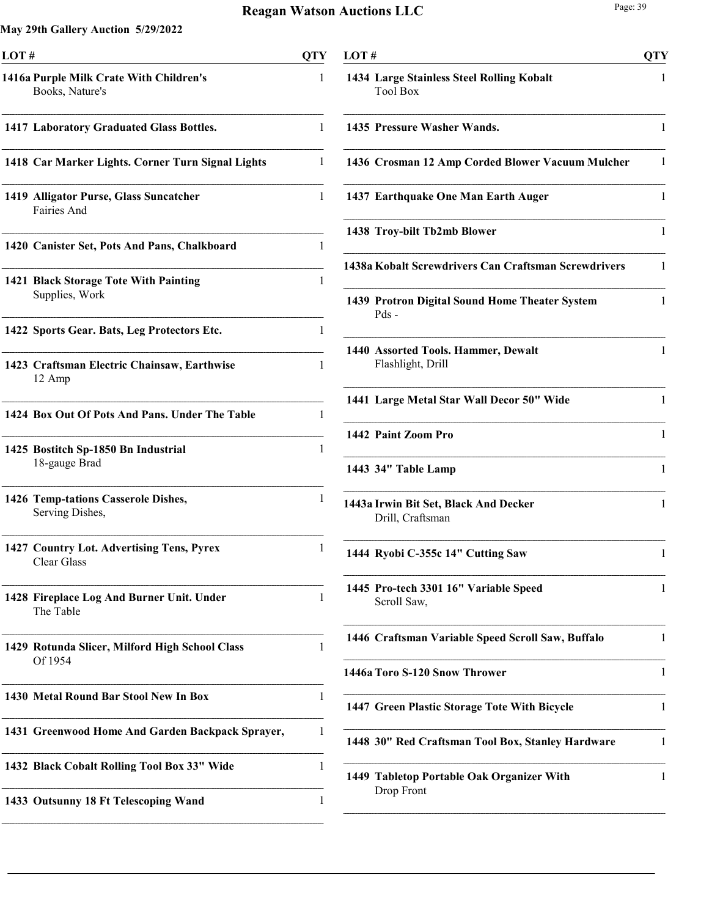**May 29th Gallery Auction 5/29/2022**

| LOT # | | QTY |
|---|---|---|
| 1416a | **Purple Milk Crate With Children's** Books, Nature's | 1 |
| 1417 | **Laboratory Graduated Glass Bottles.** | 1 |
| 1418 | **Car Marker Lights. Corner Turn Signal Lights** | 1 |
| 1419 | **Alligator Purse, Glass Suncatcher** Fairies And | 1 |
| 1420 | **Canister Set, Pots And Pans, Chalkboard** | 1 |
| 1421 | **Black Storage Tote With Painting** Supplies, Work | 1 |
| 1422 | **Sports Gear. Bats, Leg Protectors Etc.** | 1 |
| 1423 | **Craftsman Electric Chainsaw, Earthwise** 12 Amp | 1 |
| 1424 | **Box Out Of Pots And Pans. Under The Table** | 1 |
| 1425 | **Bostitch Sp-1850 Bn Industrial** 18-gauge Brad | 1 |
| 1426 | **Temp-tations Casserole Dishes,** Serving Dishes, | 1 |
| 1427 | **Country Lot. Advertising Tens, Pyrex** Clear Glass | 1 |
| 1428 | **Fireplace Log And Burner Unit. Under** The Table | 1 |
| 1429 | **Rotunda Slicer, Milford High School Class** Of 1954 | 1 |
| 1430 | **Metal Round Bar Stool New In Box** | 1 |
| 1431 | **Greenwood Home And Garden Backpack Sprayer,** | 1 |
| 1432 | **Black Cobalt Rolling Tool Box 33" Wide** | 1 |
| 1433 | **Outsunny 18 Ft Telescoping Wand** | 1 |
| 1434 | **Large Stainless Steel Rolling Kobalt** Tool Box | 1 |
| 1435 | **Pressure Washer Wands.** | 1 |
| 1436 | **Crosman 12 Amp Corded Blower Vacuum Mulcher** | 1 |
| 1437 | **Earthquake One Man Earth Auger** | 1 |
| 1438 | **Troy-bilt Tb2mb Blower** | 1 |
| 1438a | **Kobalt Screwdrivers Can Craftsman Screwdrivers** | 1 |
| 1439 | **Protron Digital Sound Home Theater System** Pds - | 1 |
| 1440 | **Assorted Tools. Hammer, Dewalt** Flashlight, Drill | 1 |
| 1441 | **Large Metal Star Wall Decor 50" Wide** | 1 |
| 1442 | **Paint Zoom Pro** | 1 |
| 1443 | **34" Table Lamp** | 1 |
| 1443a | **Irwin Bit Set, Black And Decker** Drill, Craftsman | 1 |
| 1444 | **Ryobi C-355c 14" Cutting Saw** | 1 |
| 1445 | **Pro-tech 3301 16" Variable Speed** Scroll Saw, | 1 |
| 1446 | **Craftsman Variable Speed Scroll Saw, Buffalo** | 1 |
| 1446a | **Toro S-120 Snow Thrower** | 1 |
| 1447 | **Green Plastic Storage Tote With Bicycle** | 1 |
| 1448 | **30" Red Craftsman Tool Box, Stanley Hardware** | 1 |
| 1449 | **Tabletop Portable Oak Organizer With** Drop Front | 1 |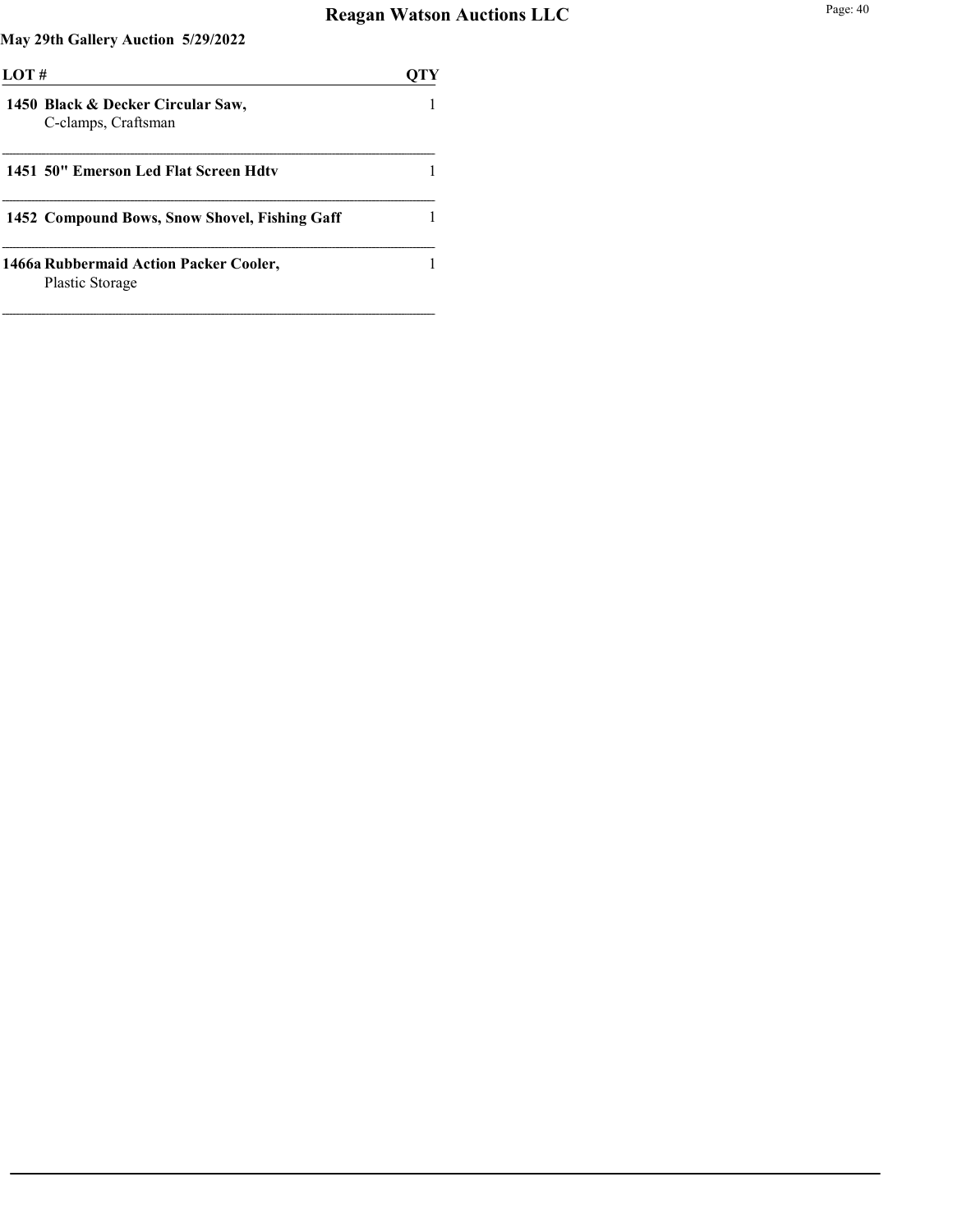# Reagan Watson Auctions LLC

**May 29th Gallery Auction 5/29/2022**

| LOT # | | QTY |
|---|---|---|
| 1450 | **Black & Decker Circular Saw,** C-clamps, Craftsman | 1 |
| 1451 | **50" Emerson Led Flat Screen Hdtv** | 1 |
| 1452 | **Compound Bows, Snow Shovel, Fishing Gaff** | 1 |
| 1466a | **Rubbermaid Action Packer Cooler,** Plastic Storage | 1 |